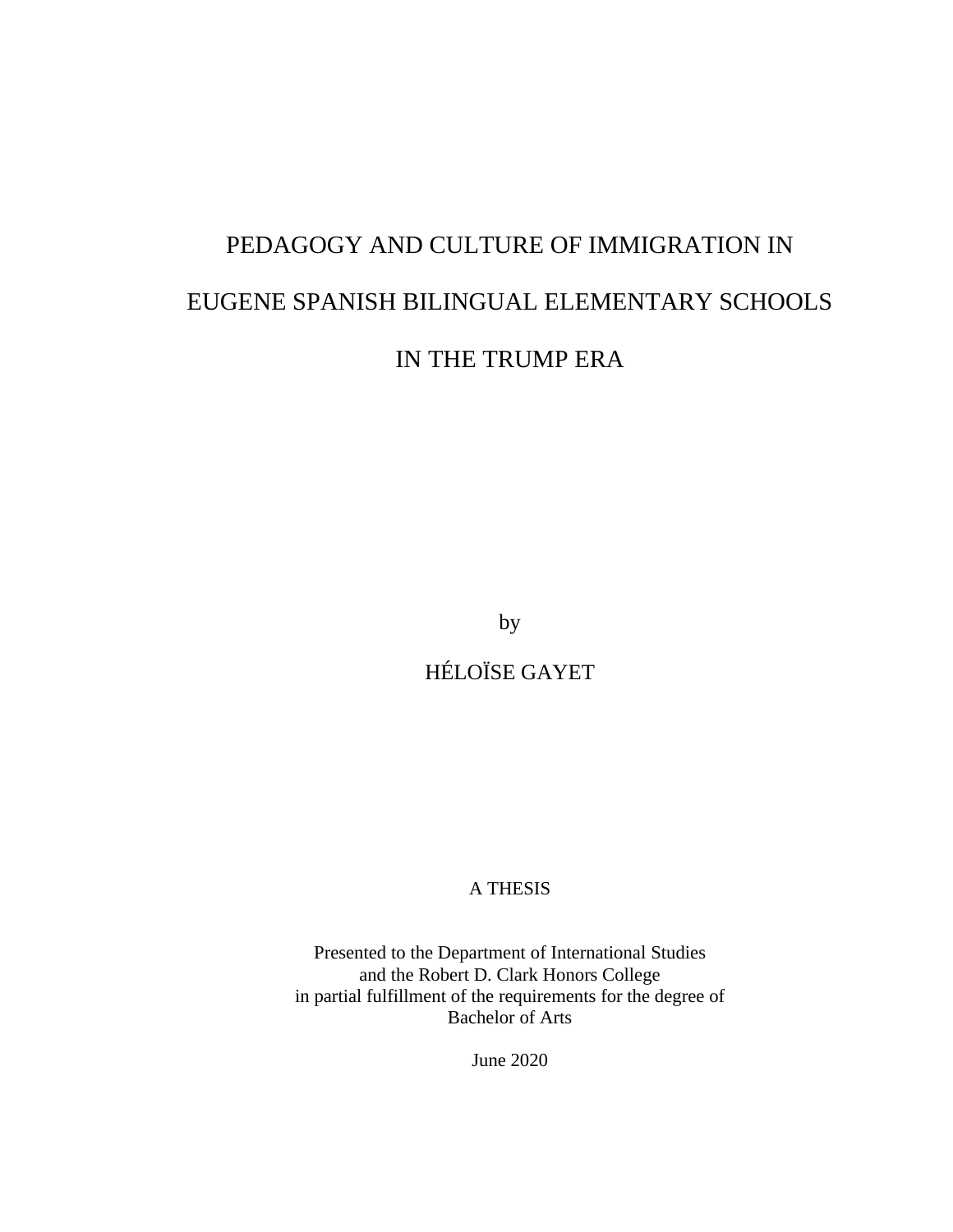# PEDAGOGY AND CULTURE OF IMMIGRATION IN EUGENE SPANISH BILINGUAL ELEMENTARY SCHOOLS IN THE TRUMP ERA

by

HÉLOÏSE GAYET

A THESIS

Presented to the Department of International Studies
and the Robert D. Clark Honors College
in partial fulfillment of the requirements for the degree of
Bachelor of Arts

June 2020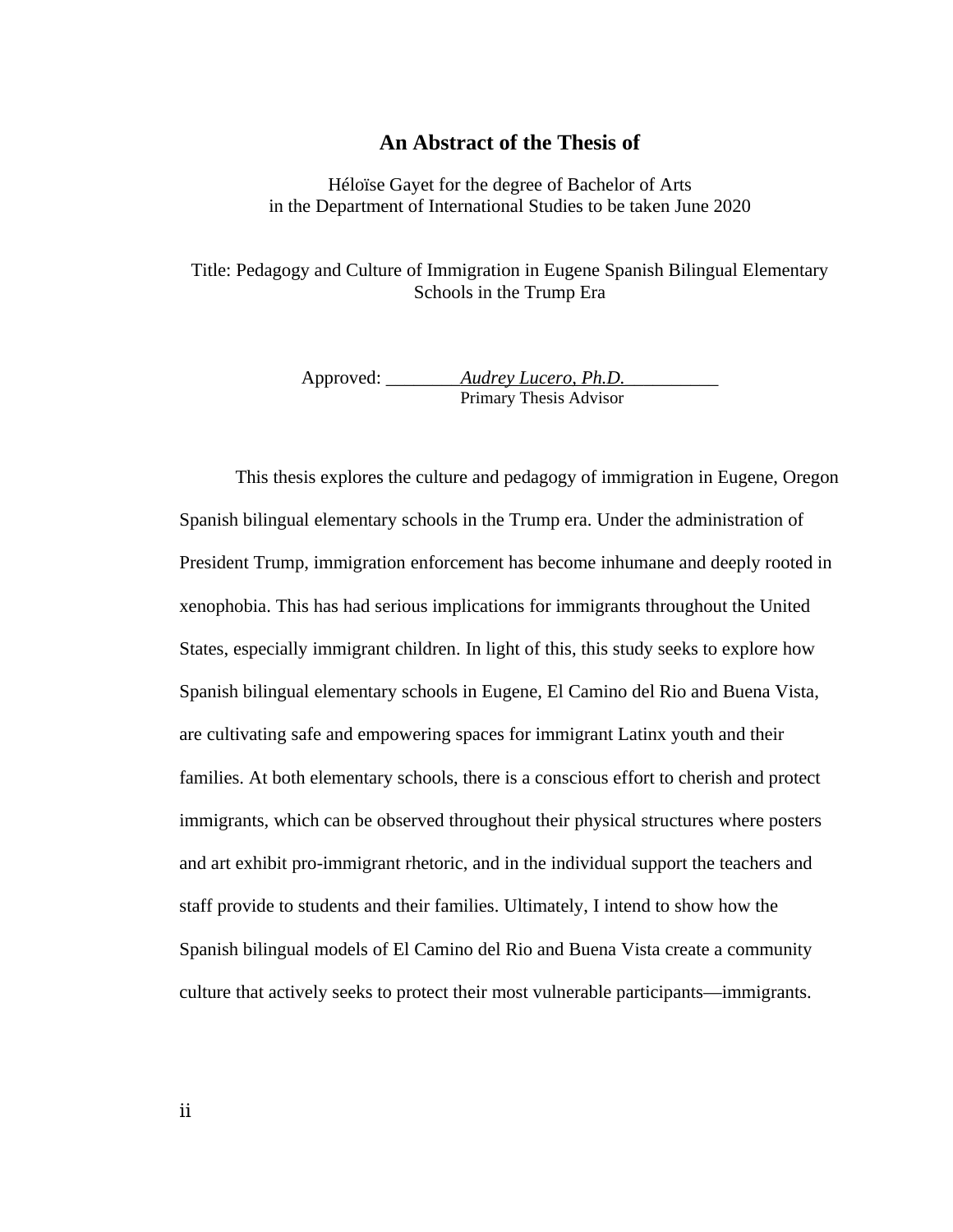# An Abstract of the Thesis of

Héloïse Gayet for the degree of Bachelor of Arts
in the Department of International Studies to be taken June 2020

Title: Pedagogy and Culture of Immigration in Eugene Spanish Bilingual Elementary Schools in the Trump Era

Approved: *Audrey Lucero, Ph.D.*
Primary Thesis Advisor

This thesis explores the culture and pedagogy of immigration in Eugene, Oregon Spanish bilingual elementary schools in the Trump era. Under the administration of President Trump, immigration enforcement has become inhumane and deeply rooted in xenophobia. This has had serious implications for immigrants throughout the United States, especially immigrant children. In light of this, this study seeks to explore how Spanish bilingual elementary schools in Eugene, El Camino del Rio and Buena Vista, are cultivating safe and empowering spaces for immigrant Latinx youth and their families. At both elementary schools, there is a conscious effort to cherish and protect immigrants, which can be observed throughout their physical structures where posters and art exhibit pro-immigrant rhetoric, and in the individual support the teachers and staff provide to students and their families. Ultimately, I intend to show how the Spanish bilingual models of El Camino del Rio and Buena Vista create a community culture that actively seeks to protect their most vulnerable participants—immigrants.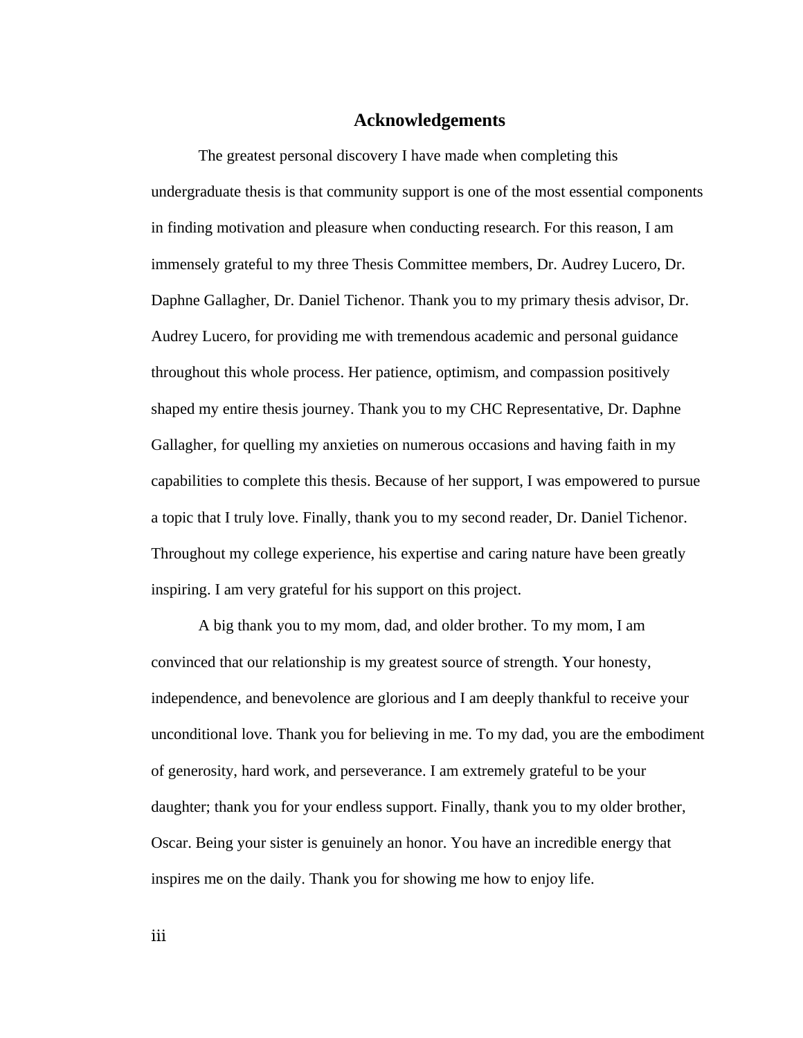# Acknowledgements

The greatest personal discovery I have made when completing this undergraduate thesis is that community support is one of the most essential components in finding motivation and pleasure when conducting research. For this reason, I am immensely grateful to my three Thesis Committee members, Dr. Audrey Lucero, Dr. Daphne Gallagher, Dr. Daniel Tichenor. Thank you to my primary thesis advisor, Dr. Audrey Lucero, for providing me with tremendous academic and personal guidance throughout this whole process. Her patience, optimism, and compassion positively shaped my entire thesis journey. Thank you to my CHC Representative, Dr. Daphne Gallagher, for quelling my anxieties on numerous occasions and having faith in my capabilities to complete this thesis. Because of her support, I was empowered to pursue a topic that I truly love. Finally, thank you to my second reader, Dr. Daniel Tichenor. Throughout my college experience, his expertise and caring nature have been greatly inspiring. I am very grateful for his support on this project.

A big thank you to my mom, dad, and older brother. To my mom, I am convinced that our relationship is my greatest source of strength. Your honesty, independence, and benevolence are glorious and I am deeply thankful to receive your unconditional love. Thank you for believing in me. To my dad, you are the embodiment of generosity, hard work, and perseverance. I am extremely grateful to be your daughter; thank you for your endless support. Finally, thank you to my older brother, Oscar. Being your sister is genuinely an honor. You have an incredible energy that inspires me on the daily. Thank you for showing me how to enjoy life.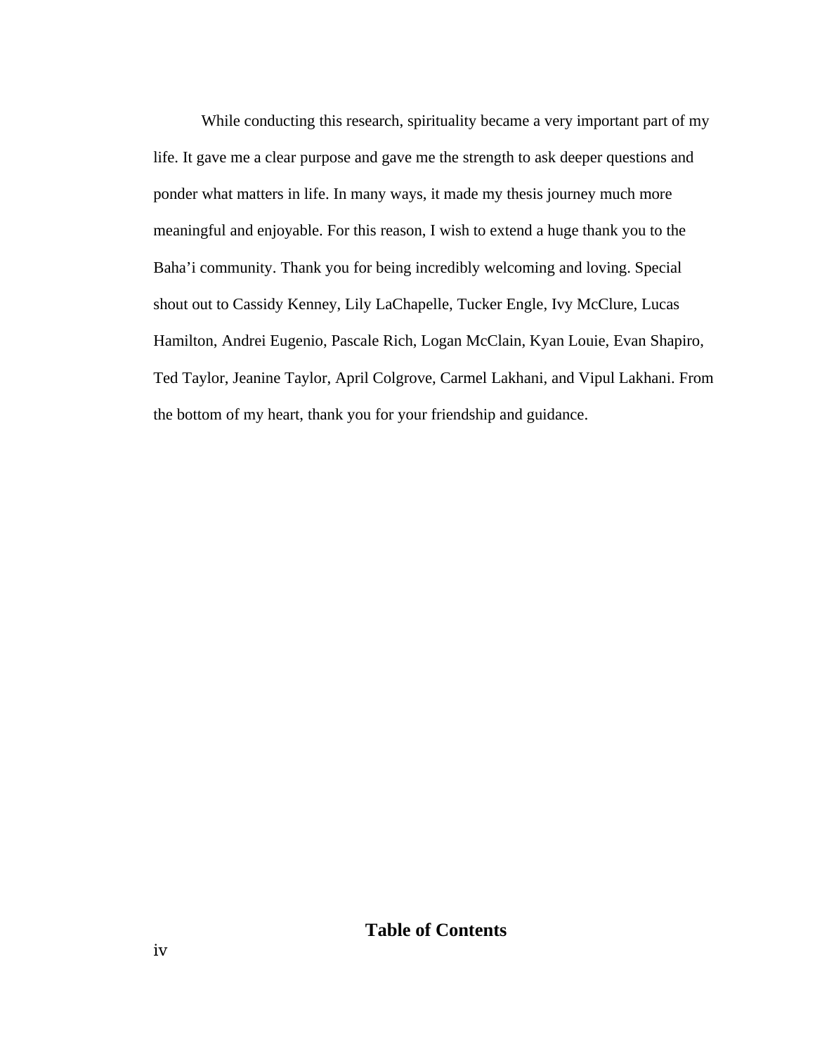While conducting this research, spirituality became a very important part of my life. It gave me a clear purpose and gave me the strength to ask deeper questions and ponder what matters in life. In many ways, it made my thesis journey much more meaningful and enjoyable. For this reason, I wish to extend a huge thank you to the Baha'i community. Thank you for being incredibly welcoming and loving. Special shout out to Cassidy Kenney, Lily LaChapelle, Tucker Engle, Ivy McClure, Lucas Hamilton, Andrei Eugenio, Pascale Rich, Logan McClain, Kyan Louie, Evan Shapiro, Ted Taylor, Jeanine Taylor, April Colgrove, Carmel Lakhani, and Vipul Lakhani. From the bottom of my heart, thank you for your friendship and guidance.

# Table of Contents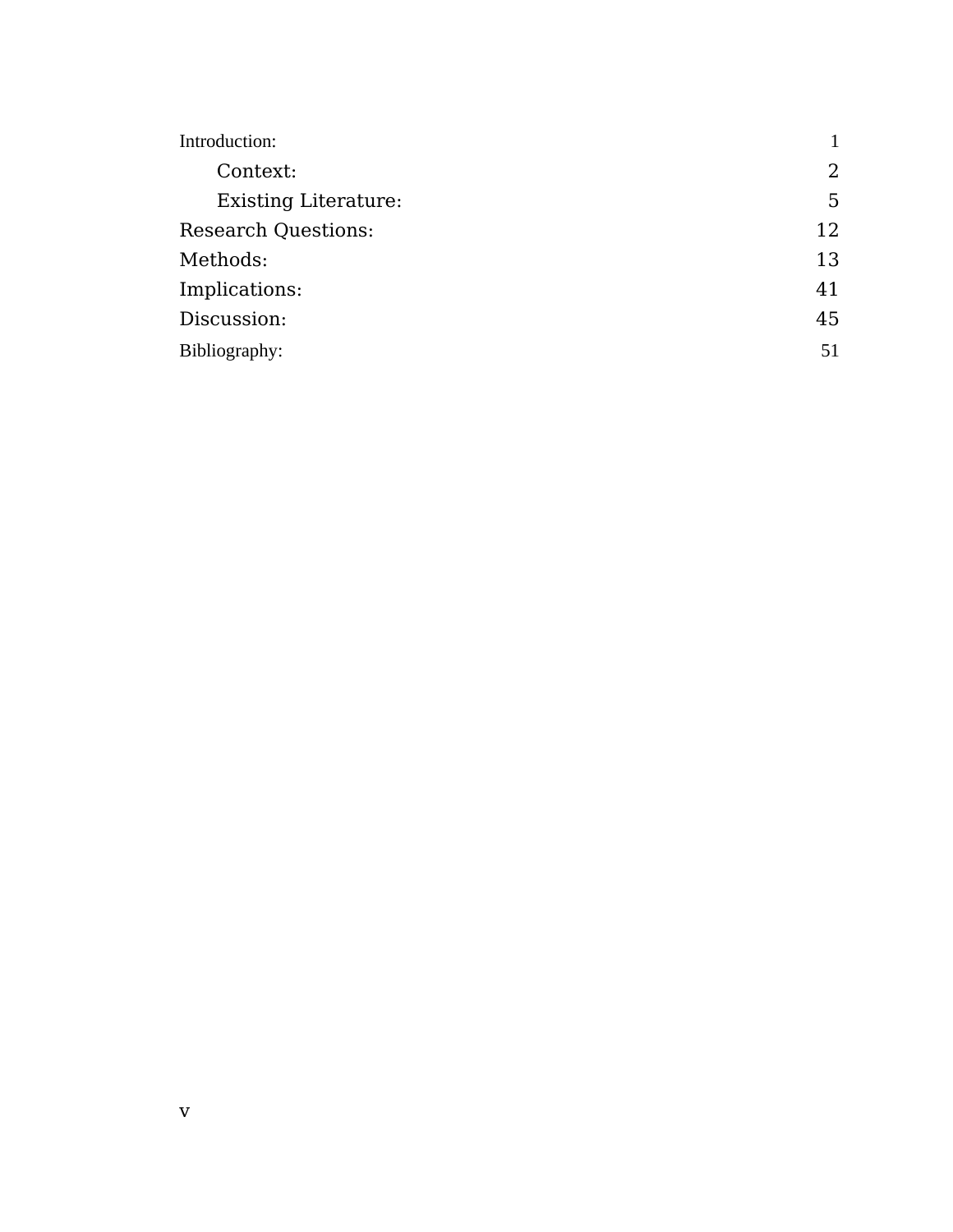| | |
|---|---|
| Introduction: | 1 |
| &nbsp;&nbsp;&nbsp;&nbsp;Context: | 2 |
| &nbsp;&nbsp;&nbsp;&nbsp;Existing Literature: | 5 |
| Research Questions: | 12 |
| Methods: | 13 |
| Implications: | 41 |
| Discussion: | 45 |
| Bibliography: | 51 |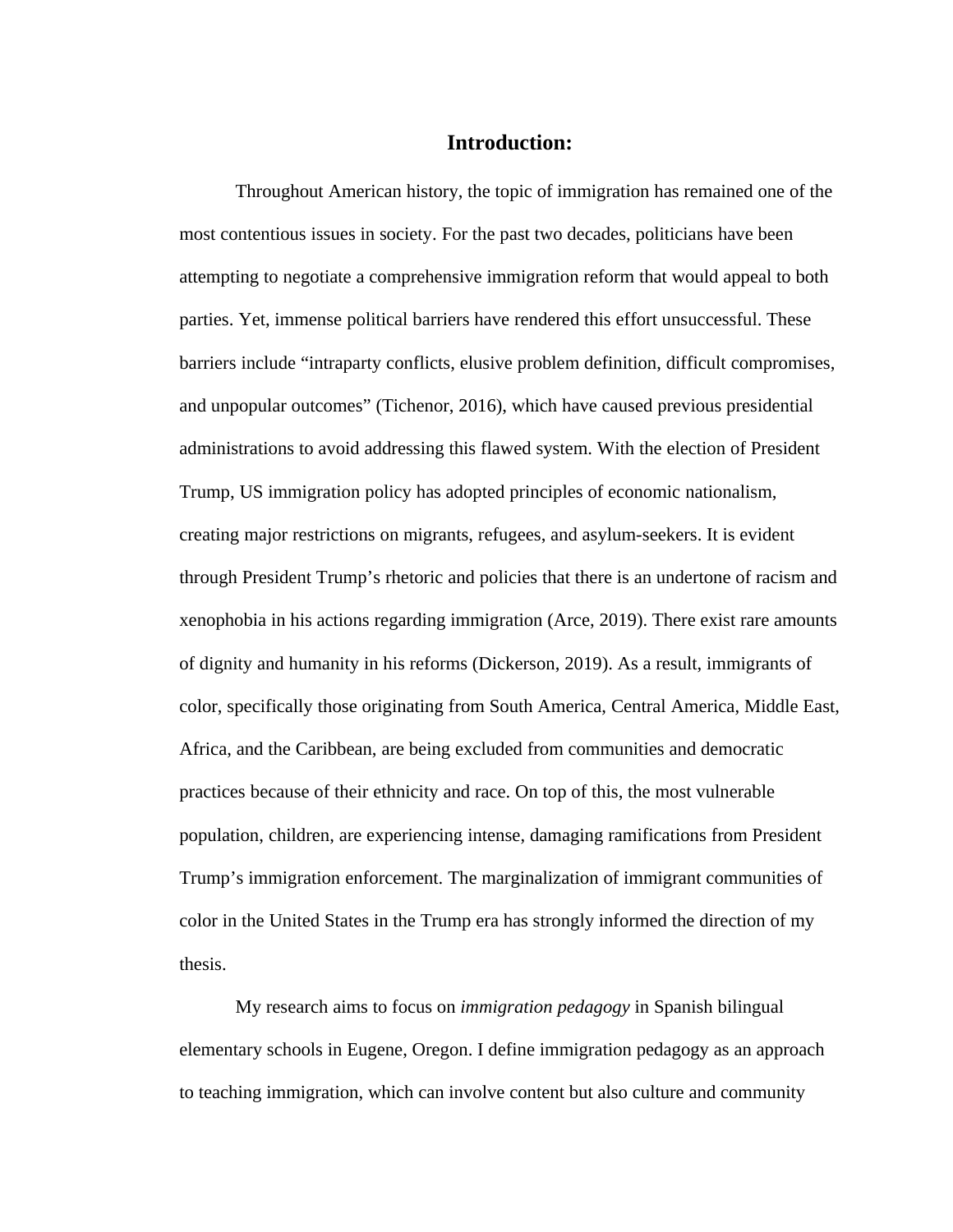# Introduction:

Throughout American history, the topic of immigration has remained one of the most contentious issues in society. For the past two decades, politicians have been attempting to negotiate a comprehensive immigration reform that would appeal to both parties. Yet, immense political barriers have rendered this effort unsuccessful. These barriers include “intraparty conflicts, elusive problem definition, difficult compromises, and unpopular outcomes” (Tichenor, 2016), which have caused previous presidential administrations to avoid addressing this flawed system. With the election of President Trump, US immigration policy has adopted principles of economic nationalism, creating major restrictions on migrants, refugees, and asylum-seekers. It is evident through President Trump’s rhetoric and policies that there is an undertone of racism and xenophobia in his actions regarding immigration (Arce, 2019). There exist rare amounts of dignity and humanity in his reforms (Dickerson, 2019). As a result, immigrants of color, specifically those originating from South America, Central America, Middle East, Africa, and the Caribbean, are being excluded from communities and democratic practices because of their ethnicity and race. On top of this, the most vulnerable population, children, are experiencing intense, damaging ramifications from President Trump’s immigration enforcement. The marginalization of immigrant communities of color in the United States in the Trump era has strongly informed the direction of my thesis.

My research aims to focus on *immigration pedagogy* in Spanish bilingual elementary schools in Eugene, Oregon. I define immigration pedagogy as an approach to teaching immigration, which can involve content but also culture and community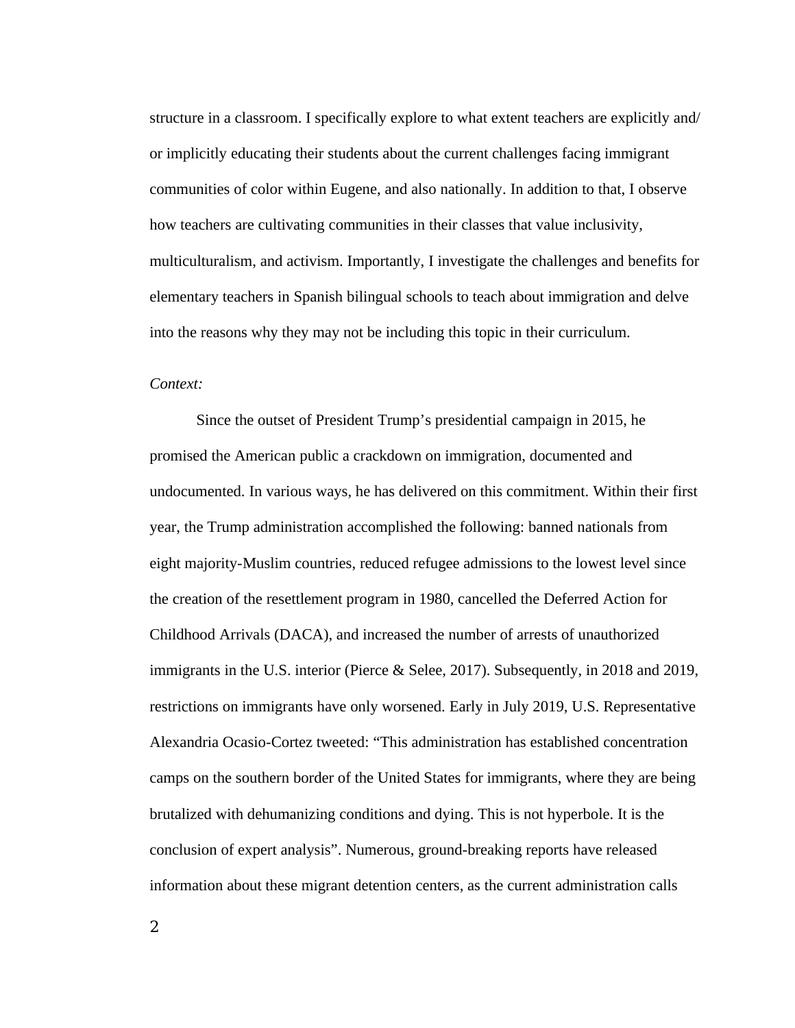structure in a classroom. I specifically explore to what extent teachers are explicitly and/or implicitly educating their students about the current challenges facing immigrant communities of color within Eugene, and also nationally. In addition to that, I observe how teachers are cultivating communities in their classes that value inclusivity, multiculturalism, and activism. Importantly, I investigate the challenges and benefits for elementary teachers in Spanish bilingual schools to teach about immigration and delve into the reasons why they may not be including this topic in their curriculum.

*Context:*

Since the outset of President Trump's presidential campaign in 2015, he promised the American public a crackdown on immigration, documented and undocumented. In various ways, he has delivered on this commitment. Within their first year, the Trump administration accomplished the following: banned nationals from eight majority-Muslim countries, reduced refugee admissions to the lowest level since the creation of the resettlement program in 1980, cancelled the Deferred Action for Childhood Arrivals (DACA), and increased the number of arrests of unauthorized immigrants in the U.S. interior (Pierce & Selee, 2017). Subsequently, in 2018 and 2019, restrictions on immigrants have only worsened. Early in July 2019, U.S. Representative Alexandria Ocasio-Cortez tweeted: "This administration has established concentration camps on the southern border of the United States for immigrants, where they are being brutalized with dehumanizing conditions and dying. This is not hyperbole. It is the conclusion of expert analysis". Numerous, ground-breaking reports have released information about these migrant detention centers, as the current administration calls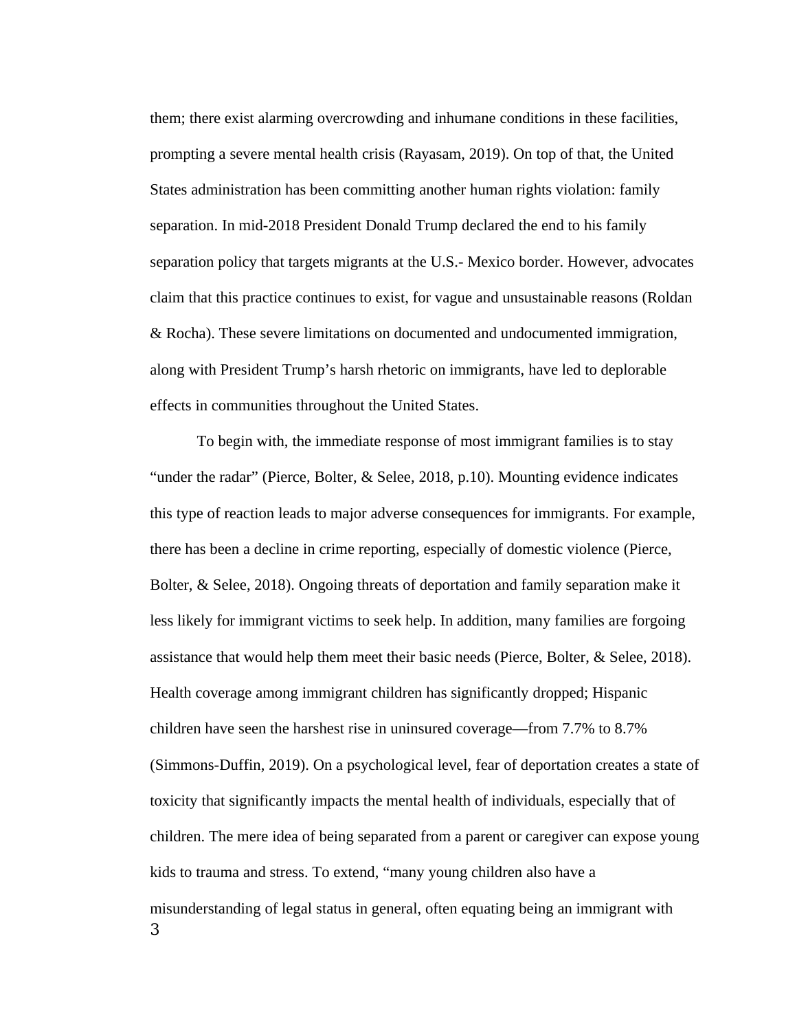them; there exist alarming overcrowding and inhumane conditions in these facilities, prompting a severe mental health crisis (Rayasam, 2019). On top of that, the United States administration has been committing another human rights violation: family separation. In mid-2018 President Donald Trump declared the end to his family separation policy that targets migrants at the U.S.- Mexico border. However, advocates claim that this practice continues to exist, for vague and unsustainable reasons (Roldan & Rocha). These severe limitations on documented and undocumented immigration, along with President Trump's harsh rhetoric on immigrants, have led to deplorable effects in communities throughout the United States.

To begin with, the immediate response of most immigrant families is to stay "under the radar" (Pierce, Bolter, & Selee, 2018, p.10). Mounting evidence indicates this type of reaction leads to major adverse consequences for immigrants. For example, there has been a decline in crime reporting, especially of domestic violence (Pierce, Bolter, & Selee, 2018). Ongoing threats of deportation and family separation make it less likely for immigrant victims to seek help. In addition, many families are forgoing assistance that would help them meet their basic needs (Pierce, Bolter, & Selee, 2018). Health coverage among immigrant children has significantly dropped; Hispanic children have seen the harshest rise in uninsured coverage—from 7.7% to 8.7% (Simmons-Duffin, 2019). On a psychological level, fear of deportation creates a state of toxicity that significantly impacts the mental health of individuals, especially that of children. The mere idea of being separated from a parent or caregiver can expose young kids to trauma and stress. To extend, "many young children also have a misunderstanding of legal status in general, often equating being an immigrant with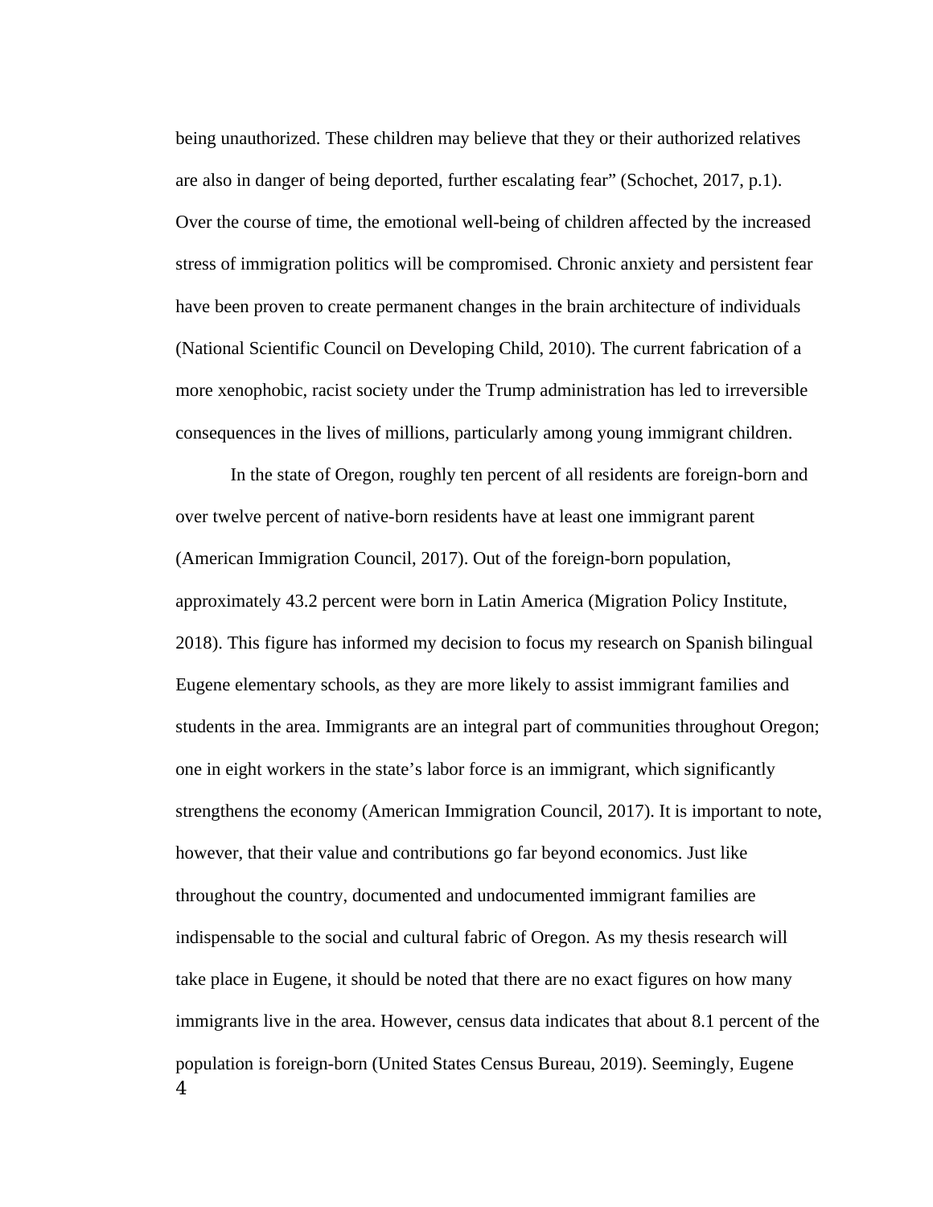being unauthorized. These children may believe that they or their authorized relatives are also in danger of being deported, further escalating fear" (Schochet, 2017, p.1). Over the course of time, the emotional well-being of children affected by the increased stress of immigration politics will be compromised. Chronic anxiety and persistent fear have been proven to create permanent changes in the brain architecture of individuals (National Scientific Council on Developing Child, 2010). The current fabrication of a more xenophobic, racist society under the Trump administration has led to irreversible consequences in the lives of millions, particularly among young immigrant children.

In the state of Oregon, roughly ten percent of all residents are foreign-born and over twelve percent of native-born residents have at least one immigrant parent (American Immigration Council, 2017). Out of the foreign-born population, approximately 43.2 percent were born in Latin America (Migration Policy Institute, 2018). This figure has informed my decision to focus my research on Spanish bilingual Eugene elementary schools, as they are more likely to assist immigrant families and students in the area. Immigrants are an integral part of communities throughout Oregon; one in eight workers in the state's labor force is an immigrant, which significantly strengthens the economy (American Immigration Council, 2017). It is important to note, however, that their value and contributions go far beyond economics. Just like throughout the country, documented and undocumented immigrant families are indispensable to the social and cultural fabric of Oregon. As my thesis research will take place in Eugene, it should be noted that there are no exact figures on how many immigrants live in the area. However, census data indicates that about 8.1 percent of the population is foreign-born (United States Census Bureau, 2019). Seemingly, Eugene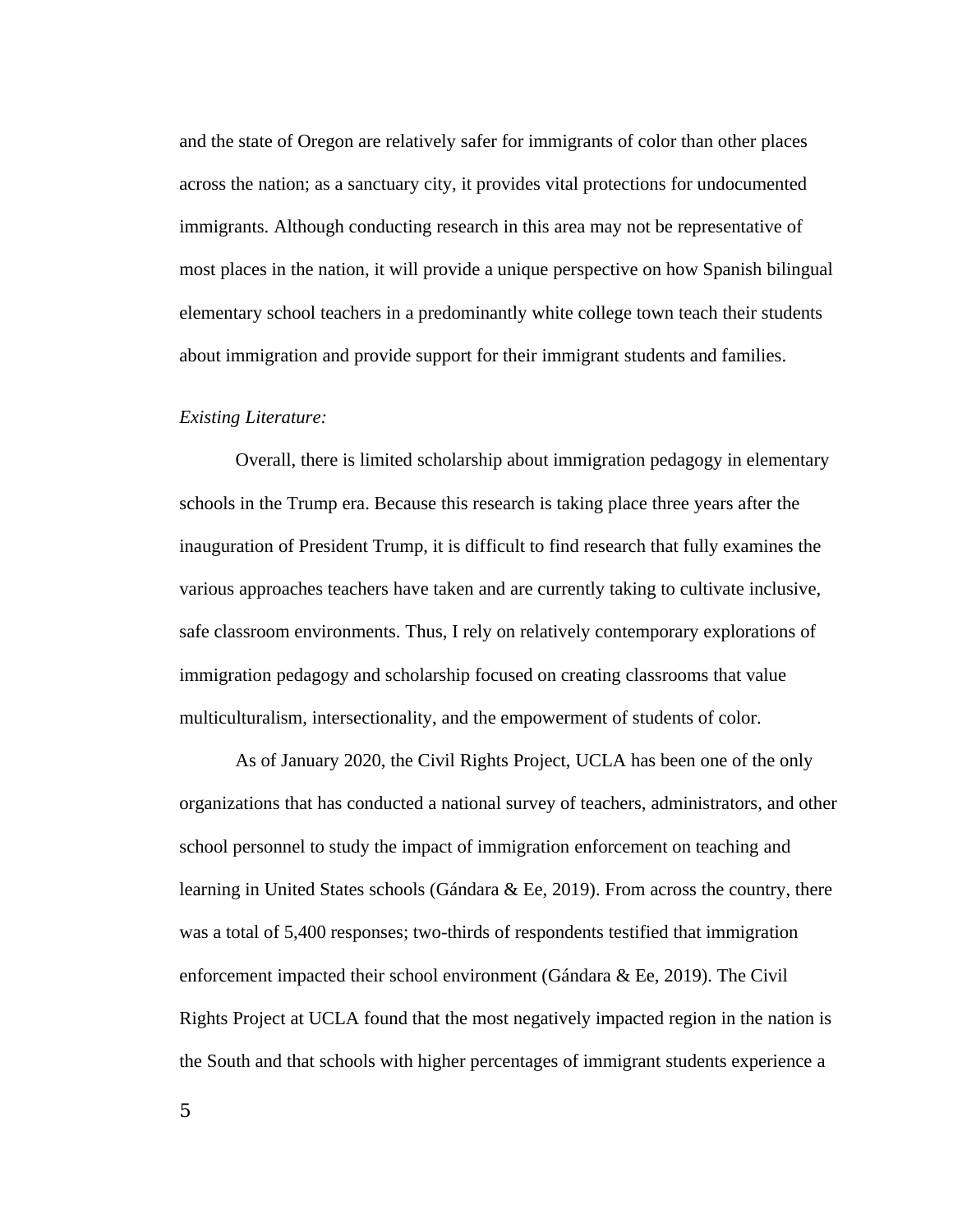and the state of Oregon are relatively safer for immigrants of color than other places across the nation; as a sanctuary city, it provides vital protections for undocumented immigrants. Although conducting research in this area may not be representative of most places in the nation, it will provide a unique perspective on how Spanish bilingual elementary school teachers in a predominantly white college town teach their students about immigration and provide support for their immigrant students and families.

*Existing Literature:*

Overall, there is limited scholarship about immigration pedagogy in elementary schools in the Trump era. Because this research is taking place three years after the inauguration of President Trump, it is difficult to find research that fully examines the various approaches teachers have taken and are currently taking to cultivate inclusive, safe classroom environments. Thus, I rely on relatively contemporary explorations of immigration pedagogy and scholarship focused on creating classrooms that value multiculturalism, intersectionality, and the empowerment of students of color.

As of January 2020, the Civil Rights Project, UCLA has been one of the only organizations that has conducted a national survey of teachers, administrators, and other school personnel to study the impact of immigration enforcement on teaching and learning in United States schools (Gándara & Ee, 2019). From across the country, there was a total of 5,400 responses; two-thirds of respondents testified that immigration enforcement impacted their school environment (Gándara & Ee, 2019). The Civil Rights Project at UCLA found that the most negatively impacted region in the nation is the South and that schools with higher percentages of immigrant students experience a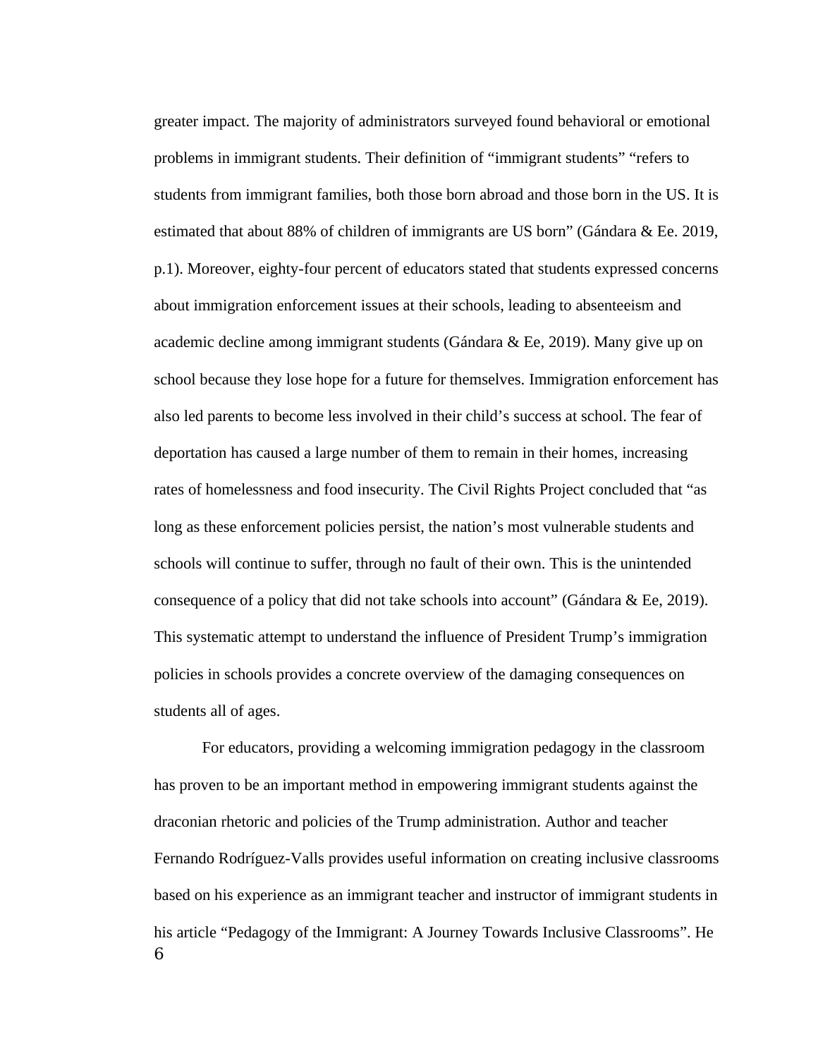greater impact. The majority of administrators surveyed found behavioral or emotional problems in immigrant students. Their definition of "immigrant students" "refers to students from immigrant families, both those born abroad and those born in the US. It is estimated that about 88% of children of immigrants are US born" (Gándara & Ee. 2019, p.1). Moreover, eighty-four percent of educators stated that students expressed concerns about immigration enforcement issues at their schools, leading to absenteeism and academic decline among immigrant students (Gándara & Ee, 2019). Many give up on school because they lose hope for a future for themselves. Immigration enforcement has also led parents to become less involved in their child's success at school. The fear of deportation has caused a large number of them to remain in their homes, increasing rates of homelessness and food insecurity. The Civil Rights Project concluded that "as long as these enforcement policies persist, the nation's most vulnerable students and schools will continue to suffer, through no fault of their own. This is the unintended consequence of a policy that did not take schools into account" (Gándara & Ee, 2019). This systematic attempt to understand the influence of President Trump's immigration policies in schools provides a concrete overview of the damaging consequences on students all of ages.

For educators, providing a welcoming immigration pedagogy in the classroom has proven to be an important method in empowering immigrant students against the draconian rhetoric and policies of the Trump administration. Author and teacher Fernando Rodríguez-Valls provides useful information on creating inclusive classrooms based on his experience as an immigrant teacher and instructor of immigrant students in his article "Pedagogy of the Immigrant: A Journey Towards Inclusive Classrooms". He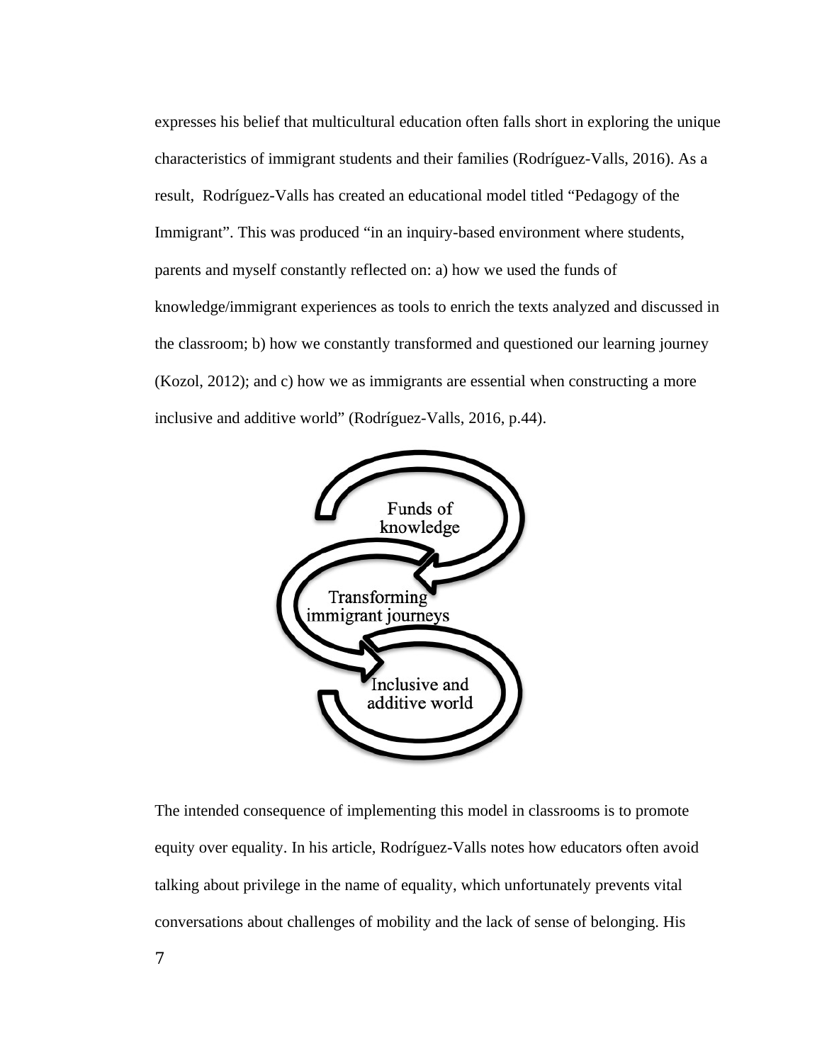expresses his belief that multicultural education often falls short in exploring the unique characteristics of immigrant students and their families (Rodríguez-Valls, 2016). As a result, Rodríguez-Valls has created an educational model titled “Pedagogy of the Immigrant”. This was produced “in an inquiry-based environment where students, parents and myself constantly reflected on: a) how we used the funds of knowledge/immigrant experiences as tools to enrich the texts analyzed and discussed in the classroom; b) how we constantly transformed and questioned our learning journey (Kozol, 2012); and c) how we as immigrants are essential when constructing a more inclusive and additive world” (Rodríguez-Valls, 2016, p.44).

Funds of knowledge

Transforming immigrant journeys

Inclusive and additive world

The intended consequence of implementing this model in classrooms is to promote equity over equality. In his article, Rodríguez-Valls notes how educators often avoid talking about privilege in the name of equality, which unfortunately prevents vital conversations about challenges of mobility and the lack of sense of belonging. His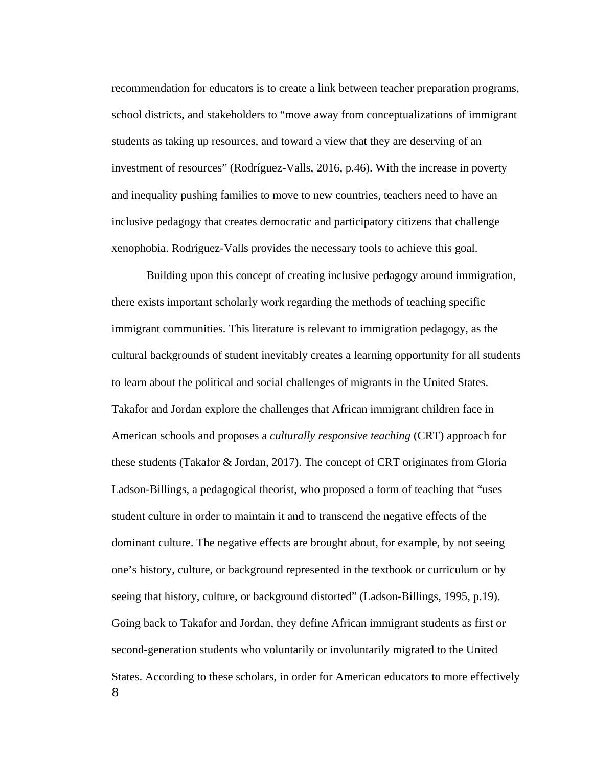recommendation for educators is to create a link between teacher preparation programs, school districts, and stakeholders to "move away from conceptualizations of immigrant students as taking up resources, and toward a view that they are deserving of an investment of resources" (Rodríguez-Valls, 2016, p.46). With the increase in poverty and inequality pushing families to move to new countries, teachers need to have an inclusive pedagogy that creates democratic and participatory citizens that challenge xenophobia. Rodríguez-Valls provides the necessary tools to achieve this goal.

Building upon this concept of creating inclusive pedagogy around immigration, there exists important scholarly work regarding the methods of teaching specific immigrant communities. This literature is relevant to immigration pedagogy, as the cultural backgrounds of student inevitably creates a learning opportunity for all students to learn about the political and social challenges of migrants in the United States. Takafor and Jordan explore the challenges that African immigrant children face in American schools and proposes a *culturally responsive teaching* (CRT) approach for these students (Takafor & Jordan, 2017). The concept of CRT originates from Gloria Ladson-Billings, a pedagogical theorist, who proposed a form of teaching that "uses student culture in order to maintain it and to transcend the negative effects of the dominant culture. The negative effects are brought about, for example, by not seeing one's history, culture, or background represented in the textbook or curriculum or by seeing that history, culture, or background distorted" (Ladson-Billings, 1995, p.19). Going back to Takafor and Jordan, they define African immigrant students as first or second-generation students who voluntarily or involuntarily migrated to the United States. According to these scholars, in order for American educators to more effectively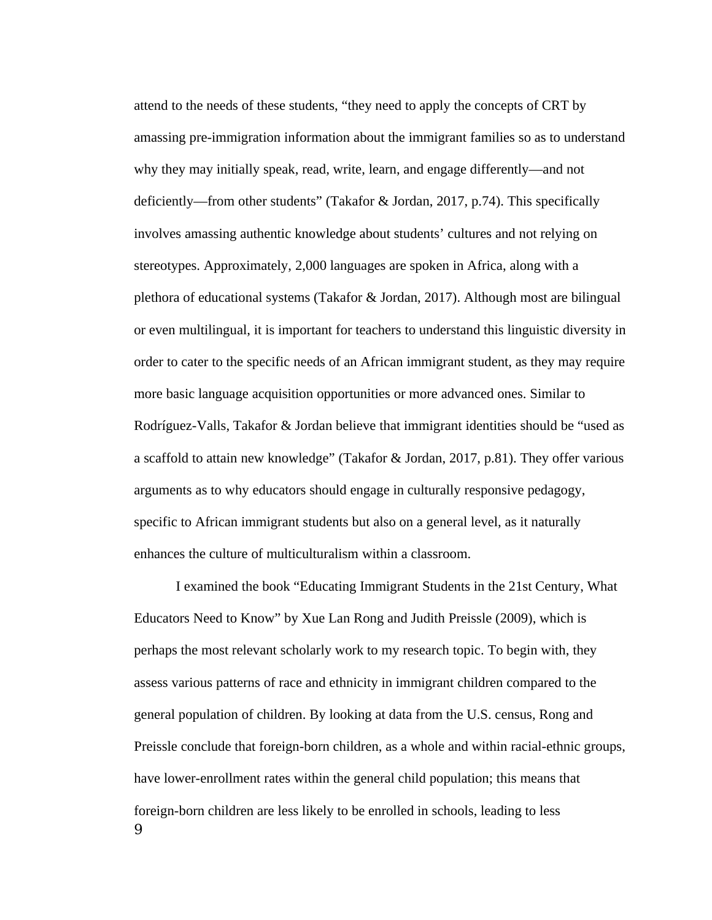attend to the needs of these students, “they need to apply the concepts of CRT by amassing pre-immigration information about the immigrant families so as to understand why they may initially speak, read, write, learn, and engage differently—and not deficiently—from other students” (Takafor & Jordan, 2017, p.74). This specifically involves amassing authentic knowledge about students’ cultures and not relying on stereotypes. Approximately, 2,000 languages are spoken in Africa, along with a plethora of educational systems (Takafor & Jordan, 2017). Although most are bilingual or even multilingual, it is important for teachers to understand this linguistic diversity in order to cater to the specific needs of an African immigrant student, as they may require more basic language acquisition opportunities or more advanced ones. Similar to Rodríguez-Valls, Takafor & Jordan believe that immigrant identities should be “used as a scaffold to attain new knowledge” (Takafor & Jordan, 2017, p.81). They offer various arguments as to why educators should engage in culturally responsive pedagogy, specific to African immigrant students but also on a general level, as it naturally enhances the culture of multiculturalism within a classroom.

I examined the book “Educating Immigrant Students in the 21st Century, What Educators Need to Know” by Xue Lan Rong and Judith Preissle (2009), which is perhaps the most relevant scholarly work to my research topic. To begin with, they assess various patterns of race and ethnicity in immigrant children compared to the general population of children. By looking at data from the U.S. census, Rong and Preissle conclude that foreign-born children, as a whole and within racial-ethnic groups, have lower-enrollment rates within the general child population; this means that foreign-born children are less likely to be enrolled in schools, leading to less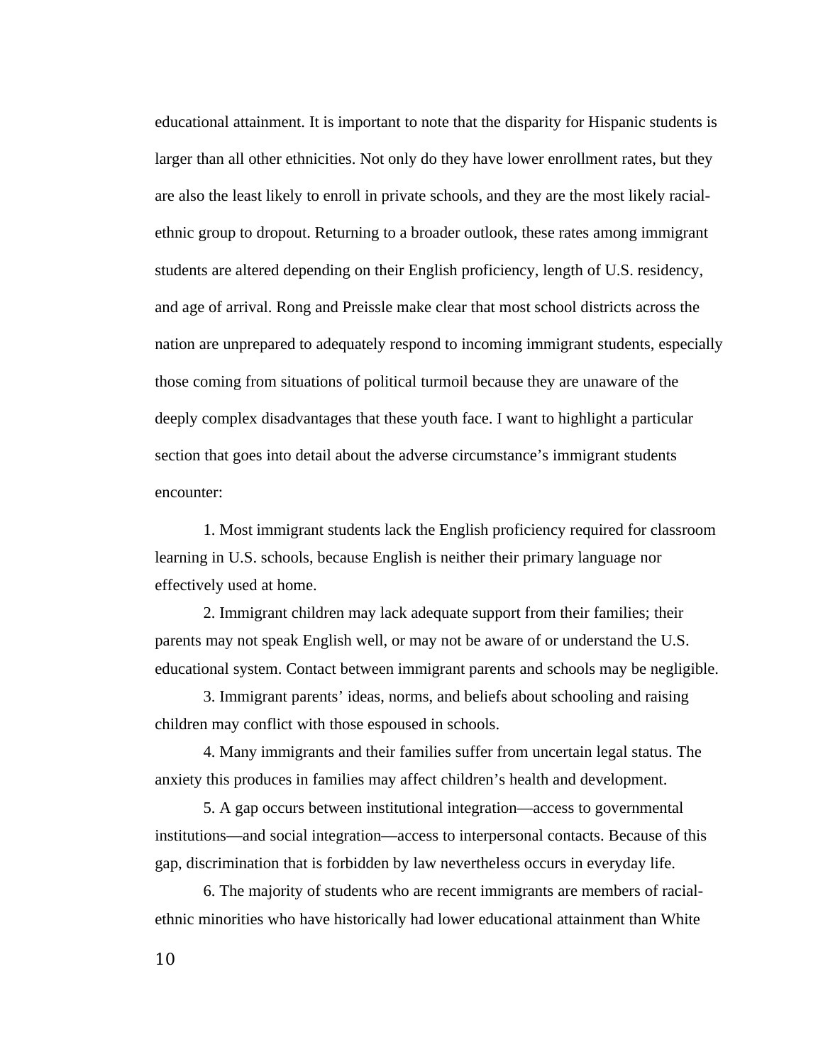educational attainment. It is important to note that the disparity for Hispanic students is larger than all other ethnicities. Not only do they have lower enrollment rates, but they are also the least likely to enroll in private schools, and they are the most likely racial-ethnic group to dropout. Returning to a broader outlook, these rates among immigrant students are altered depending on their English proficiency, length of U.S. residency, and age of arrival. Rong and Preissle make clear that most school districts across the nation are unprepared to adequately respond to incoming immigrant students, especially those coming from situations of political turmoil because they are unaware of the deeply complex disadvantages that these youth face. I want to highlight a particular section that goes into detail about the adverse circumstance's immigrant students encounter:

> 1. Most immigrant students lack the English proficiency required for classroom learning in U.S. schools, because English is neither their primary language nor effectively used at home.
>
> 2. Immigrant children may lack adequate support from their families; their parents may not speak English well, or may not be aware of or understand the U.S. educational system. Contact between immigrant parents and schools may be negligible.
>
> 3. Immigrant parents' ideas, norms, and beliefs about schooling and raising children may conflict with those espoused in schools.
>
> 4. Many immigrants and their families suffer from uncertain legal status. The anxiety this produces in families may affect children's health and development.
>
> 5. A gap occurs between institutional integration—access to governmental institutions—and social integration—access to interpersonal contacts. Because of this gap, discrimination that is forbidden by law nevertheless occurs in everyday life.
>
> 6. The majority of students who are recent immigrants are members of racial-ethnic minorities who have historically had lower educational attainment than White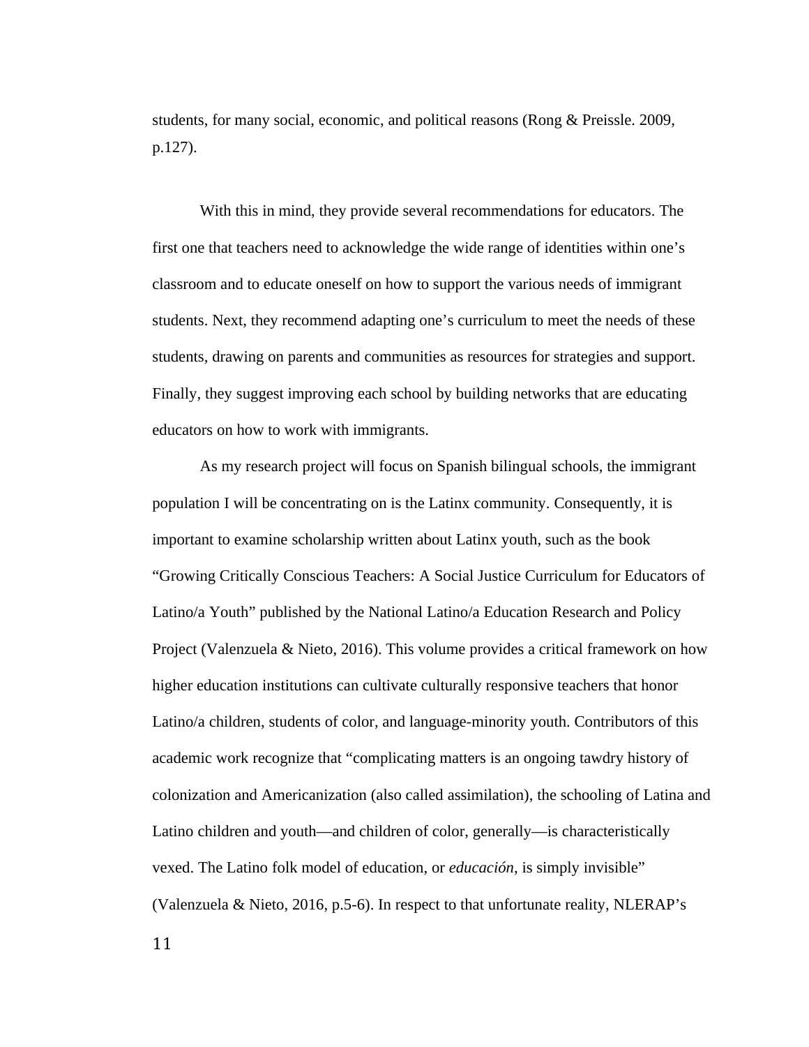students, for many social, economic, and political reasons (Rong & Preissle. 2009, p.127).

With this in mind, they provide several recommendations for educators. The first one that teachers need to acknowledge the wide range of identities within one's classroom and to educate oneself on how to support the various needs of immigrant students. Next, they recommend adapting one's curriculum to meet the needs of these students, drawing on parents and communities as resources for strategies and support. Finally, they suggest improving each school by building networks that are educating educators on how to work with immigrants.

As my research project will focus on Spanish bilingual schools, the immigrant population I will be concentrating on is the Latinx community. Consequently, it is important to examine scholarship written about Latinx youth, such as the book "Growing Critically Conscious Teachers: A Social Justice Curriculum for Educators of Latino/a Youth" published by the National Latino/a Education Research and Policy Project (Valenzuela & Nieto, 2016). This volume provides a critical framework on how higher education institutions can cultivate culturally responsive teachers that honor Latino/a children, students of color, and language-minority youth. Contributors of this academic work recognize that "complicating matters is an ongoing tawdry history of colonization and Americanization (also called assimilation), the schooling of Latina and Latino children and youth—and children of color, generally—is characteristically vexed. The Latino folk model of education, or *educación*, is simply invisible" (Valenzuela & Nieto, 2016, p.5-6). In respect to that unfortunate reality, NLERAP's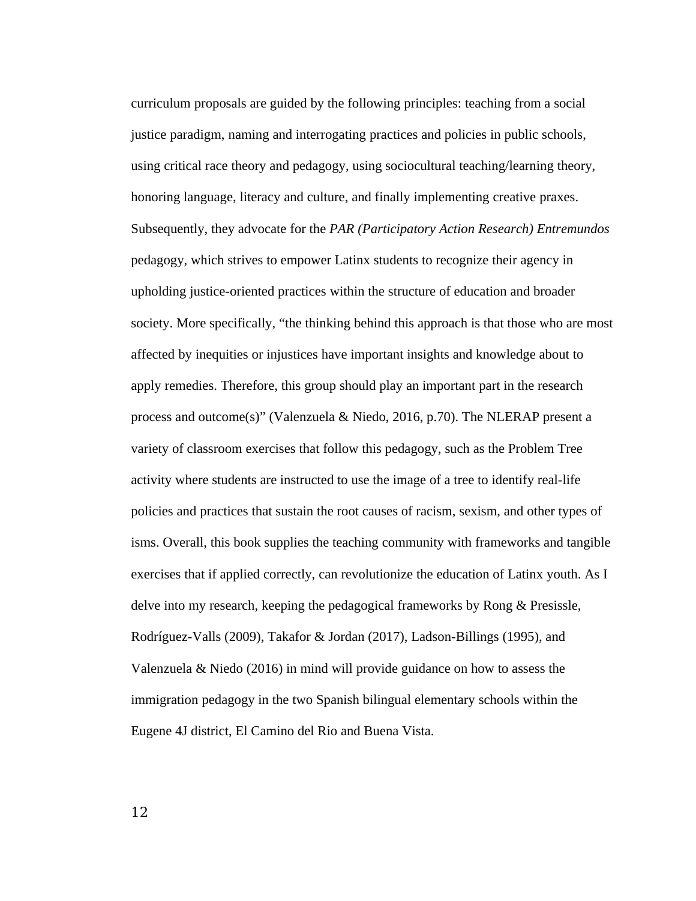curriculum proposals are guided by the following principles: teaching from a social justice paradigm, naming and interrogating practices and policies in public schools, using critical race theory and pedagogy, using sociocultural teaching/learning theory, honoring language, literacy and culture, and finally implementing creative praxes. Subsequently, they advocate for the *PAR (Participatory Action Research) Entremundos* pedagogy, which strives to empower Latinx students to recognize their agency in upholding justice-oriented practices within the structure of education and broader society. More specifically, "the thinking behind this approach is that those who are most affected by inequities or injustices have important insights and knowledge about to apply remedies. Therefore, this group should play an important part in the research process and outcome(s)" (Valenzuela & Niedo, 2016, p.70). The NLERAP present a variety of classroom exercises that follow this pedagogy, such as the Problem Tree activity where students are instructed to use the image of a tree to identify real-life policies and practices that sustain the root causes of racism, sexism, and other types of isms. Overall, this book supplies the teaching community with frameworks and tangible exercises that if applied correctly, can revolutionize the education of Latinx youth. As I delve into my research, keeping the pedagogical frameworks by Rong & Presissle, Rodríguez-Valls (2009), Takafor & Jordan (2017), Ladson-Billings (1995), and Valenzuela & Niedo (2016) in mind will provide guidance on how to assess the immigration pedagogy in the two Spanish bilingual elementary schools within the Eugene 4J district, El Camino del Rio and Buena Vista.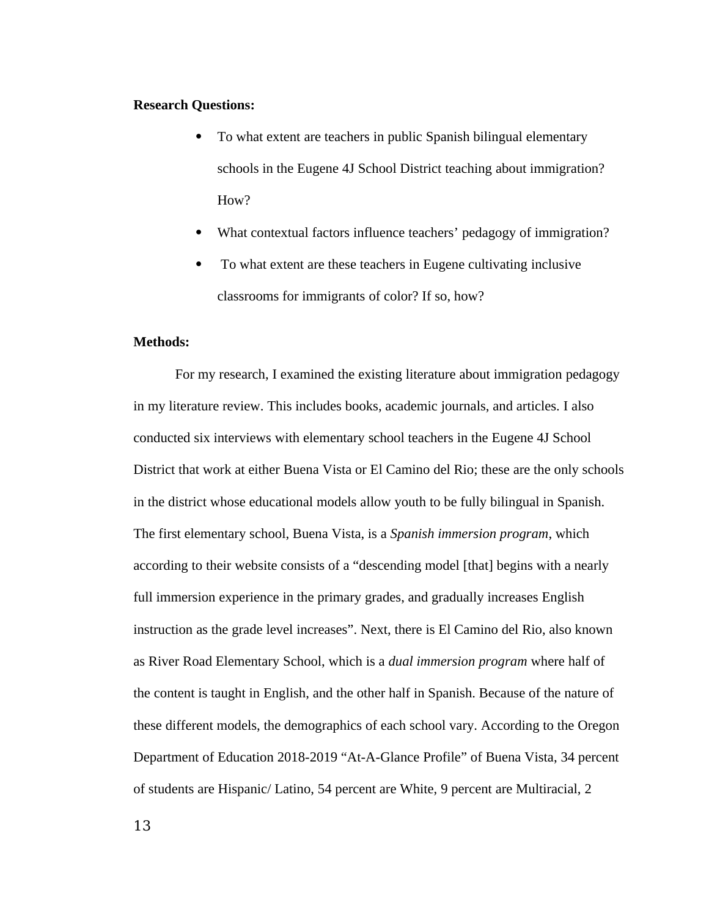**Research Questions:**

- To what extent are teachers in public Spanish bilingual elementary schools in the Eugene 4J School District teaching about immigration? How?
- What contextual factors influence teachers' pedagogy of immigration?
- To what extent are these teachers in Eugene cultivating inclusive classrooms for immigrants of color? If so, how?

**Methods:**

For my research, I examined the existing literature about immigration pedagogy in my literature review. This includes books, academic journals, and articles. I also conducted six interviews with elementary school teachers in the Eugene 4J School District that work at either Buena Vista or El Camino del Rio; these are the only schools in the district whose educational models allow youth to be fully bilingual in Spanish. The first elementary school, Buena Vista, is a *Spanish immersion program*, which according to their website consists of a "descending model [that] begins with a nearly full immersion experience in the primary grades, and gradually increases English instruction as the grade level increases". Next, there is El Camino del Rio, also known as River Road Elementary School, which is a *dual immersion program* where half of the content is taught in English, and the other half in Spanish. Because of the nature of these different models, the demographics of each school vary. According to the Oregon Department of Education 2018-2019 "At-A-Glance Profile" of Buena Vista, 34 percent of students are Hispanic/ Latino, 54 percent are White, 9 percent are Multiracial, 2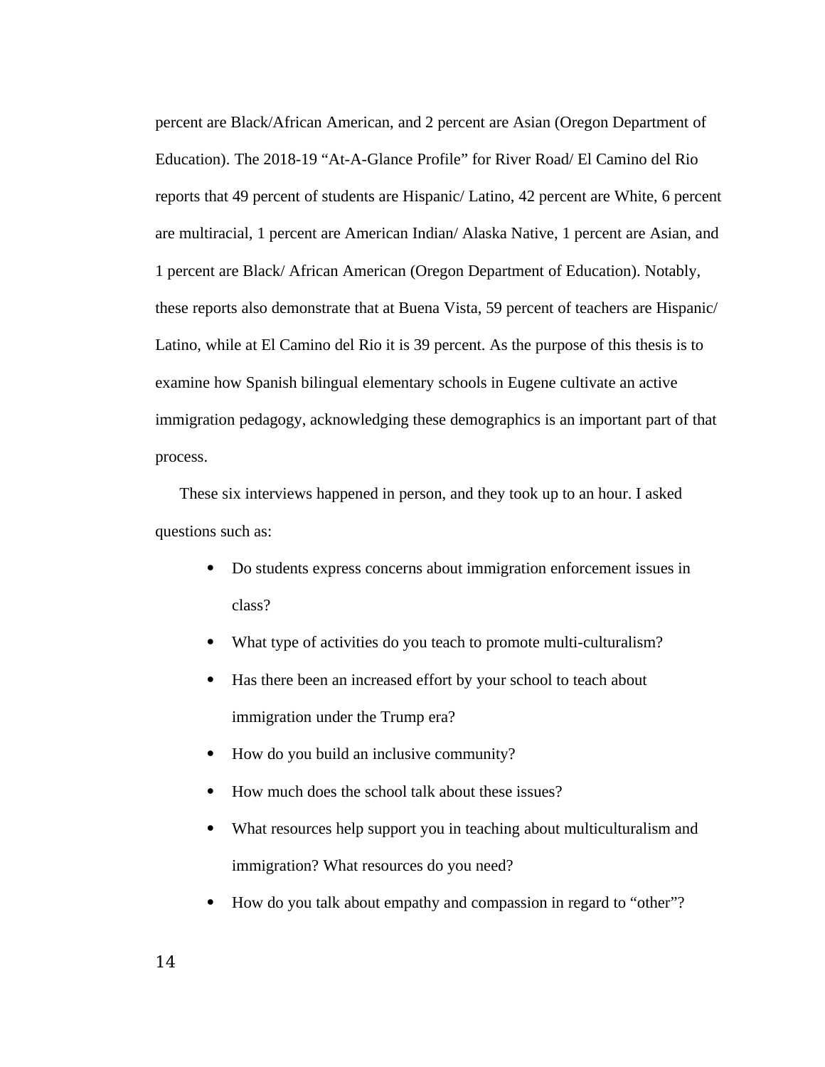percent are Black/African American, and 2 percent are Asian (Oregon Department of Education). The 2018-19 "At-A-Glance Profile" for River Road/ El Camino del Rio reports that 49 percent of students are Hispanic/ Latino, 42 percent are White, 6 percent are multiracial, 1 percent are American Indian/ Alaska Native, 1 percent are Asian, and 1 percent are Black/ African American (Oregon Department of Education). Notably, these reports also demonstrate that at Buena Vista, 59 percent of teachers are Hispanic/ Latino, while at El Camino del Rio it is 39 percent. As the purpose of this thesis is to examine how Spanish bilingual elementary schools in Eugene cultivate an active immigration pedagogy, acknowledging these demographics is an important part of that process.

These six interviews happened in person, and they took up to an hour. I asked questions such as:

- Do students express concerns about immigration enforcement issues in class?
- What type of activities do you teach to promote multi-culturalism?
- Has there been an increased effort by your school to teach about immigration under the Trump era?
- How do you build an inclusive community?
- How much does the school talk about these issues?
- What resources help support you in teaching about multiculturalism and immigration? What resources do you need?
- How do you talk about empathy and compassion in regard to "other"?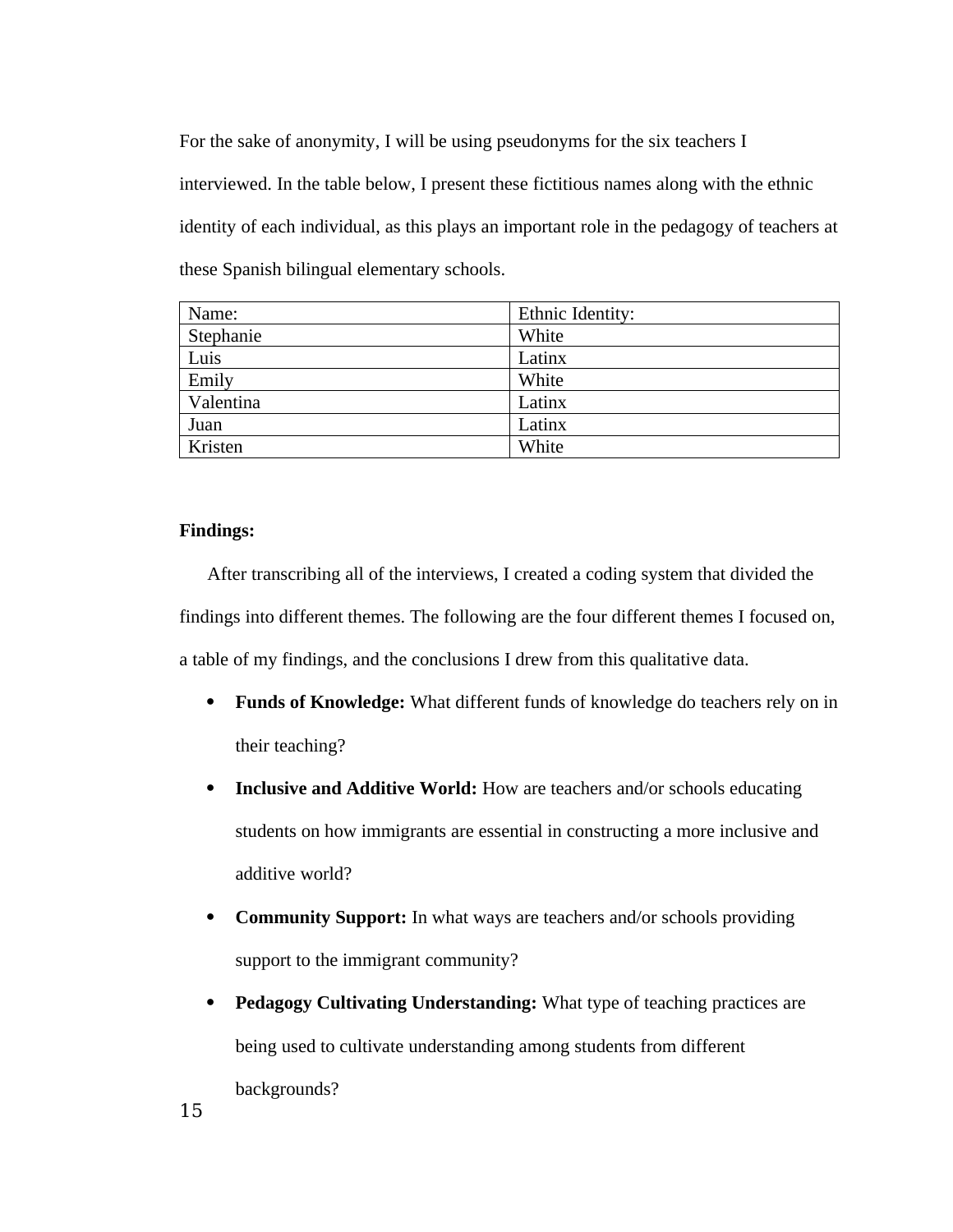For the sake of anonymity, I will be using pseudonyms for the six teachers I interviewed. In the table below, I present these fictitious names along with the ethnic identity of each individual, as this plays an important role in the pedagogy of teachers at these Spanish bilingual elementary schools.

| Name: | Ethnic Identity: |
|---|---|
| Stephanie | White |
| Luis | Latinx |
| Emily | White |
| Valentina | Latinx |
| Juan | Latinx |
| Kristen | White |

**Findings:**

After transcribing all of the interviews, I created a coding system that divided the findings into different themes. The following are the four different themes I focused on, a table of my findings, and the conclusions I drew from this qualitative data.

- **Funds of Knowledge:** What different funds of knowledge do teachers rely on in their teaching?
- **Inclusive and Additive World:** How are teachers and/or schools educating students on how immigrants are essential in constructing a more inclusive and additive world?
- **Community Support:** In what ways are teachers and/or schools providing support to the immigrant community?
- **Pedagogy Cultivating Understanding:** What type of teaching practices are being used to cultivate understanding among students from different backgrounds?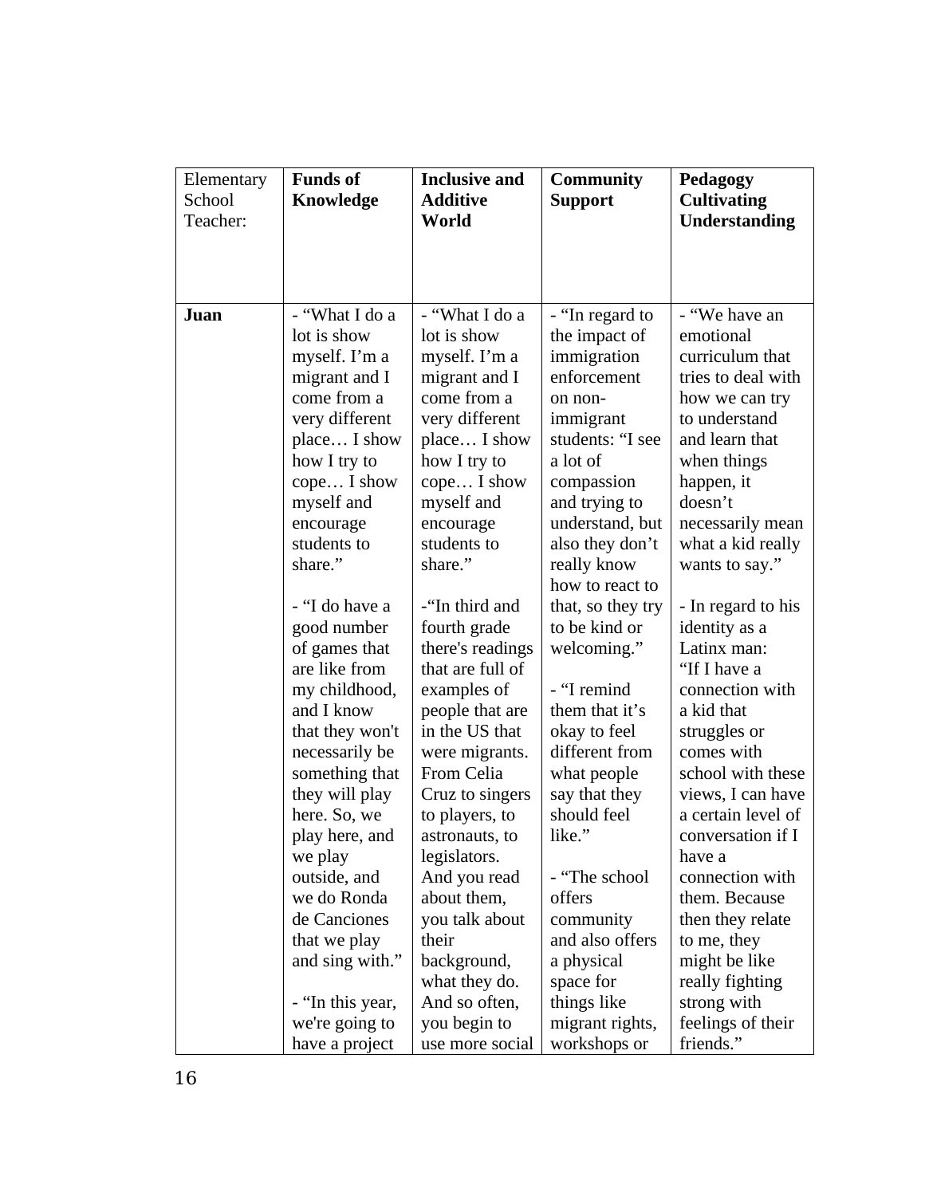| Elementary School Teacher: | **Funds of Knowledge** | **Inclusive and Additive World** | **Community Support** | **Pedagogy Cultivating Understanding** |
|---|---|---|---|---|
| **Juan** | - "What I do a lot is show myself. I'm a migrant and I come from a very different place… I show how I try to cope… I show myself and encourage students to share."<br><br>- "I do have a good number of games that are like from my childhood, and I know that they won't necessarily be something that they will play here. So, we play here, and we play outside, and we do Ronda de Canciones that we play and sing with."<br><br>- "In this year, we're going to have a project | - "What I do a lot is show myself. I'm a migrant and I come from a very different place… I show how I try to cope… I show myself and encourage students to share."<br><br>-"In third and fourth grade there's readings that are full of examples of people that are in the US that were migrants. From Celia Cruz to singers to players, to astronauts, to legislators. And you read about them, you talk about their background, what they do. And so often, you begin to use more social | - "In regard to the impact of immigration enforcement on non-immigrant students: "I see a lot of compassion and trying to understand, but also they don't really know how to react to that, so they try to be kind or welcoming."<br><br>- "I remind them that it's okay to feel different from what people say that they should feel like."<br><br>- "The school offers community and also offers a physical space for things like migrant rights, workshops or | - "We have an emotional curriculum that tries to deal with how we can try to understand and learn that when things happen, it doesn't necessarily mean what a kid really wants to say."<br><br>- In regard to his identity as a Latinx man: "If I have a connection with a kid that struggles or comes with school with these views, I can have a certain level of conversation if I have a connection with them. Because then they relate to me, they might be like really fighting strong with feelings of their friends." |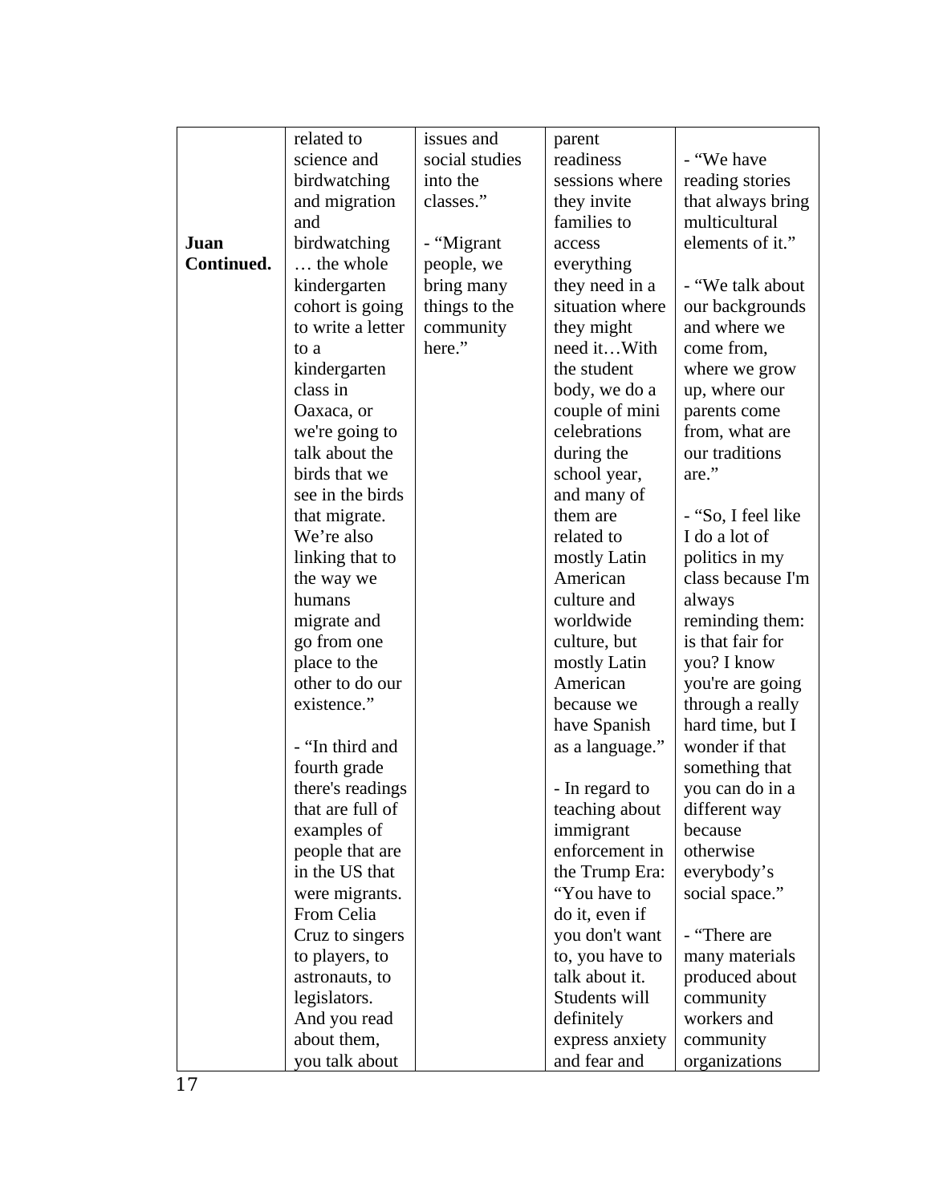| | | | | |
|---|---|---|---|---|
| **Juan Continued.** | related to science and birdwatching and migration and birdwatching … the whole kindergarten cohort is going to write a letter to a kindergarten class in Oaxaca, or we're going to talk about the birds that we see in the birds that migrate. We're also linking that to the way we humans migrate and go from one place to the other to do our existence."<br><br>- "In third and fourth grade there's readings that are full of examples of people that are in the US that were migrants. From Celia Cruz to singers to players, to astronauts, to legislators. And you read about them, you talk about | issues and social studies into the classes."<br><br>- "Migrant people, we bring many things to the community here." | parent readiness sessions where they invite families to access everything they need in a situation where they might need it…With the student body, we do a couple of mini celebrations during the school year, and many of them are related to mostly Latin American culture and worldwide culture, but mostly Latin American because we have Spanish as a language."<br><br>- In regard to teaching about immigrant enforcement in the Trump Era: "You have to do it, even if you don't want to, you have to talk about it. Students will definitely express anxiety and fear and | - "We have reading stories that always bring multicultural elements of it."<br><br>- "We talk about our backgrounds and where we come from, where we grow up, where our parents come from, what are our traditions are."<br><br>- "So, I feel like I do a lot of politics in my class because I'm always reminding them: is that fair for you? I know you're are going through a really hard time, but I wonder if that something that you can do in a different way because otherwise everybody's social space."<br><br>- "There are many materials produced about community workers and community organizations |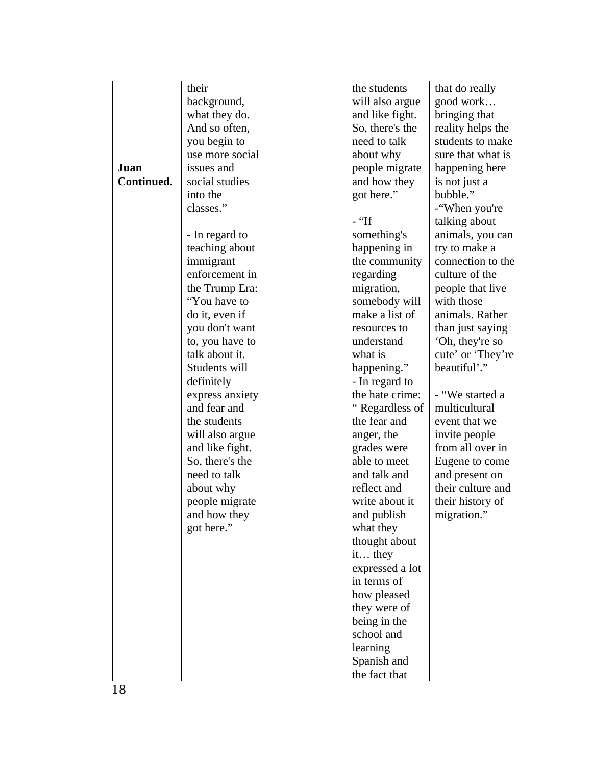| | | | | |
|---|---|---|---|---|
| **Juan Continued.** | their background, what they do. And so often, you begin to use more social issues and social studies into the classes."<br><br>- In regard to teaching about immigrant enforcement in the Trump Era: "You have to do it, even if you don't want to, you have to talk about it. Students will definitely express anxiety and fear and the students will also argue and like fight. So, there's the need to talk about why people migrate and how they got here." | | the students will also argue and like fight. So, there's the need to talk about why people migrate and how they got here."<br><br>- "If something's happening in the community regarding migration, somebody will make a list of resources to understand what is happening."<br>- In regard to the hate crime: " Regardless of the fear and anger, the grades were able to meet and talk and reflect and write about it and publish what they thought about it… they expressed a lot in terms of how pleased they were of being in the school and learning Spanish and the fact that | that do really good work… bringing that reality helps the students to make sure that what is happening here is not just a bubble."<br>-"When you're talking about animals, you can try to make a connection to the culture of the people that live with those animals. Rather than just saying 'Oh, they're so cute' or 'They're beautiful'."<br><br>- "We started a multicultural event that we invite people from all over in Eugene to come and present on their culture and their history of migration." |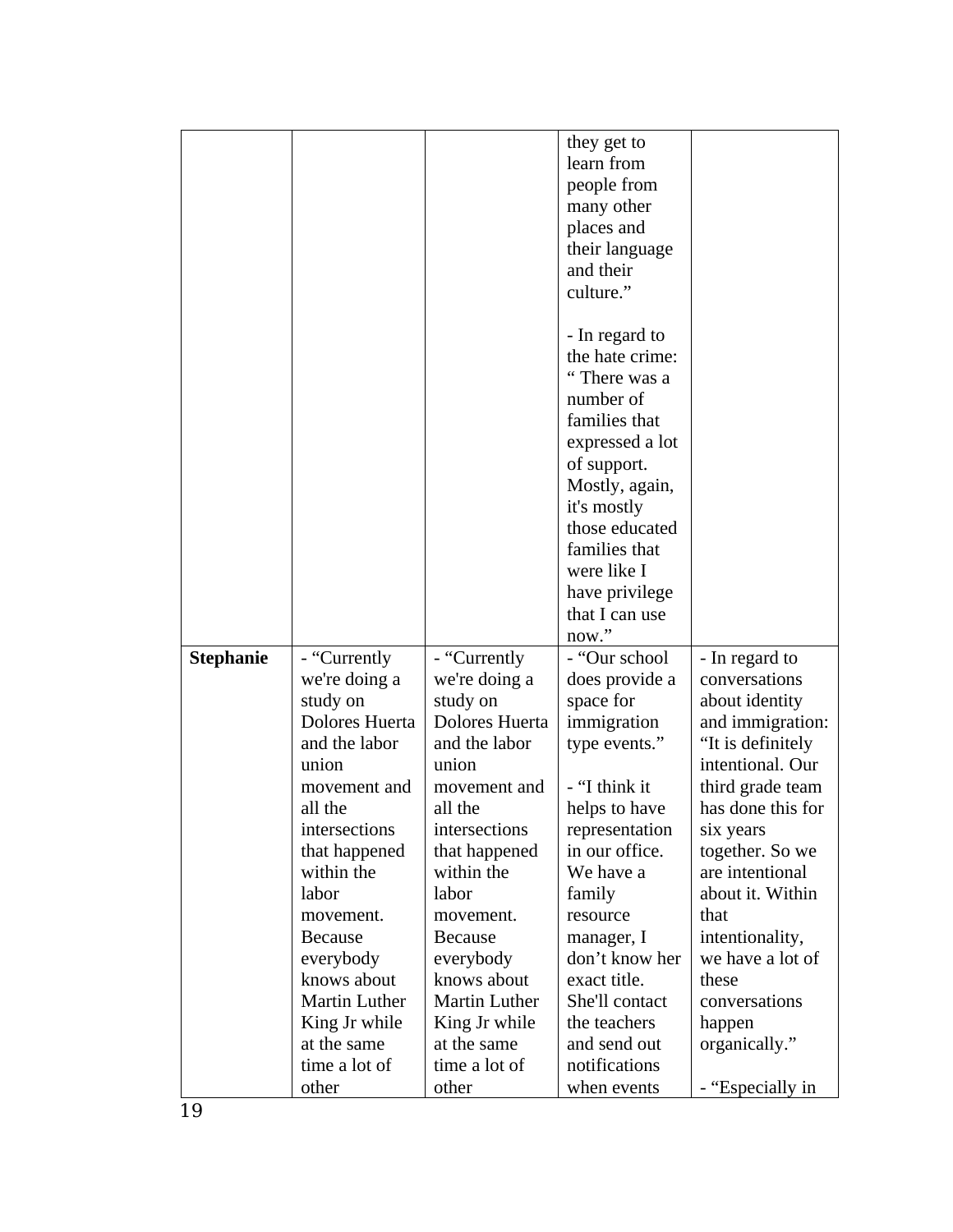| | | | | |
|---|---|---|---|---|
| | | | they get to learn from people from many other places and their language and their culture.”<br><br>- In regard to the hate crime: “ There was a number of families that expressed a lot of support. Mostly, again, it's mostly those educated families that were like I have privilege that I can use now.” | |
| **Stephanie** | - “Currently we're doing a study on Dolores Huerta and the labor union movement and all the intersections that happened within the labor movement. Because everybody knows about Martin Luther King Jr while at the same time a lot of other | - “Currently we're doing a study on Dolores Huerta and the labor union movement and all the intersections that happened within the labor movement. Because everybody knows about Martin Luther King Jr while at the same time a lot of other | - “Our school does provide a space for immigration type events.”<br><br>- “I think it helps to have representation in our office. We have a family resource manager, I don’t know her exact title. She'll contact the teachers and send out notifications when events | - In regard to conversations about identity and immigration: “It is definitely intentional. Our third grade team has done this for six years together. So we are intentional about it. Within that intentionality, we have a lot of these conversations happen organically.”<br><br>- “Especially in |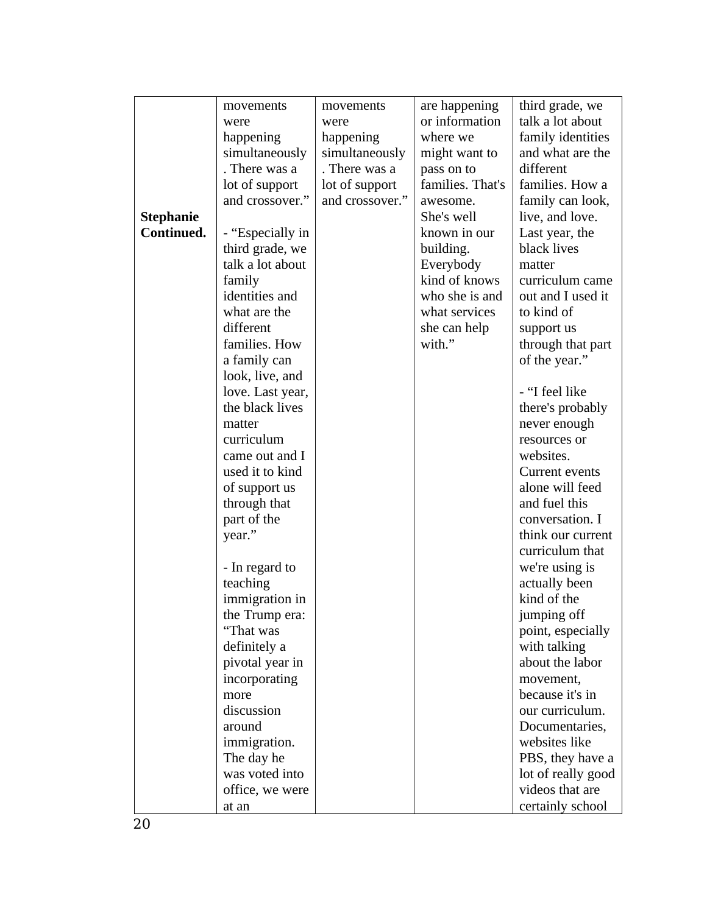| Stephanie Continued. | movements were happening simultaneously. There was a lot of support and crossover."<br><br>- "Especially in third grade, we talk a lot about family identities and what are the different families. How a family can look, live, and love. Last year, the black lives matter curriculum came out and I used it to kind of support us through that part of the year."<br><br>- In regard to teaching immigration in the Trump era: "That was definitely a pivotal year in incorporating more discussion around immigration. The day he was voted into office, we were at an | movements were happening simultaneously. There was a lot of support and crossover." | are happening or information where we might want to pass on to families. That's awesome. She's well known in our building. Everybody kind of knows who she is and what services she can help with." | third grade, we talk a lot about family identities and what are the different families. How a family can look, live, and love. Last year, the black lives matter curriculum came out and I used it to kind of support us through that part of the year."<br><br>- "I feel like there's probably never enough resources or websites. Current events alone will feed and fuel this conversation. I think our current curriculum that we're using is actually been kind of the jumping off point, especially with talking about the labor movement, because it's in our curriculum. Documentaries, websites like PBS, they have a lot of really good videos that are certainly school |
|---|---|---|---|---|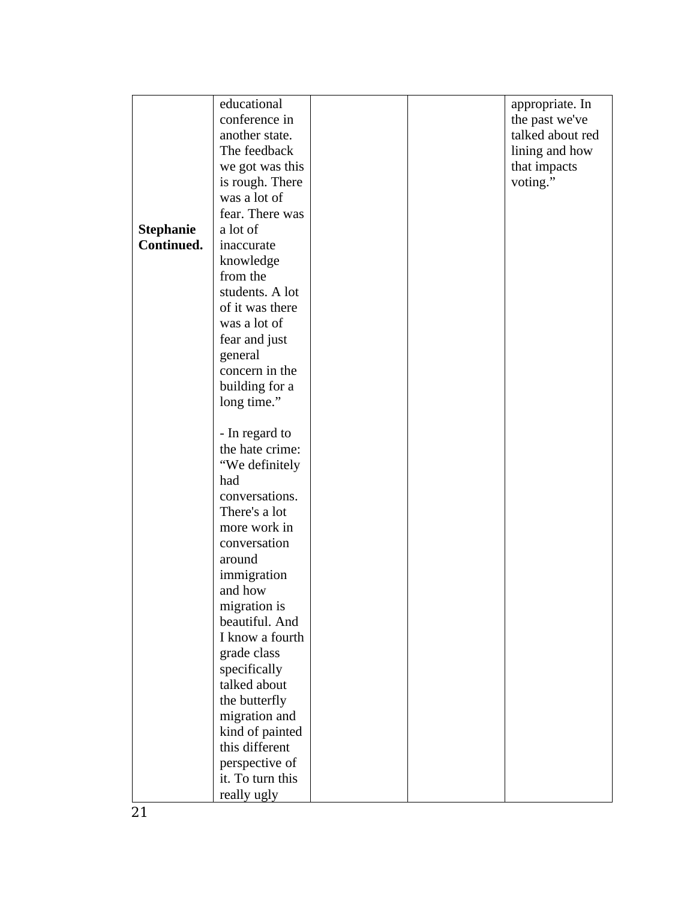| | | | | |
|---|---|---|---|---|
| **Stephanie Continued.** | educational conference in another state. The feedback we got was this is rough. There was a lot of fear. There was a lot of inaccurate knowledge from the students. A lot of it was there was a lot of fear and just general concern in the building for a long time."<br><br>- In regard to the hate crime: "We definitely had conversations. There's a lot more work in conversation around immigration and how migration is beautiful. And I know a fourth grade class specifically talked about the butterfly migration and kind of painted this different perspective of it. To turn this really ugly | | | appropriate. In the past we've talked about red lining and how that impacts voting." |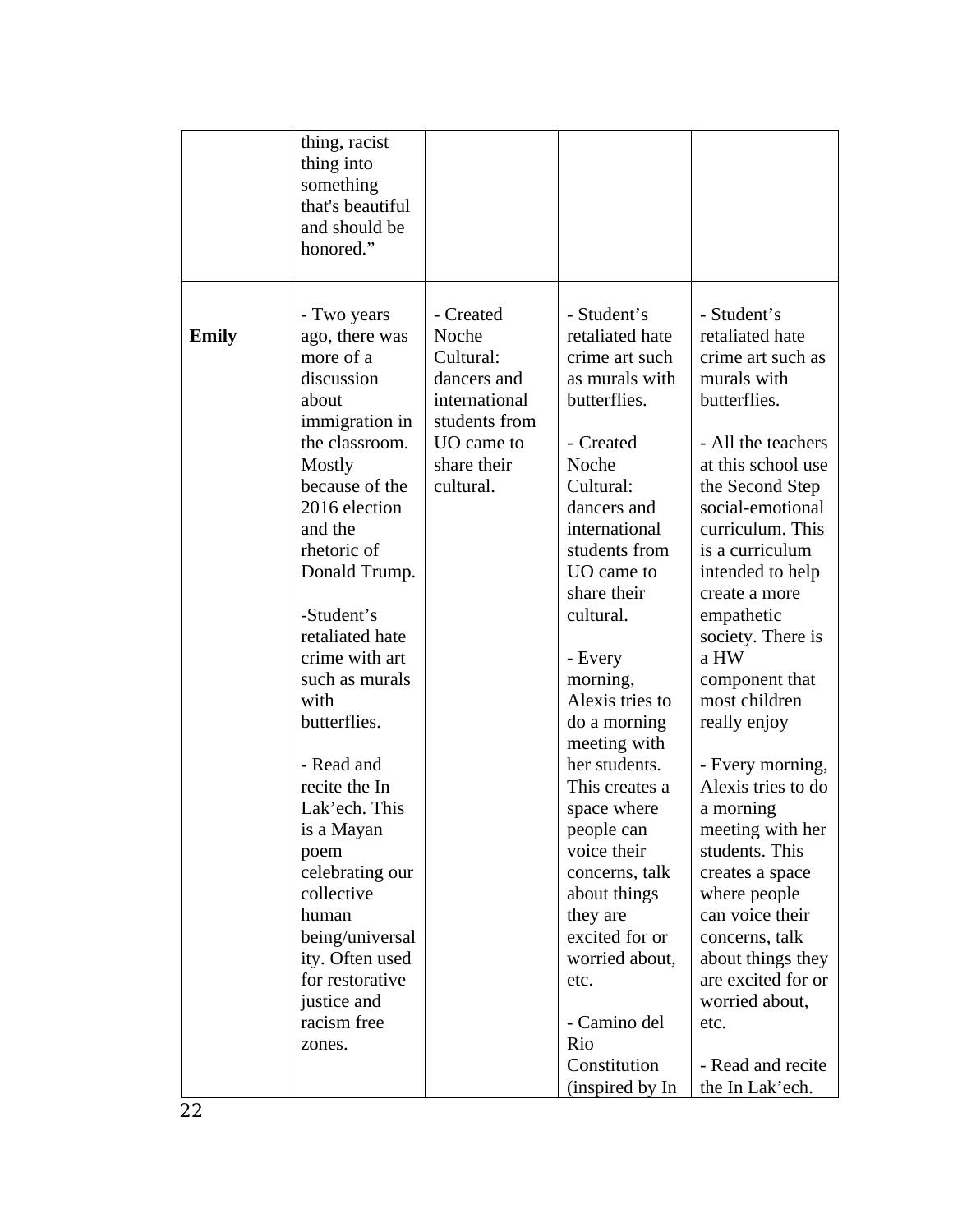| | | | | |
|---|---|---|---|---|
| | thing, racist thing into something that's beautiful and should be honored." | | | |
| **Emily** | - Two years ago, there was more of a discussion about immigration in the classroom. Mostly because of the 2016 election and the rhetoric of Donald Trump.<br><br>-Student's retaliated hate crime with art such as murals with butterflies.<br><br>- Read and recite the In Lak'ech. This is a Mayan poem celebrating our collective human being/universality. Often used for restorative justice and racism free zones. | - Created Noche Cultural: dancers and international students from UO came to share their cultural. | - Student's retaliated hate crime art such as murals with butterflies.<br><br>- Created Noche Cultural: dancers and international students from UO came to share their cultural.<br><br>- Every morning, Alexis tries to do a morning meeting with her students. This creates a space where people can voice their concerns, talk about things they are excited for or worried about, etc.<br><br>- Camino del Rio Constitution (inspired by In | - Student's retaliated hate crime art such as murals with butterflies.<br><br>- All the teachers at this school use the Second Step social-emotional curriculum. This is a curriculum intended to help create a more empathetic society. There is a HW component that most children really enjoy<br><br>- Every morning, Alexis tries to do a morning meeting with her students. This creates a space where people can voice their concerns, talk about things they are excited for or worried about, etc.<br><br>- Read and recite the In Lak'ech. |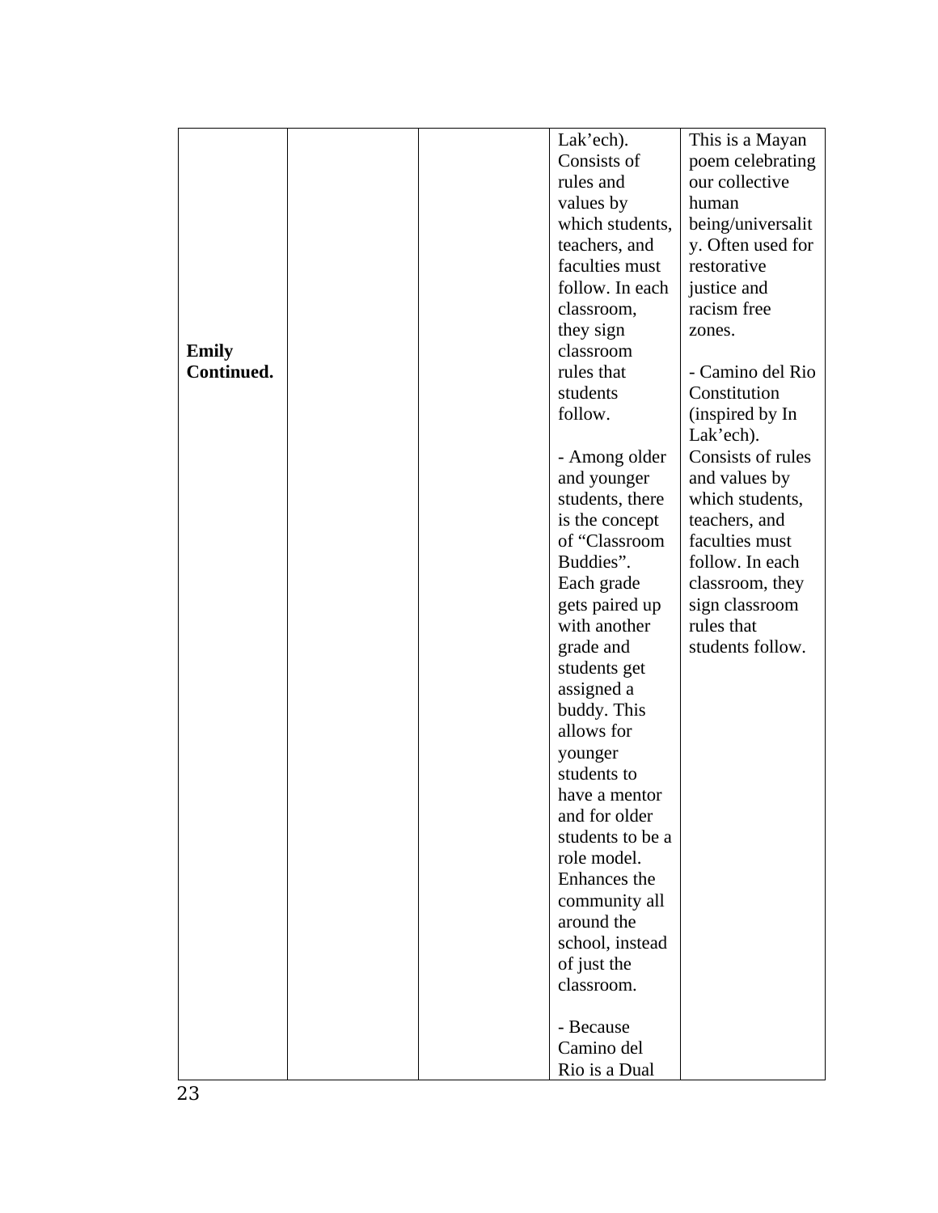| | | | | |
|---|---|---|---|---|
| **Emily Continued.** | | | Lak'ech). Consists of rules and values by which students, teachers, and faculties must follow. In each classroom, they sign classroom rules that students follow.<br><br>- Among older and younger students, there is the concept of "Classroom Buddies". Each grade gets paired up with another grade and students get assigned a buddy. This allows for younger students to have a mentor and for older students to be a role model. Enhances the community all around the school, instead of just the classroom.<br><br>- Because Camino del Rio is a Dual | This is a Mayan poem celebrating our collective human being/universality. Often used for restorative justice and racism free zones.<br><br>- Camino del Rio Constitution (inspired by In Lak'ech). Consists of rules and values by which students, teachers, and faculties must follow. In each classroom, they sign classroom rules that students follow. |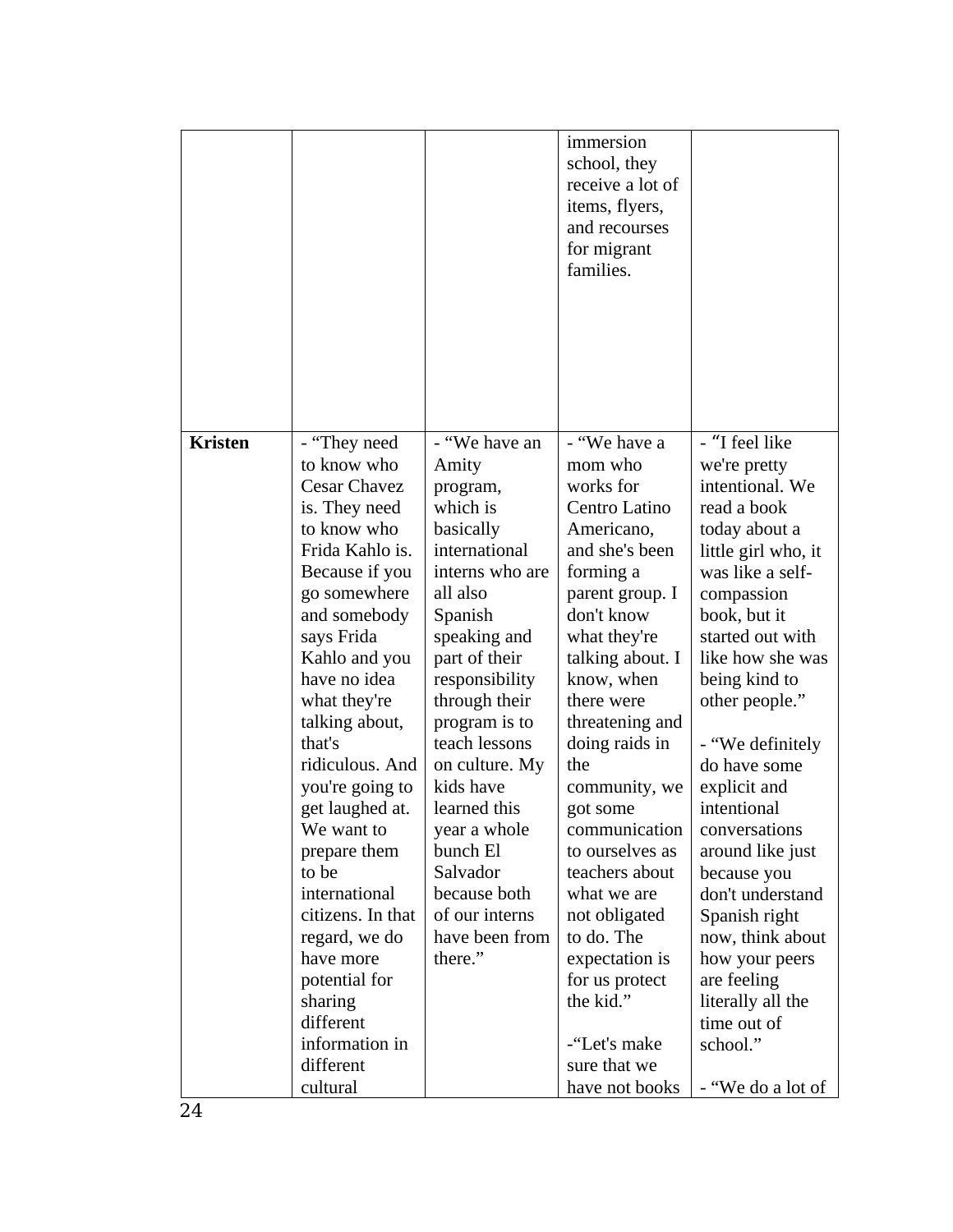| | | | | |
|---|---|---|---|---|
| | | | immersion school, they receive a lot of items, flyers, and recourses for migrant families. | |
| **Kristen** | - "They need to know who Cesar Chavez is. They need to know who Frida Kahlo is. Because if you go somewhere and somebody says Frida Kahlo and you have no idea what they're talking about, that's ridiculous. And you're going to get laughed at. We want to prepare them to be international citizens. In that regard, we do have more potential for sharing different information in different cultural | - "We have an Amity program, which is basically international interns who are all also Spanish speaking and part of their responsibility through their program is to teach lessons on culture. My kids have learned this year a whole bunch El Salvador because both of our interns have been from there." | - "We have a mom who works for Centro Latino Americano, and she's been forming a parent group. I don't know what they're talking about. I know, when there were threatening and doing raids in the community, we got some communication to ourselves as teachers about what we are not obligated to do. The expectation is for us protect the kid."<br><br>-"Let's make sure that we have not books | - "I feel like we're pretty intentional. We read a book today about a little girl who, it was like a self-compassion book, but it started out with like how she was being kind to other people."<br><br>- "We definitely do have some explicit and intentional conversations around like just because you don't understand Spanish right now, think about how your peers are feeling literally all the time out of school."<br><br>- "We do a lot of |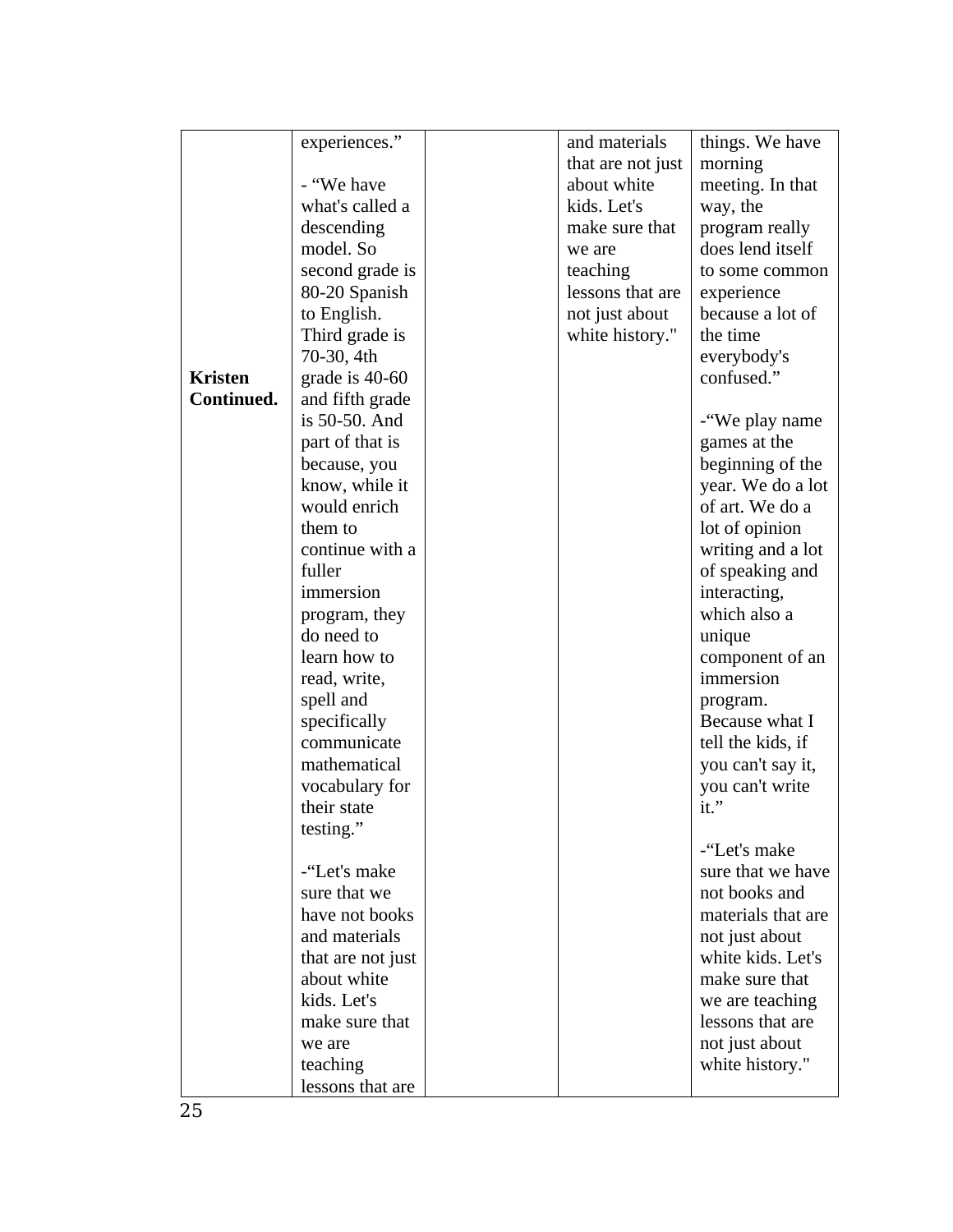| | | | | |
|---|---|---|---|---|
| **Kristen Continued.** | experiences.”<br><br>- “We have what's called a descending model. So second grade is 80-20 Spanish to English. Third grade is 70-30, 4th grade is 40-60 and fifth grade is 50-50. And part of that is because, you know, while it would enrich them to continue with a fuller immersion program, they do need to learn how to read, write, spell and specifically communicate mathematical vocabulary for their state testing.”<br><br>-“Let's make sure that we have not books and materials that are not just about white kids. Let's make sure that we are teaching lessons that are | | and materials that are not just about white kids. Let's make sure that we are teaching lessons that are not just about white history." | things. We have morning meeting. In that way, the program really does lend itself to some common experience because a lot of the time everybody's confused.”<br><br>-“We play name games at the beginning of the year. We do a lot of art. We do a lot of opinion writing and a lot of speaking and interacting, which also a unique component of an immersion program. Because what I tell the kids, if you can't say it, you can't write it.”<br><br>-“Let's make sure that we have not books and materials that are not just about white kids. Let's make sure that we are teaching lessons that are not just about white history." |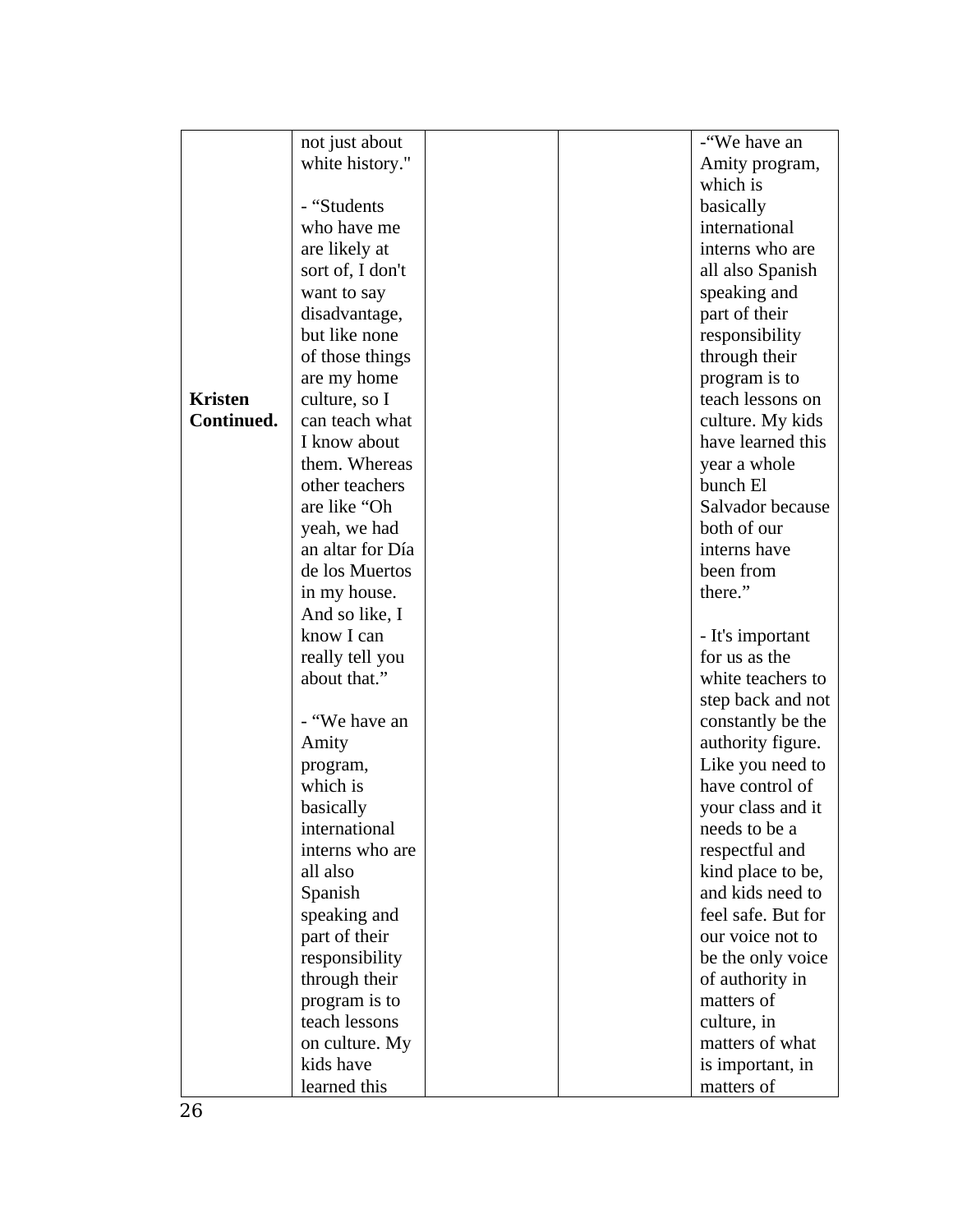| | | | | |
|---|---|---|---|---|
| **Kristen Continued.** | not just about white history."<br><br>- "Students who have me are likely at sort of, I don't want to say disadvantage, but like none of those things are my home culture, so I can teach what I know about them. Whereas other teachers are like "Oh yeah, we had an altar for Día de los Muertos in my house. And so like, I know I can really tell you about that."<br><br>- "We have an Amity program, which is basically international interns who are all also Spanish speaking and part of their responsibility through their program is to teach lessons on culture. My kids have learned this | | | -"We have an Amity program, which is basically international interns who are all also Spanish speaking and part of their responsibility through their program is to teach lessons on culture. My kids have learned this year a whole bunch El Salvador because both of our interns have been from there."<br><br>- It's important for us as the white teachers to step back and not constantly be the authority figure. Like you need to have control of your class and it needs to be a respectful and kind place to be, and kids need to feel safe. But for our voice not to be the only voice of authority in matters of culture, in matters of what is important, in matters of |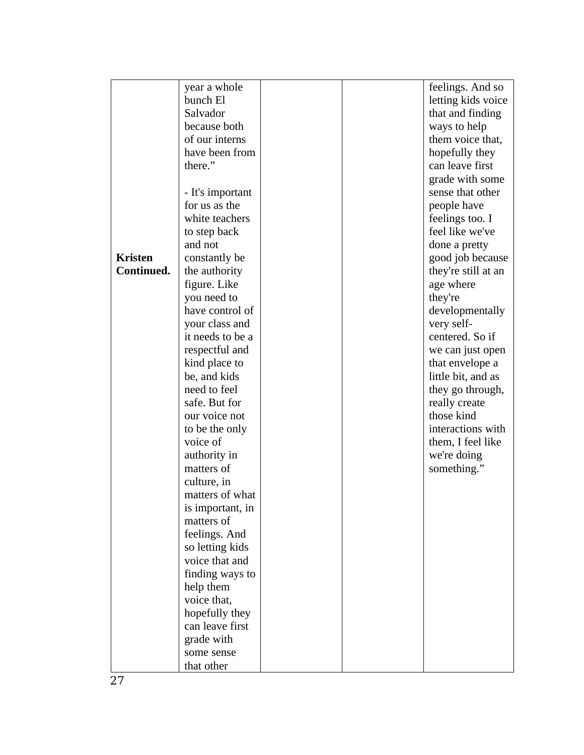| Kristen Continued. | year a whole bunch El Salvador because both of our interns have been from there."<br><br>- It's important for us as the white teachers to step back and not constantly be the authority figure. Like you need to have control of your class and it needs to be a respectful and kind place to be, and kids need to feel safe. But for our voice not to be the only voice of authority in matters of culture, in matters of what is important, in matters of feelings. And so letting kids voice that and finding ways to help them voice that, hopefully they can leave first grade with some sense that other | | | feelings. And so letting kids voice that and finding ways to help them voice that, hopefully they can leave first grade with some sense that other people have feelings too. I feel like we've done a pretty good job because they're still at an age where they're developmentally very self-centered. So if we can just open that envelope a little bit, and as they go through, really create those kind interactions with them, I feel like we're doing something." |
|---|---|---|---|---|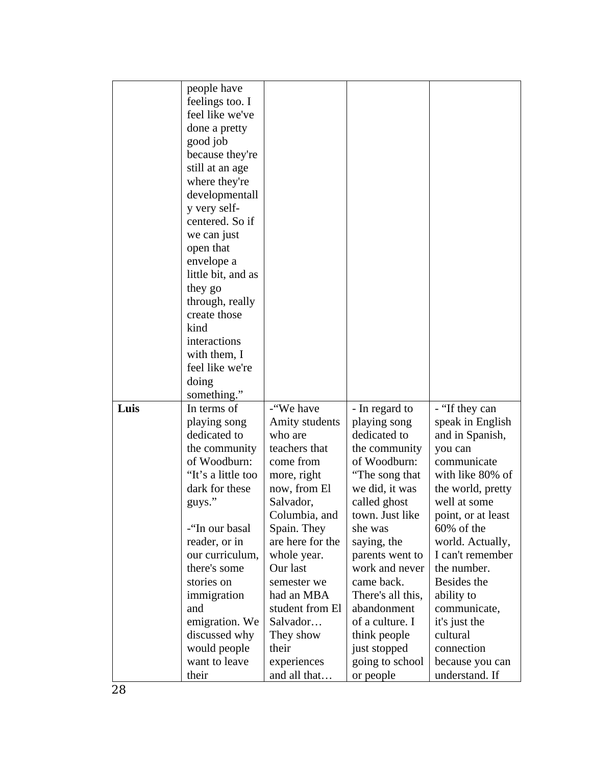| | | | | |
|---|---|---|---|---|
| | people have feelings too. I feel like we've done a pretty good job because they're still at an age where they're developmentally very self-centered. So if we can just open that envelope a little bit, and as they go through, really create those kind interactions with them, I feel like we're doing something." | | | |
| **Luis** | In terms of playing song dedicated to the community of Woodburn: "It's a little too dark for these guys."<br><br>-"In our basal reader, or in our curriculum, there's some stories on immigration and emigration. We discussed why would people want to leave their | -"We have Amity students who are teachers that come from more, right now, from El Salvador, Columbia, and Spain. They are here for the whole year. Our last semester we had an MBA student from El Salvador… They show their experiences and all that… | - In regard to playing song dedicated to the community of Woodburn: "The song that we did, it was called ghost town. Just like she was saying, the parents went to work and never came back. There's all this, abandonment of a culture. I think people just stopped going to school or people | - "If they can speak in English and in Spanish, you can communicate with like 80% of the world, pretty well at some point, or at least 60% of the world. Actually, I can't remember the number. Besides the ability to communicate, it's just the cultural connection because you can understand. If |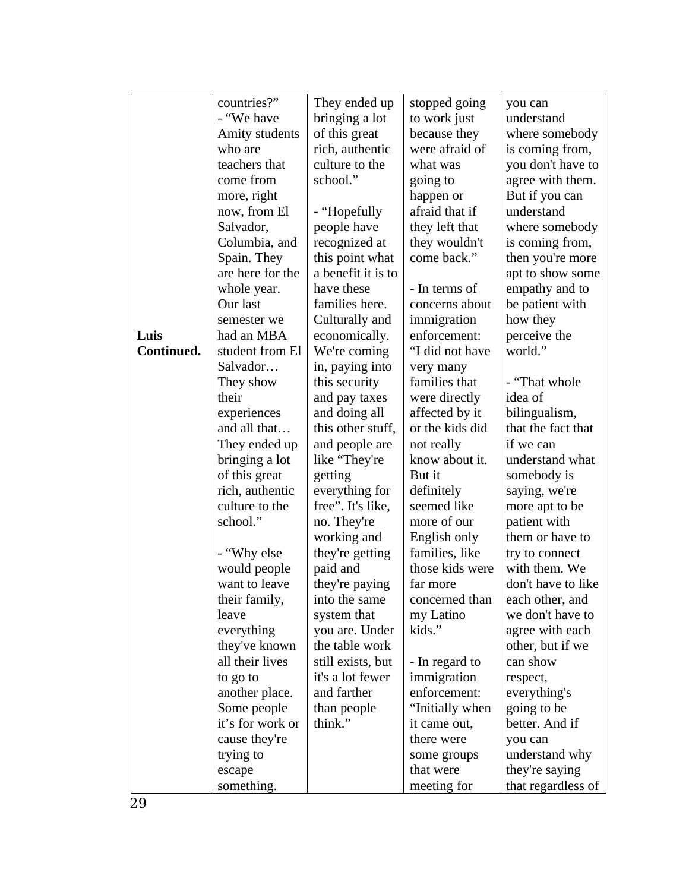| | | | | |
|---|---|---|---|---|
| **Luis Continued.** | countries?"<br>- "We have Amity students who are teachers that come from more, right now, from El Salvador, Columbia, and Spain. They are here for the whole year. Our last semester we had an MBA student from El Salvador… They show their experiences and all that… They ended up bringing a lot of this great rich, authentic culture to the school."<br><br>- "Why else would people want to leave their family, leave everything they've known all their lives to go to another place. Some people it's for work or cause they're trying to escape something. | They ended up bringing a lot of this great rich, authentic culture to the school."<br><br>- "Hopefully people have recognized at this point what a benefit it is to have these families here. Culturally and economically. We're coming in, paying into this security and pay taxes and doing all this other stuff, and people are like "They're getting everything for free". It's like, no. They're working and they're getting paid and they're paying into the same system that you are. Under the table work still exists, but it's a lot fewer and farther than people think." | stopped going to work just because they were afraid of what was going to happen or afraid that if they left that they wouldn't come back."<br><br>- In terms of concerns about immigration enforcement: "I did not have very many families that were directly affected by it or the kids did not really know about it. But it definitely seemed like more of our English only families, like those kids were far more concerned than my Latino kids."<br><br>- In regard to immigration enforcement: "Initially when it came out, there were some groups that were meeting for | you can understand where somebody is coming from, you don't have to agree with them. But if you can understand where somebody is coming from, then you're more apt to show some empathy and to be patient with how they perceive the world."<br><br>- "That whole idea of bilingualism, that the fact that if we can understand what somebody is saying, we're more apt to be patient with them or have to try to connect with them. We don't have to like each other, and we don't have to agree with each other, but if we can show respect, everything's going to be better. And if you can understand why they're saying that regardless of |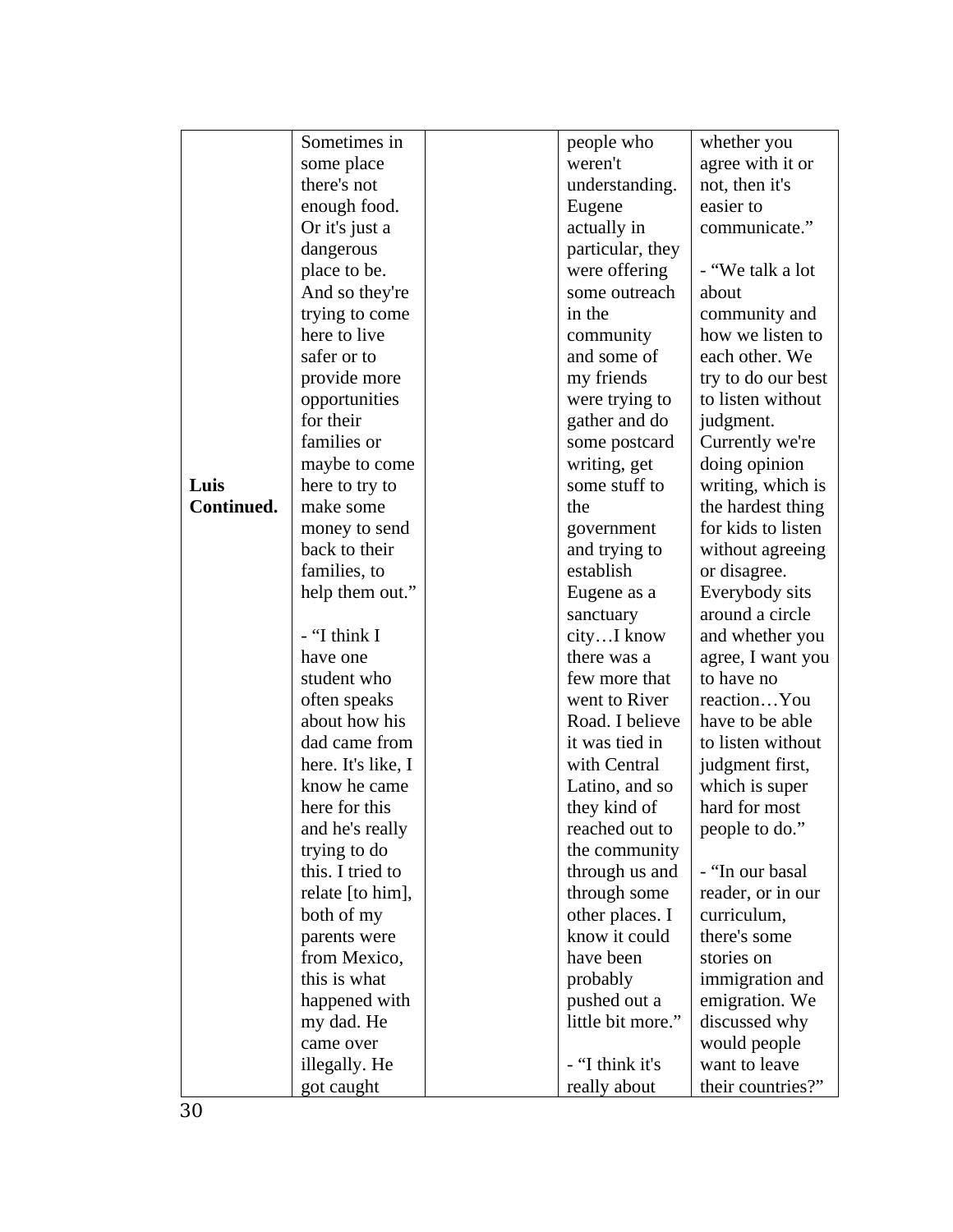| Luis Continued. | Sometimes in some place there's not enough food. Or it's just a dangerous place to be. And so they're trying to come here to live safer or to provide more opportunities for their families or maybe to come here to try to make some money to send back to their families, to help them out."<br><br>- "I think I have one student who often speaks about how his dad came from here. It's like, I know he came here for this and he's really trying to do this. I tried to relate [to him], both of my parents were from Mexico, this is what happened with my dad. He came over illegally. He got caught | | people who weren't understanding. Eugene actually in particular, they were offering some outreach in the community and some of my friends were trying to gather and do some postcard writing, get some stuff to the government and trying to establish Eugene as a sanctuary city…I know there was a few more that went to River Road. I believe it was tied in with Central Latino, and so they kind of reached out to the community through us and through some other places. I know it could have been probably pushed out a little bit more."<br><br>- "I think it's really about | whether you agree with it or not, then it's easier to communicate."<br><br>- "We talk a lot about community and how we listen to each other. We try to do our best to listen without judgment. Currently we're doing opinion writing, which is the hardest thing for kids to listen without agreeing or disagree. Everybody sits around a circle and whether you agree, I want you to have no reaction…You have to be able to listen without judgment first, which is super hard for most people to do."<br><br>- "In our basal reader, or in our curriculum, there's some stories on immigration and emigration. We discussed why would people want to leave their countries?" |
|---|---|---|---|---|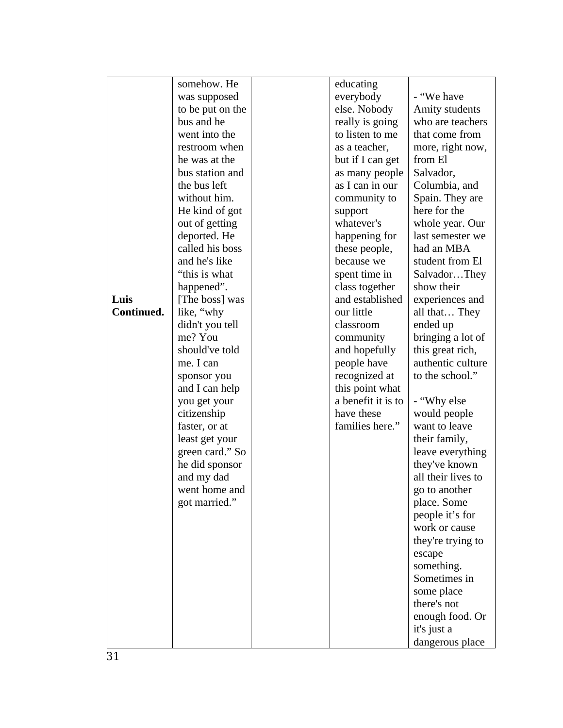| | | | | |
|---|---|---|---|---|
| **Luis Continued.** | somehow. He was supposed to be put on the bus and he went into the restroom when he was at the bus station and the bus left without him. He kind of got out of getting deported. He called his boss and he's like "this is what happened". [The boss] was like, "why didn't you tell me? You should've told me. I can sponsor you and I can help you get your citizenship faster, or at least get your green card." So he did sponsor and my dad went home and got married." | | educating everybody else. Nobody really is going to listen to me as a teacher, but if I can get as many people as I can in our community to support whatever's happening for these people, because we spent time in class together and established our little classroom community and hopefully people have recognized at this point what a benefit it is to have these families here." | - "We have Amity students who are teachers that come from more, right now, from El Salvador, Columbia, and Spain. They are here for the whole year. Our last semester we had an MBA student from El Salvador…They show their experiences and all that… They ended up bringing a lot of this great rich, authentic culture to the school."<br><br>- "Why else would people want to leave their family, leave everything they've known all their lives to go to another place. Some people it's for work or cause they're trying to escape something. Sometimes in some place there's not enough food. Or it's just a dangerous place |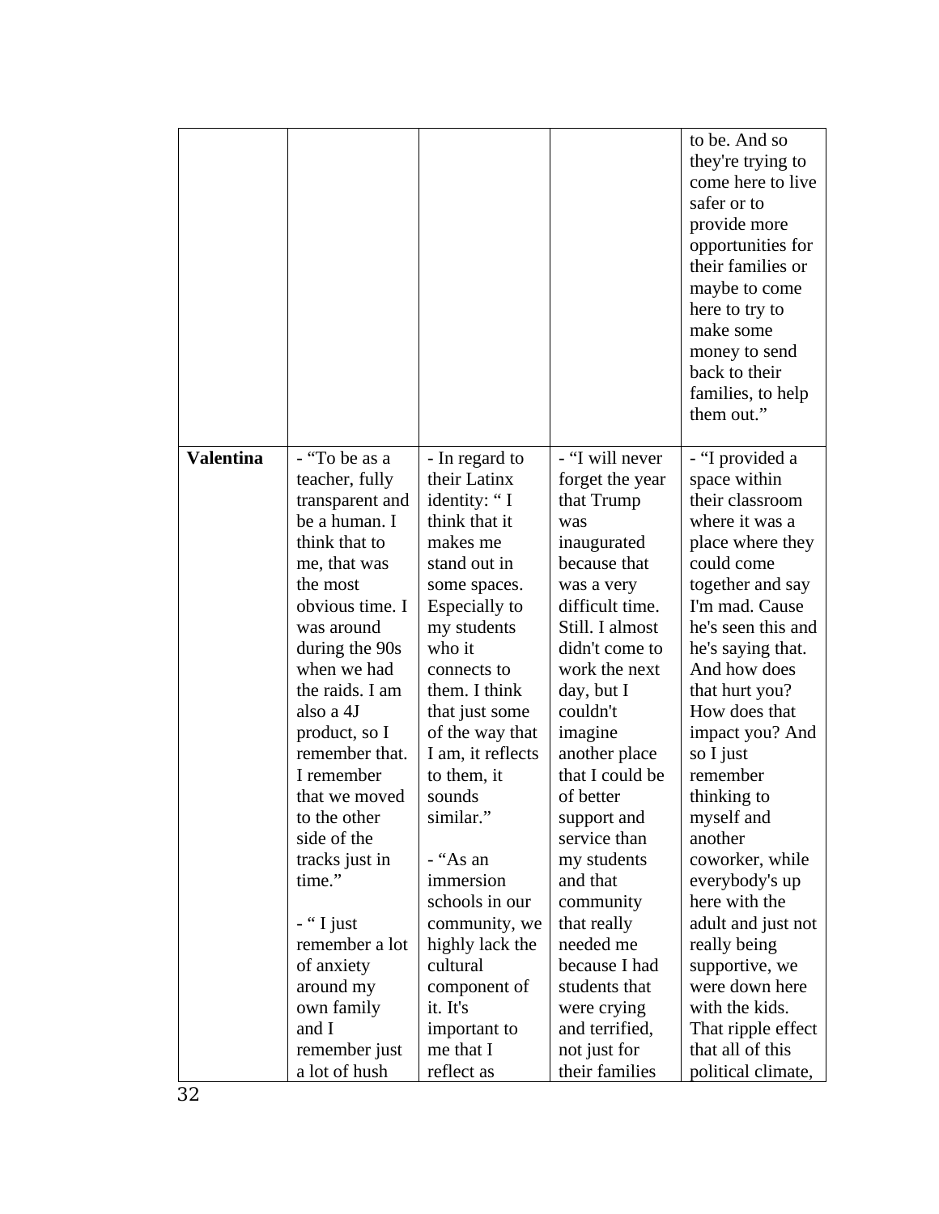| | | | | |
|---|---|---|---|---|
| | | | | to be. And so they're trying to come here to live safer or to provide more opportunities for their families or maybe to come here to try to make some money to send back to their families, to help them out." |
| **Valentina** | - "To be as a teacher, fully transparent and be a human. I think that to me, that was the most obvious time. I was around during the 90s when we had the raids. I am also a 4J product, so I remember that. I remember that we moved to the other side of the tracks just in time."<br><br>- " I just remember a lot of anxiety around my own family and I remember just a lot of hush | - In regard to their Latinx identity: " I think that it makes me stand out in some spaces. Especially to my students who it connects to them. I think that just some of the way that I am, it reflects to them, it sounds similar."<br><br>- "As an immersion schools in our community, we highly lack the cultural component of it. It's important to me that I reflect as | - "I will never forget the year that Trump was inaugurated because that was a very difficult time. Still. I almost didn't come to work the next day, but I couldn't imagine another place that I could be of better support and service than my students and that community that really needed me because I had students that were crying and terrified, not just for their families | - "I provided a space within their classroom where it was a place where they could come together and say I'm mad. Cause he's seen this and he's saying that. And how does that hurt you? How does that impact you? And so I just remember thinking to myself and another coworker, while everybody's up here with the adult and just not really being supportive, we were down here with the kids. That ripple effect that all of this political climate, |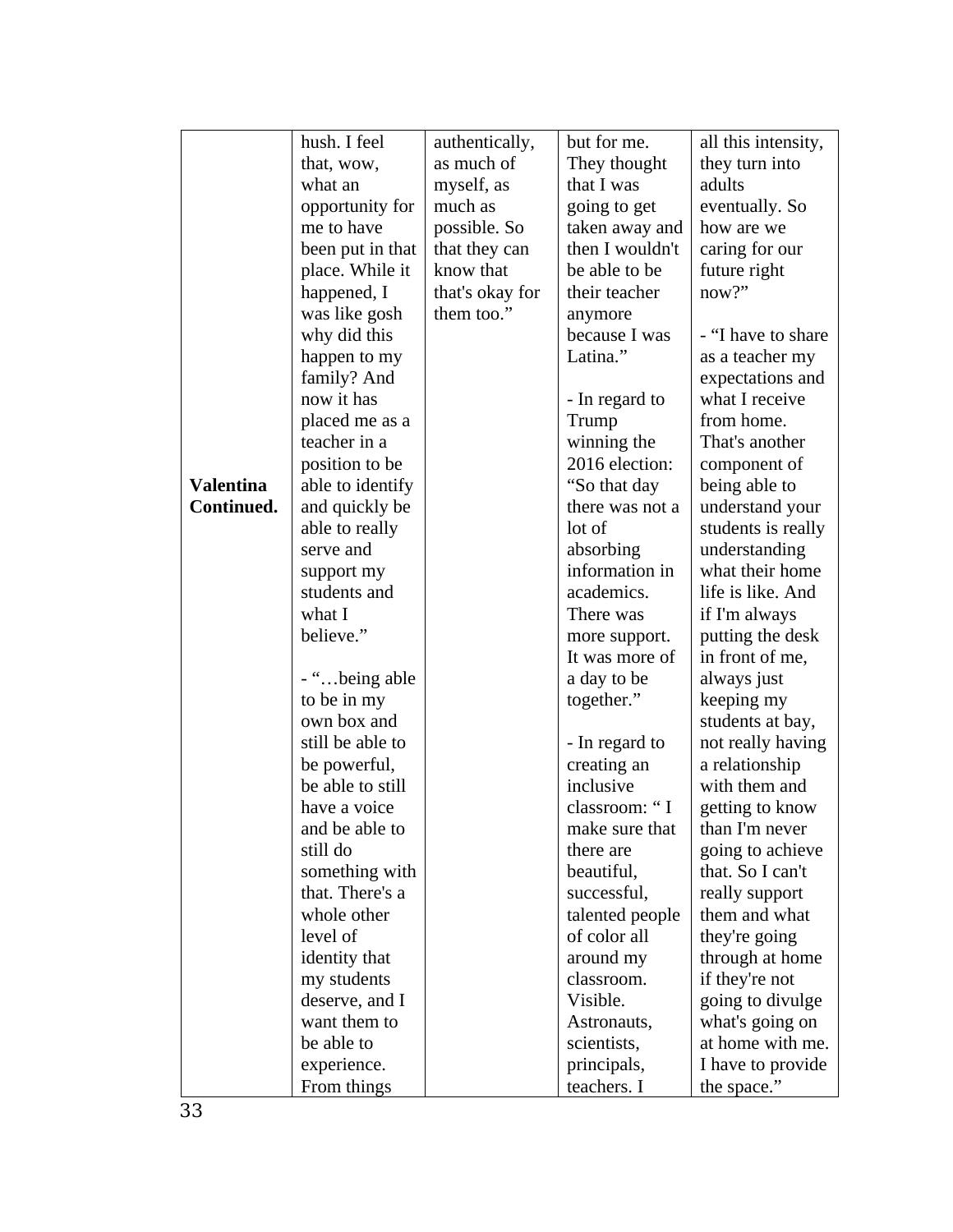| | | | | |
|---|---|---|---|---|
| **Valentina Continued.** | hush. I feel that, wow, what an opportunity for me to have been put in that place. While it happened, I was like gosh why did this happen to my family? And now it has placed me as a teacher in a position to be able to identify and quickly be able to really serve and support my students and what I believe."<br><br>- "…being able to be in my own box and still be able to be powerful, be able to still have a voice and be able to still do something with that. There's a whole other level of identity that my students deserve, and I want them to be able to experience. From things | authentically, as much of myself, as much as possible. So that they can know that that's okay for them too." | but for me. They thought that I was going to get taken away and then I wouldn't be able to be their teacher anymore because I was Latina."<br><br>- In regard to Trump winning the 2016 election: "So that day there was not a lot of absorbing information in academics. There was more support. It was more of a day to be together."<br><br>- In regard to creating an inclusive classroom: " I make sure that there are beautiful, successful, talented people of color all around my classroom. Visible. Astronauts, scientists, principals, teachers. I | all this intensity, they turn into adults eventually. So how are we caring for our future right now?"<br><br>- "I have to share as a teacher my expectations and what I receive from home. That's another component of being able to understand your students is really understanding what their home life is like. And if I'm always putting the desk in front of me, always just keeping my students at bay, not really having a relationship with them and getting to know than I'm never going to achieve that. So I can't really support them and what they're going through at home if they're not going to divulge what's going on at home with me. I have to provide the space." |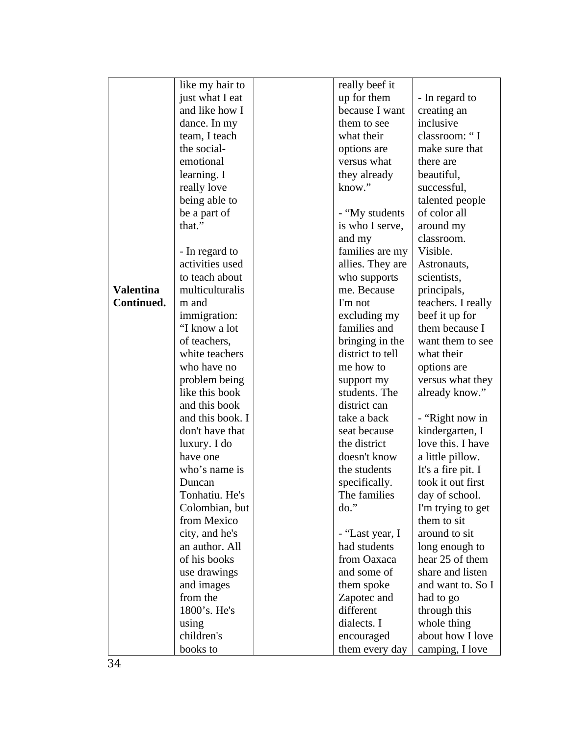| | | | | |
|---|---|---|---|---|
| **Valentina Continued.** | like my hair to just what I eat and like how I dance. In my team, I teach the social-emotional learning. I really love being able to be a part of that."<br><br>- In regard to activities used to teach about multiculturalism and immigration: "I know a lot of teachers, white teachers who have no problem being like this book and this book and this book. I don't have that luxury. I do have one who's name is Duncan Tonhatiu. He's Colombian, but from Mexico city, and he's an author. All of his books use drawings and images from the 1800's. He's using children's books to | | really beef it up for them because I want them to see what their options are versus what they already know."<br><br>- "My students is who I serve, and my families are my allies. They are who supports me. Because I'm not excluding my families and bringing in the district to tell me how to support my students. The district can take a back seat because the district doesn't know the students specifically. The families do."<br><br>- "Last year, I had students from Oaxaca and some of them spoke Zapotec and different dialects. I encouraged them every day | - In regard to creating an inclusive classroom: " I make sure that there are beautiful, successful, talented people of color all around my classroom. Visible. Astronauts, scientists, principals, teachers. I really beef it up for them because I want them to see what their options are versus what they already know."<br><br>- "Right now in kindergarten, I love this. I have a little pillow. It's a fire pit. I took it out first day of school. I'm trying to get them to sit around to sit long enough to hear 25 of them share and listen and want to. So I had to go through this whole thing about how I love camping, I love |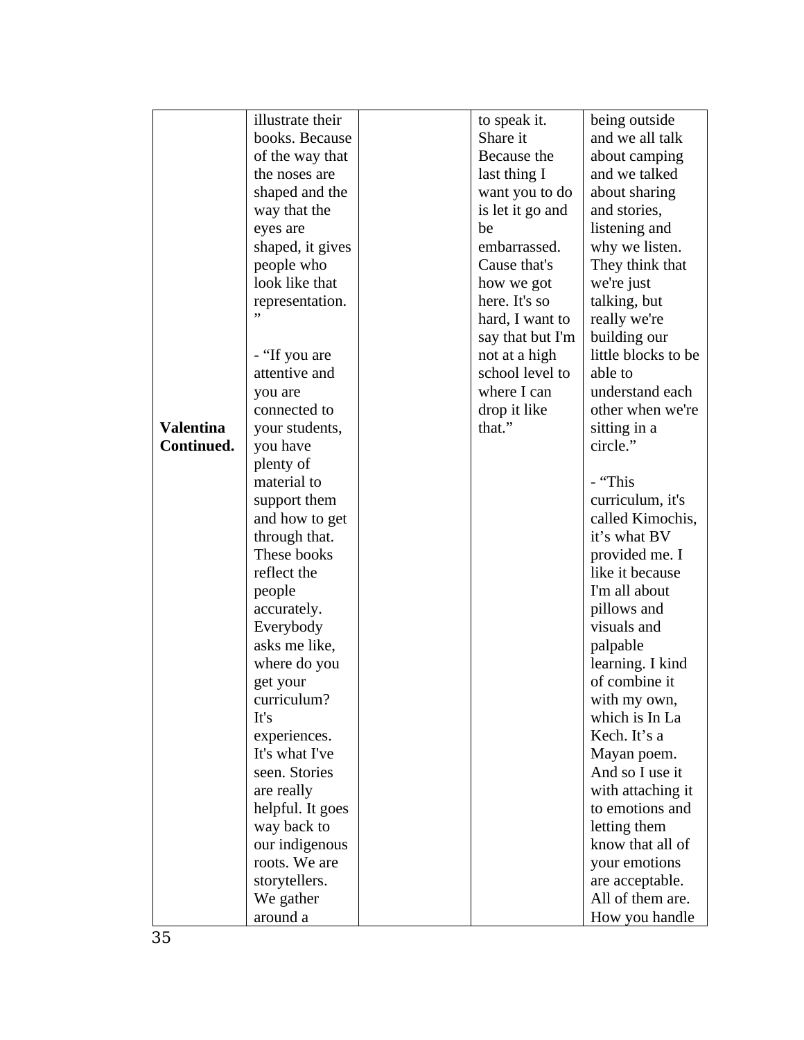| | | | | |
|---|---|---|---|---|
| **Valentina Continued.** | illustrate their books. Because of the way that the noses are shaped and the way that the eyes are shaped, it gives people who look like that representation."<br><br>- "If you are attentive and you are connected to your students, you have plenty of material to support them and how to get through that. These books reflect the people accurately. Everybody asks me like, where do you get your curriculum? It's experiences. It's what I've seen. Stories are really helpful. It goes way back to our indigenous roots. We are storytellers. We gather around a | | to speak it. Share it Because the last thing I want you to do is let it go and be embarrassed. Cause that's how we got here. It's so hard, I want to say that but I'm not at a high school level to where I can drop it like that." | being outside and we all talk about camping and we talked about sharing and stories, listening and why we listen. They think that we're just talking, but really we're building our little blocks to be able to understand each other when we're sitting in a circle."<br><br>- "This curriculum, it's called Kimochis, it's what BV provided me. I like it because I'm all about pillows and visuals and palpable learning. I kind of combine it with my own, which is In La Kech. It's a Mayan poem. And so I use it with attaching it to emotions and letting them know that all of your emotions are acceptable. All of them are. How you handle |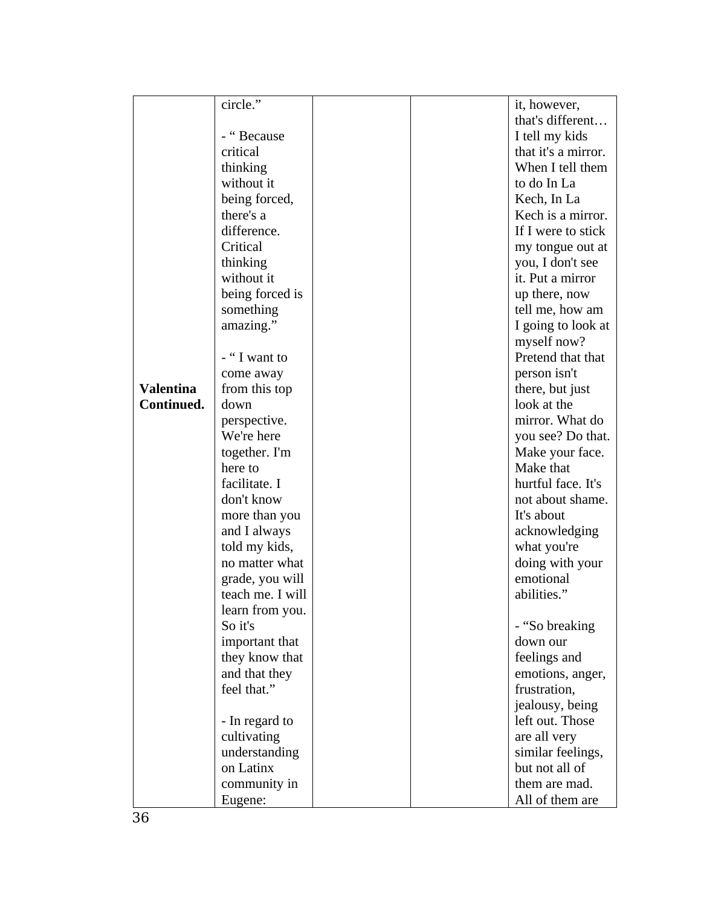| | | | | |
|---|---|---|---|---|
| **Valentina Continued.** | circle."<br><br>- " Because critical thinking without it being forced, there's a difference. Critical thinking without it being forced is something amazing."<br><br>- " I want to come away from this top down perspective. We're here together. I'm here to facilitate. I don't know more than you and I always told my kids, no matter what grade, you will teach me. I will learn from you. So it's important that they know that and that they feel that."<br><br>- In regard to cultivating understanding on Latinx community in Eugene: | | | it, however, that's different… I tell my kids that it's a mirror. When I tell them to do In La Kech, In La Kech is a mirror. If I were to stick my tongue out at you, I don't see it. Put a mirror up there, now tell me, how am I going to look at myself now? Pretend that that person isn't there, but just look at the mirror. What do you see? Do that. Make your face. Make that hurtful face. It's not about shame. It's about acknowledging what you're doing with your emotional abilities."<br><br>- "So breaking down our feelings and emotions, anger, frustration, jealousy, being left out. Those are all very similar feelings, but not all of them are mad. All of them are |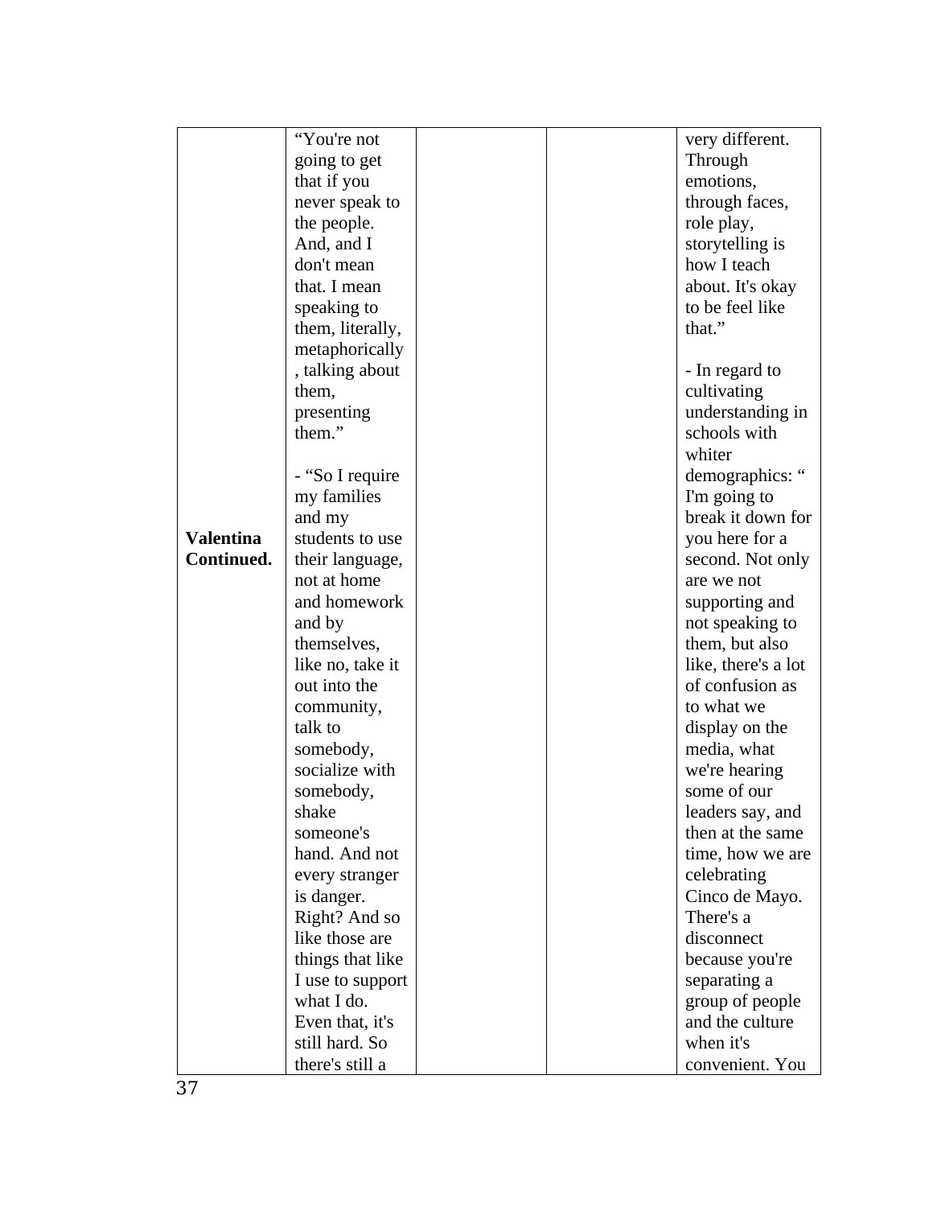| | | | | |
|---|---|---|---|---|
| **Valentina Continued.** | "You're not going to get that if you never speak to the people. And, and I don't mean that. I mean speaking to them, literally, metaphorically, talking about them, presenting them."<br><br>- "So I require my families and my students to use their language, not at home and homework and by themselves, like no, take it out into the community, talk to somebody, socialize with somebody, shake someone's hand. And not every stranger is danger. Right? And so like those are things that like I use to support what I do. Even that, it's still hard. So there's still a | | | very different. Through emotions, through faces, role play, storytelling is how I teach about. It's okay to be feel like that."<br><br>- In regard to cultivating understanding in schools with whiter demographics: " I'm going to break it down for you here for a second. Not only are we not supporting and not speaking to them, but also like, there's a lot of confusion as to what we display on the media, what we're hearing some of our leaders say, and then at the same time, how we are celebrating Cinco de Mayo. There's a disconnect because you're separating a group of people and the culture when it's convenient. You |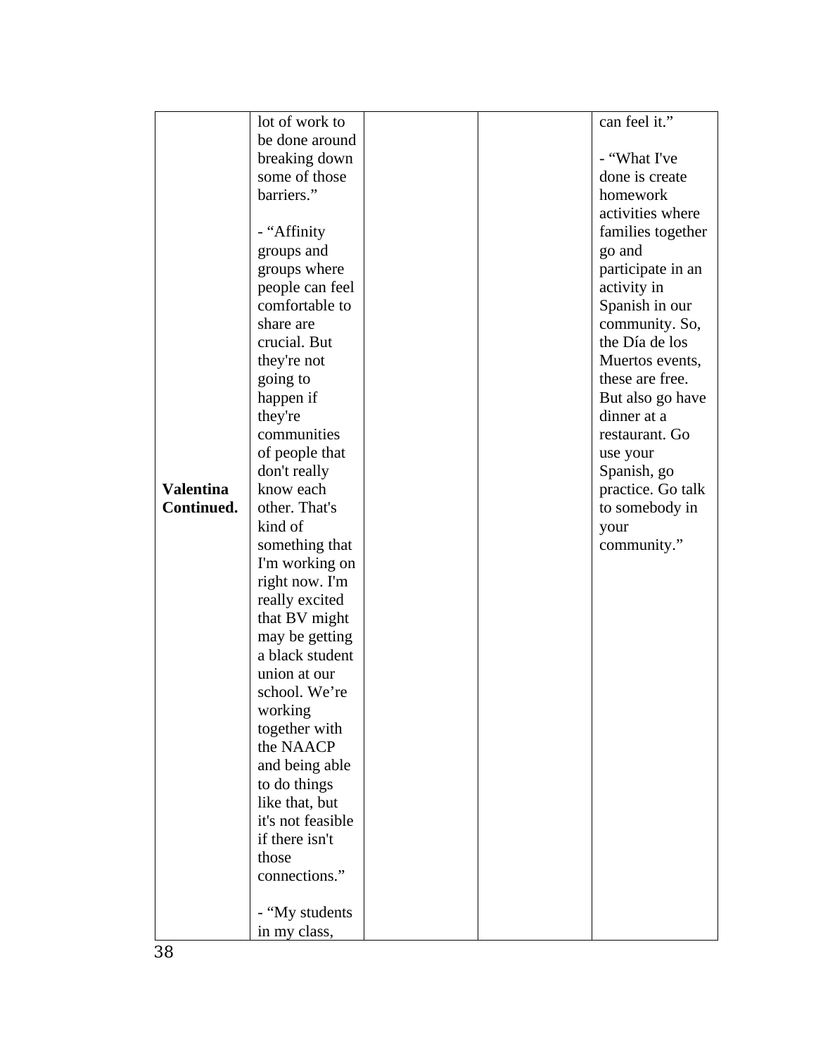| | | | | |
|---|---|---|---|---|
| **Valentina Continued.** | lot of work to be done around breaking down some of those barriers.”<br><br>- “Affinity groups and groups where people can feel comfortable to share are crucial. But they're not going to happen if they're communities of people that don't really know each other. That's kind of something that I'm working on right now. I'm really excited that BV might may be getting a black student union at our school. We’re working together with the NAACP and being able to do things like that, but it's not feasible if there isn't those connections.”<br><br>- “My students in my class, | | | can feel it.”<br><br>- “What I've done is create homework activities where families together go and participate in an activity in Spanish in our community. So, the Día de los Muertos events, these are free. But also go have dinner at a restaurant. Go use your Spanish, go practice. Go talk to somebody in your community.” |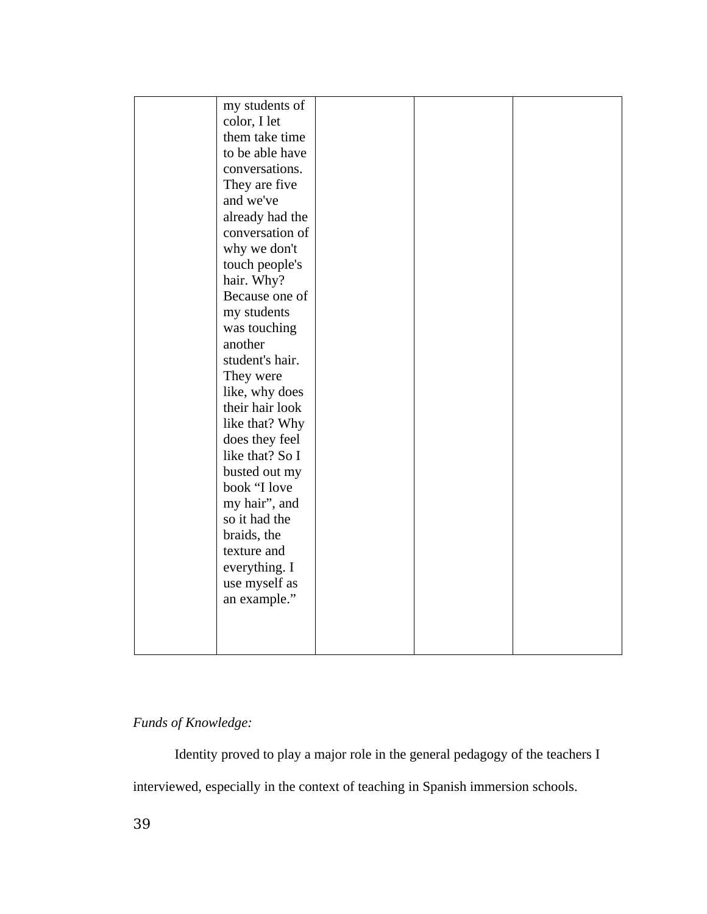|  | my students of color, I let them take time to be able have conversations. They are five and we've already had the conversation of why we don't touch people's hair. Why? Because one of my students was touching another student's hair. They were like, why does their hair look like that? Why does they feel like that? So I busted out my book "I love my hair", and so it had the braids, the texture and everything. I use myself as an example." |  |  |  |
|---|---|---|---|---|

*Funds of Knowledge:*

Identity proved to play a major role in the general pedagogy of the teachers I interviewed, especially in the context of teaching in Spanish immersion schools.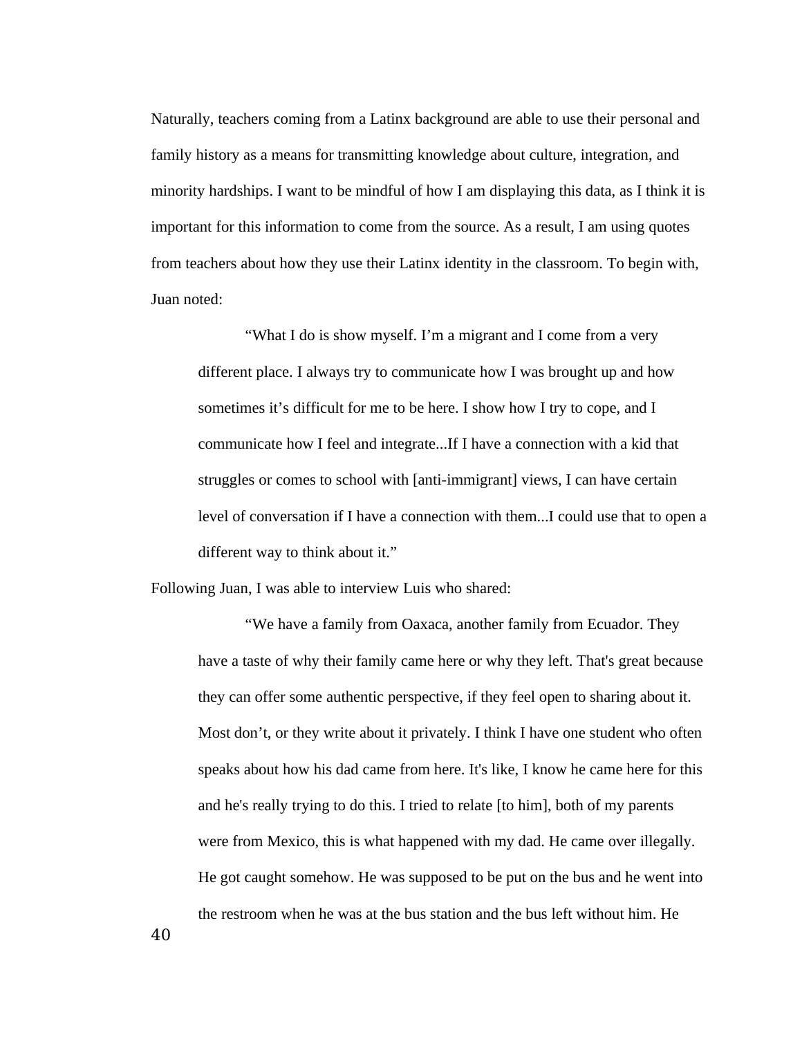Naturally, teachers coming from a Latinx background are able to use their personal and family history as a means for transmitting knowledge about culture, integration, and minority hardships. I want to be mindful of how I am displaying this data, as I think it is important for this information to come from the source. As a result, I am using quotes from teachers about how they use their Latinx identity in the classroom. To begin with, Juan noted:

> "What I do is show myself. I'm a migrant and I come from a very different place. I always try to communicate how I was brought up and how sometimes it's difficult for me to be here. I show how I try to cope, and I communicate how I feel and integrate...If I have a connection with a kid that struggles or comes to school with [anti-immigrant] views, I can have certain level of conversation if I have a connection with them...I could use that to open a different way to think about it."

Following Juan, I was able to interview Luis who shared:

> "We have a family from Oaxaca, another family from Ecuador. They have a taste of why their family came here or why they left. That's great because they can offer some authentic perspective, if they feel open to sharing about it. Most don't, or they write about it privately. I think I have one student who often speaks about how his dad came from here. It's like, I know he came here for this and he's really trying to do this. I tried to relate [to him], both of my parents were from Mexico, this is what happened with my dad. He came over illegally. He got caught somehow. He was supposed to be put on the bus and he went into the restroom when he was at the bus station and the bus left without him. He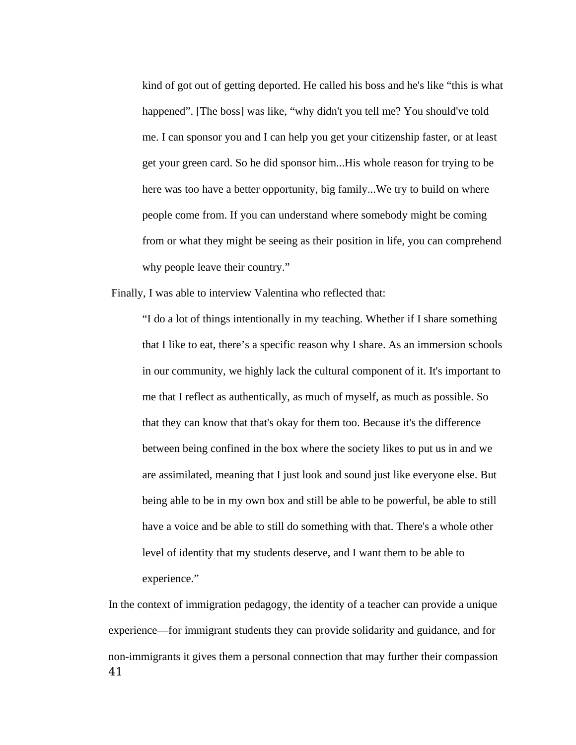> kind of got out of getting deported. He called his boss and he's like "this is what happened". [The boss] was like, "why didn't you tell me? You should've told me. I can sponsor you and I can help you get your citizenship faster, or at least get your green card. So he did sponsor him...His whole reason for trying to be here was too have a better opportunity, big family...We try to build on where people come from. If you can understand where somebody might be coming from or what they might be seeing as their position in life, you can comprehend why people leave their country."

Finally, I was able to interview Valentina who reflected that:

> "I do a lot of things intentionally in my teaching. Whether if I share something that I like to eat, there's a specific reason why I share. As an immersion schools in our community, we highly lack the cultural component of it. It's important to me that I reflect as authentically, as much of myself, as much as possible. So that they can know that that's okay for them too. Because it's the difference between being confined in the box where the society likes to put us in and we are assimilated, meaning that I just look and sound just like everyone else. But being able to be in my own box and still be able to be powerful, be able to still have a voice and be able to still do something with that. There's a whole other level of identity that my students deserve, and I want them to be able to experience."

In the context of immigration pedagogy, the identity of a teacher can provide a unique experience—for immigrant students they can provide solidarity and guidance, and for non-immigrants it gives them a personal connection that may further their compassion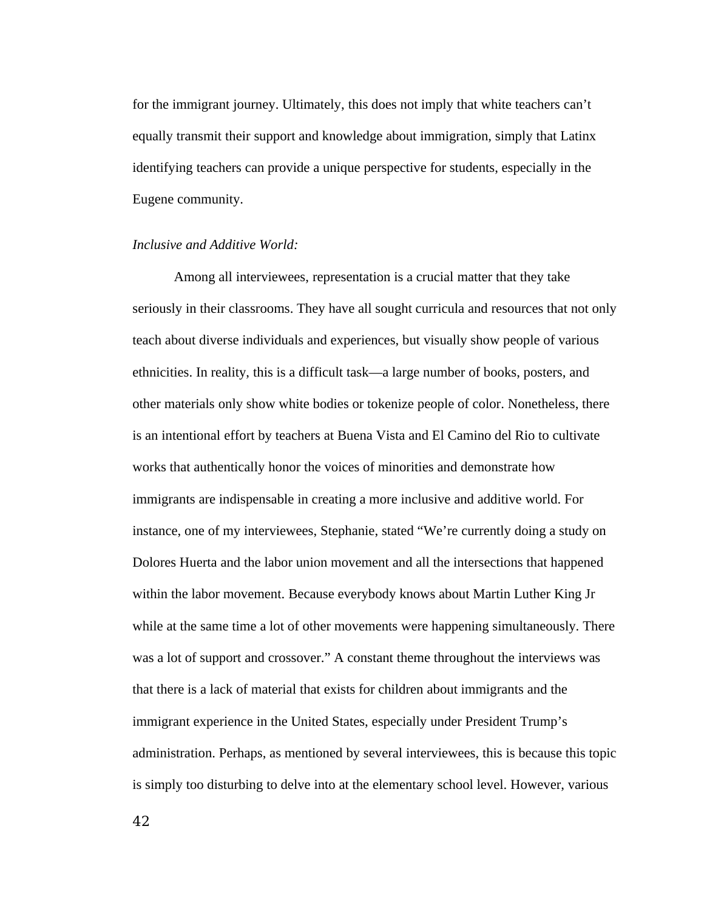for the immigrant journey. Ultimately, this does not imply that white teachers can't equally transmit their support and knowledge about immigration, simply that Latinx identifying teachers can provide a unique perspective for students, especially in the Eugene community.

*Inclusive and Additive World:*

Among all interviewees, representation is a crucial matter that they take seriously in their classrooms. They have all sought curricula and resources that not only teach about diverse individuals and experiences, but visually show people of various ethnicities. In reality, this is a difficult task—a large number of books, posters, and other materials only show white bodies or tokenize people of color. Nonetheless, there is an intentional effort by teachers at Buena Vista and El Camino del Rio to cultivate works that authentically honor the voices of minorities and demonstrate how immigrants are indispensable in creating a more inclusive and additive world. For instance, one of my interviewees, Stephanie, stated "We're currently doing a study on Dolores Huerta and the labor union movement and all the intersections that happened within the labor movement. Because everybody knows about Martin Luther King Jr while at the same time a lot of other movements were happening simultaneously. There was a lot of support and crossover." A constant theme throughout the interviews was that there is a lack of material that exists for children about immigrants and the immigrant experience in the United States, especially under President Trump's administration. Perhaps, as mentioned by several interviewees, this is because this topic is simply too disturbing to delve into at the elementary school level. However, various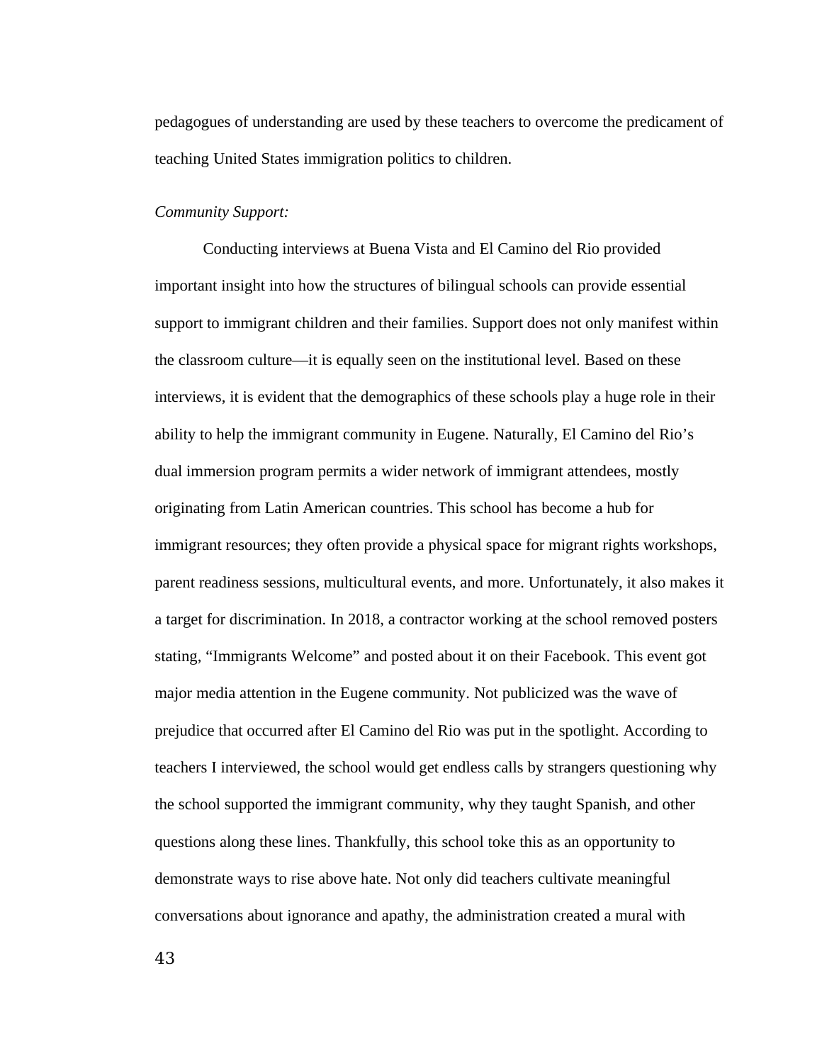pedagogues of understanding are used by these teachers to overcome the predicament of teaching United States immigration politics to children.

*Community Support:*

Conducting interviews at Buena Vista and El Camino del Rio provided important insight into how the structures of bilingual schools can provide essential support to immigrant children and their families. Support does not only manifest within the classroom culture—it is equally seen on the institutional level. Based on these interviews, it is evident that the demographics of these schools play a huge role in their ability to help the immigrant community in Eugene. Naturally, El Camino del Rio's dual immersion program permits a wider network of immigrant attendees, mostly originating from Latin American countries. This school has become a hub for immigrant resources; they often provide a physical space for migrant rights workshops, parent readiness sessions, multicultural events, and more. Unfortunately, it also makes it a target for discrimination. In 2018, a contractor working at the school removed posters stating, "Immigrants Welcome" and posted about it on their Facebook. This event got major media attention in the Eugene community. Not publicized was the wave of prejudice that occurred after El Camino del Rio was put in the spotlight. According to teachers I interviewed, the school would get endless calls by strangers questioning why the school supported the immigrant community, why they taught Spanish, and other questions along these lines. Thankfully, this school toke this as an opportunity to demonstrate ways to rise above hate. Not only did teachers cultivate meaningful conversations about ignorance and apathy, the administration created a mural with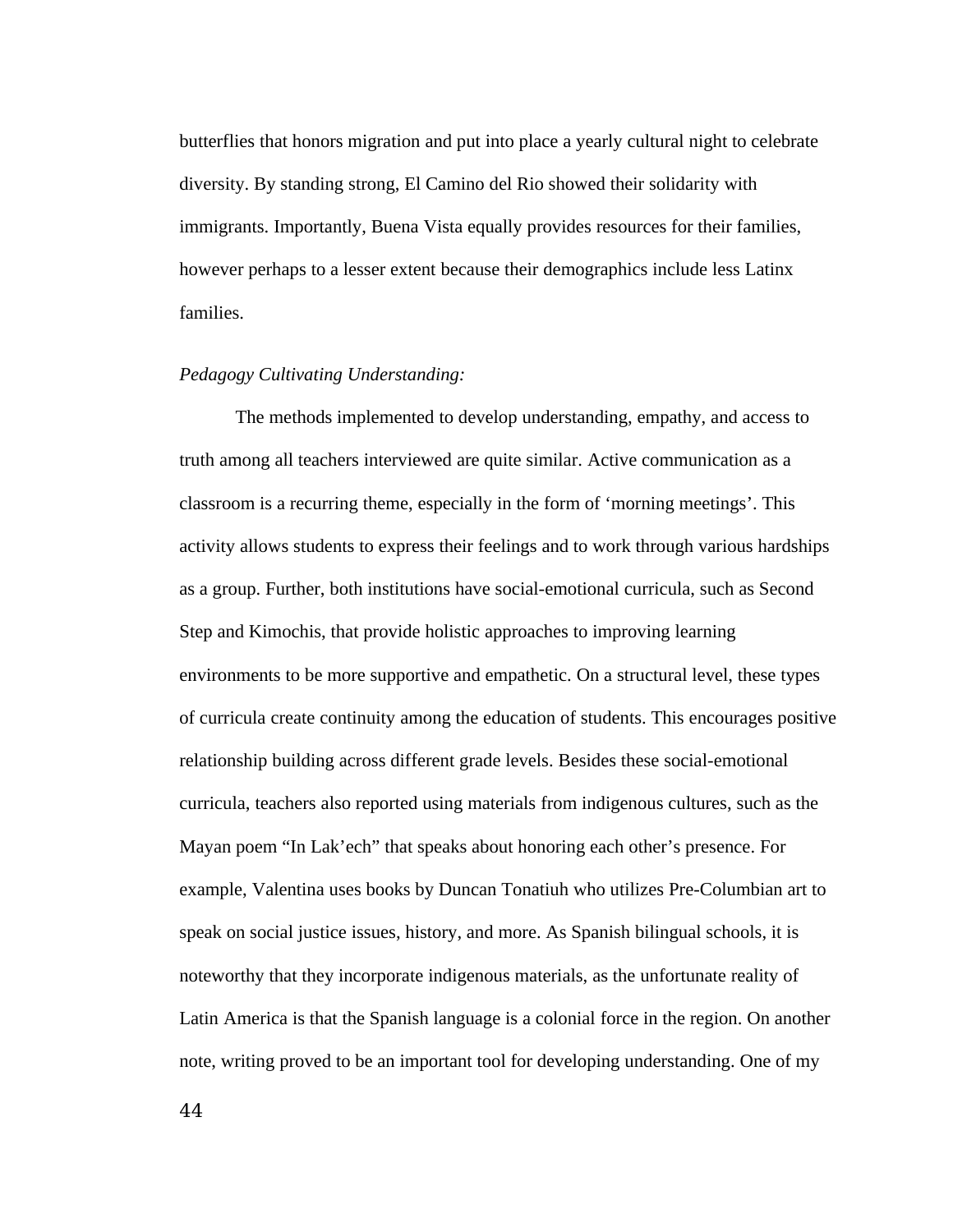butterflies that honors migration and put into place a yearly cultural night to celebrate diversity. By standing strong, El Camino del Rio showed their solidarity with immigrants. Importantly, Buena Vista equally provides resources for their families, however perhaps to a lesser extent because their demographics include less Latinx families.

*Pedagogy Cultivating Understanding:*

The methods implemented to develop understanding, empathy, and access to truth among all teachers interviewed are quite similar. Active communication as a classroom is a recurring theme, especially in the form of ‘morning meetings’. This activity allows students to express their feelings and to work through various hardships as a group. Further, both institutions have social-emotional curricula, such as Second Step and Kimochis, that provide holistic approaches to improving learning environments to be more supportive and empathetic. On a structural level, these types of curricula create continuity among the education of students. This encourages positive relationship building across different grade levels. Besides these social-emotional curricula, teachers also reported using materials from indigenous cultures, such as the Mayan poem “In Lak’ech” that speaks about honoring each other’s presence. For example, Valentina uses books by Duncan Tonatiuh who utilizes Pre-Columbian art to speak on social justice issues, history, and more. As Spanish bilingual schools, it is noteworthy that they incorporate indigenous materials, as the unfortunate reality of Latin America is that the Spanish language is a colonial force in the region. On another note, writing proved to be an important tool for developing understanding. One of my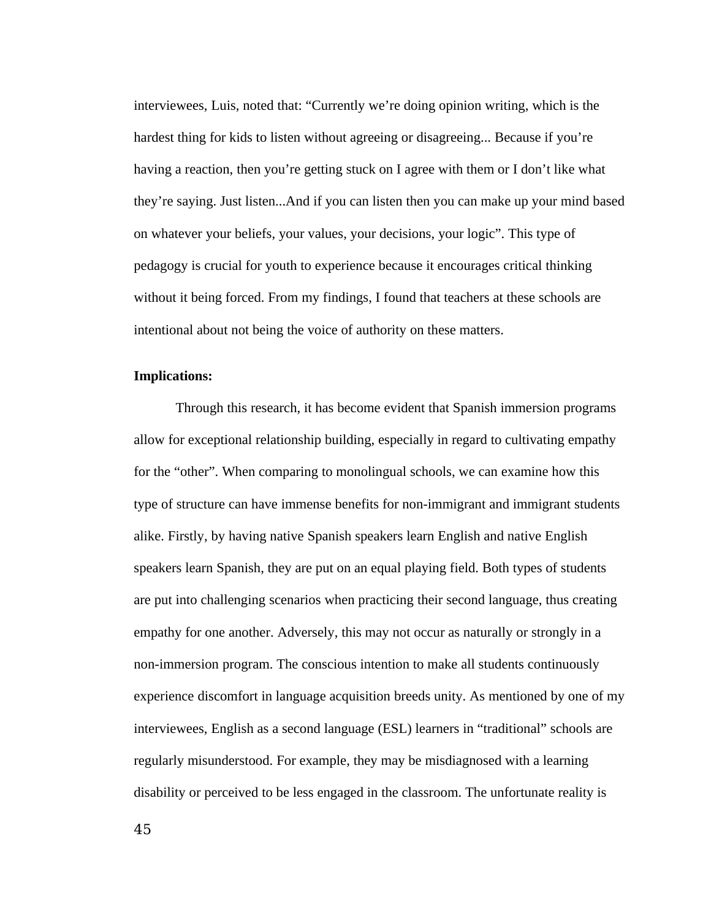interviewees, Luis, noted that: “Currently we’re doing opinion writing, which is the hardest thing for kids to listen without agreeing or disagreeing... Because if you’re having a reaction, then you’re getting stuck on I agree with them or I don’t like what they’re saying. Just listen...And if you can listen then you can make up your mind based on whatever your beliefs, your values, your decisions, your logic”. This type of pedagogy is crucial for youth to experience because it encourages critical thinking without it being forced. From my findings, I found that teachers at these schools are intentional about not being the voice of authority on these matters.

**Implications:**

Through this research, it has become evident that Spanish immersion programs allow for exceptional relationship building, especially in regard to cultivating empathy for the “other”. When comparing to monolingual schools, we can examine how this type of structure can have immense benefits for non-immigrant and immigrant students alike. Firstly, by having native Spanish speakers learn English and native English speakers learn Spanish, they are put on an equal playing field. Both types of students are put into challenging scenarios when practicing their second language, thus creating empathy for one another. Adversely, this may not occur as naturally or strongly in a non-immersion program. The conscious intention to make all students continuously experience discomfort in language acquisition breeds unity. As mentioned by one of my interviewees, English as a second language (ESL) learners in “traditional” schools are regularly misunderstood. For example, they may be misdiagnosed with a learning disability or perceived to be less engaged in the classroom. The unfortunate reality is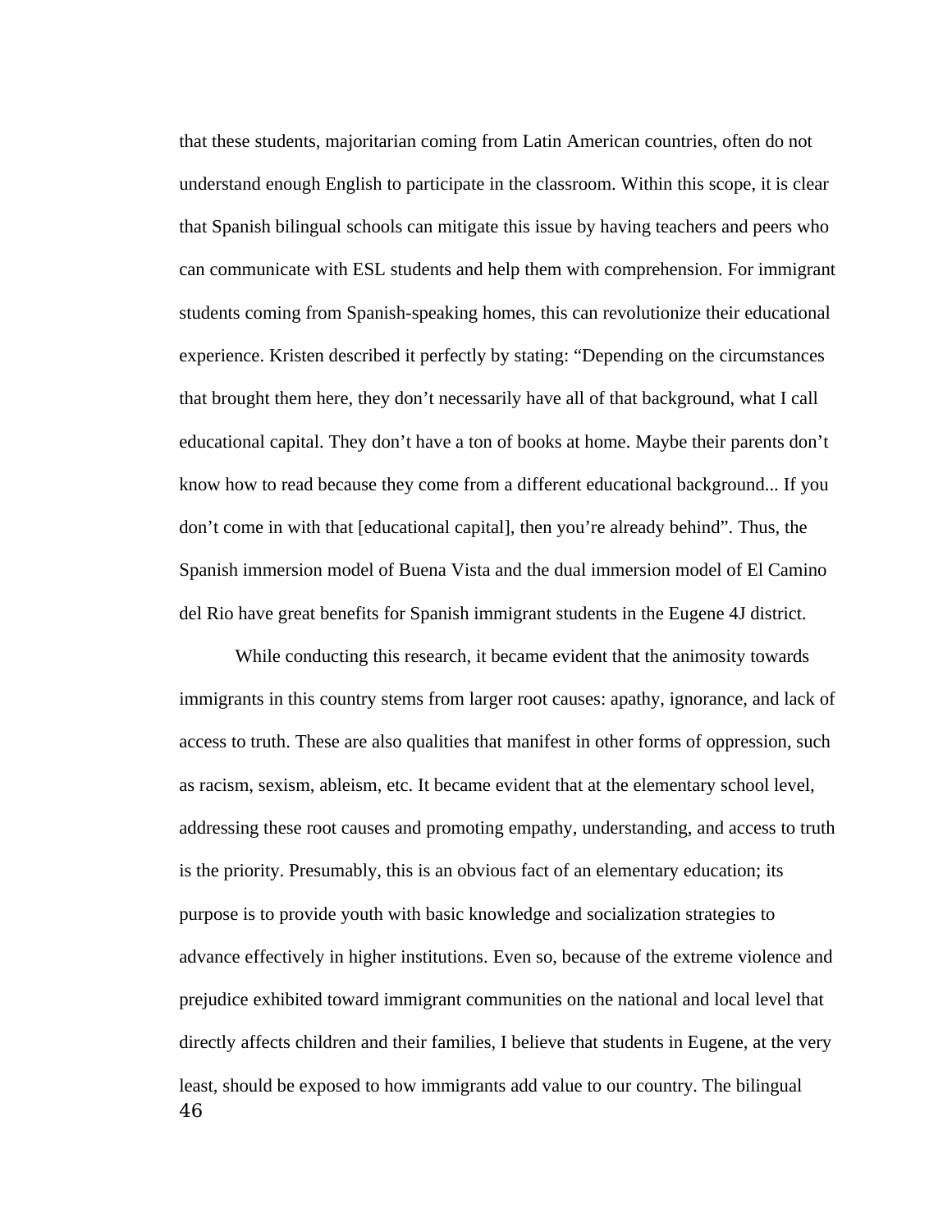that these students, majoritarian coming from Latin American countries, often do not understand enough English to participate in the classroom. Within this scope, it is clear that Spanish bilingual schools can mitigate this issue by having teachers and peers who can communicate with ESL students and help them with comprehension. For immigrant students coming from Spanish-speaking homes, this can revolutionize their educational experience. Kristen described it perfectly by stating: “Depending on the circumstances that brought them here, they don’t necessarily have all of that background, what I call educational capital. They don’t have a ton of books at home. Maybe their parents don’t know how to read because they come from a different educational background... If you don’t come in with that [educational capital], then you’re already behind”. Thus, the Spanish immersion model of Buena Vista and the dual immersion model of El Camino del Rio have great benefits for Spanish immigrant students in the Eugene 4J district.

While conducting this research, it became evident that the animosity towards immigrants in this country stems from larger root causes: apathy, ignorance, and lack of access to truth. These are also qualities that manifest in other forms of oppression, such as racism, sexism, ableism, etc. It became evident that at the elementary school level, addressing these root causes and promoting empathy, understanding, and access to truth is the priority. Presumably, this is an obvious fact of an elementary education; its purpose is to provide youth with basic knowledge and socialization strategies to advance effectively in higher institutions. Even so, because of the extreme violence and prejudice exhibited toward immigrant communities on the national and local level that directly affects children and their families, I believe that students in Eugene, at the very least, should be exposed to how immigrants add value to our country. The bilingual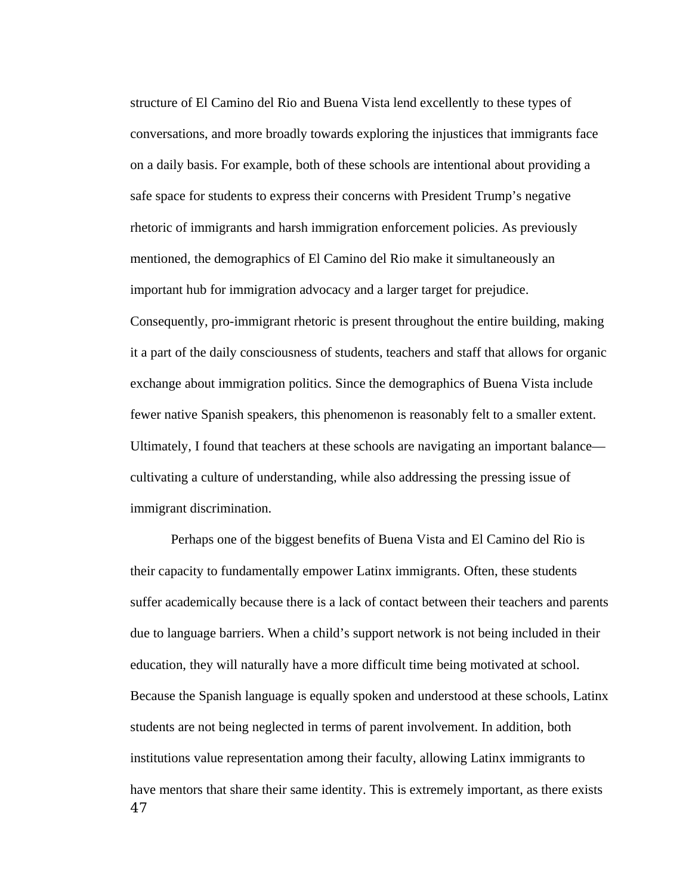structure of El Camino del Rio and Buena Vista lend excellently to these types of conversations, and more broadly towards exploring the injustices that immigrants face on a daily basis. For example, both of these schools are intentional about providing a safe space for students to express their concerns with President Trump's negative rhetoric of immigrants and harsh immigration enforcement policies. As previously mentioned, the demographics of El Camino del Rio make it simultaneously an important hub for immigration advocacy and a larger target for prejudice. Consequently, pro-immigrant rhetoric is present throughout the entire building, making it a part of the daily consciousness of students, teachers and staff that allows for organic exchange about immigration politics. Since the demographics of Buena Vista include fewer native Spanish speakers, this phenomenon is reasonably felt to a smaller extent. Ultimately, I found that teachers at these schools are navigating an important balance—cultivating a culture of understanding, while also addressing the pressing issue of immigrant discrimination.

Perhaps one of the biggest benefits of Buena Vista and El Camino del Rio is their capacity to fundamentally empower Latinx immigrants. Often, these students suffer academically because there is a lack of contact between their teachers and parents due to language barriers. When a child's support network is not being included in their education, they will naturally have a more difficult time being motivated at school. Because the Spanish language is equally spoken and understood at these schools, Latinx students are not being neglected in terms of parent involvement. In addition, both institutions value representation among their faculty, allowing Latinx immigrants to have mentors that share their same identity. This is extremely important, as there exists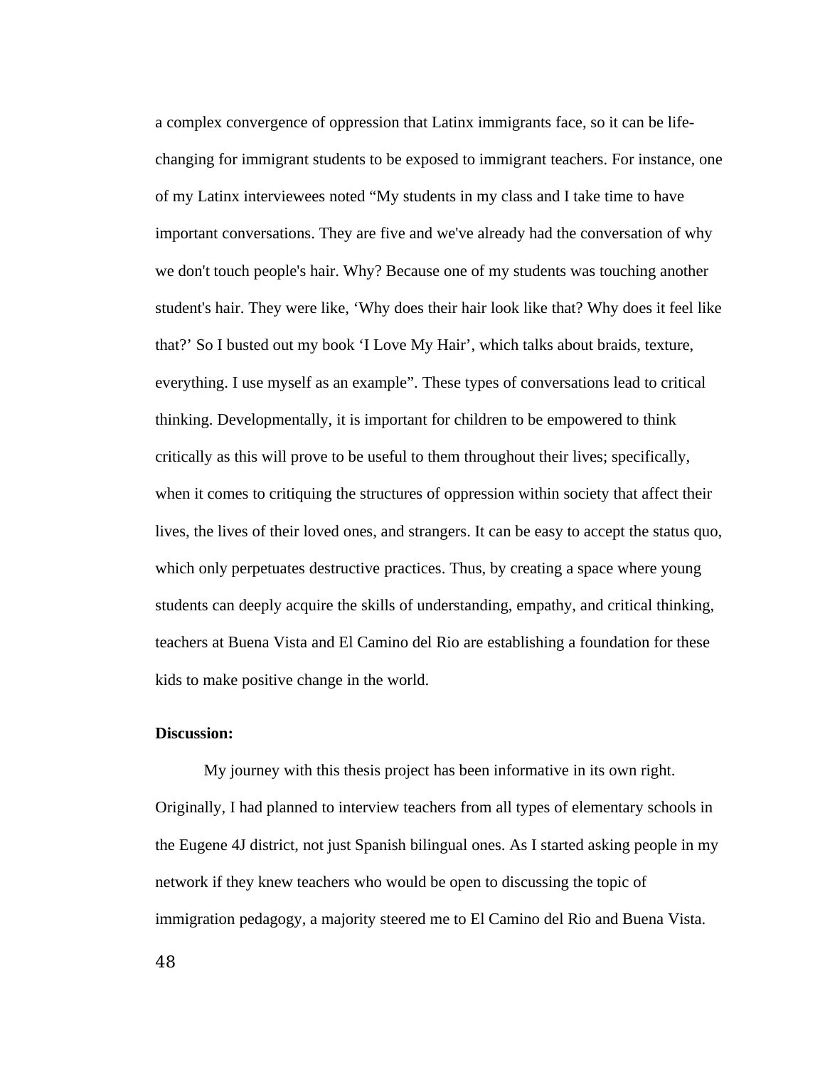a complex convergence of oppression that Latinx immigrants face, so it can be life-changing for immigrant students to be exposed to immigrant teachers. For instance, one of my Latinx interviewees noted “My students in my class and I take time to have important conversations. They are five and we've already had the conversation of why we don't touch people's hair. Why? Because one of my students was touching another student's hair. They were like, ‘Why does their hair look like that? Why does it feel like that?’ So I busted out my book ‘I Love My Hair’, which talks about braids, texture, everything. I use myself as an example”. These types of conversations lead to critical thinking. Developmentally, it is important for children to be empowered to think critically as this will prove to be useful to them throughout their lives; specifically, when it comes to critiquing the structures of oppression within society that affect their lives, the lives of their loved ones, and strangers. It can be easy to accept the status quo, which only perpetuates destructive practices. Thus, by creating a space where young students can deeply acquire the skills of understanding, empathy, and critical thinking, teachers at Buena Vista and El Camino del Rio are establishing a foundation for these kids to make positive change in the world.

**Discussion:**

My journey with this thesis project has been informative in its own right. Originally, I had planned to interview teachers from all types of elementary schools in the Eugene 4J district, not just Spanish bilingual ones. As I started asking people in my network if they knew teachers who would be open to discussing the topic of immigration pedagogy, a majority steered me to El Camino del Rio and Buena Vista.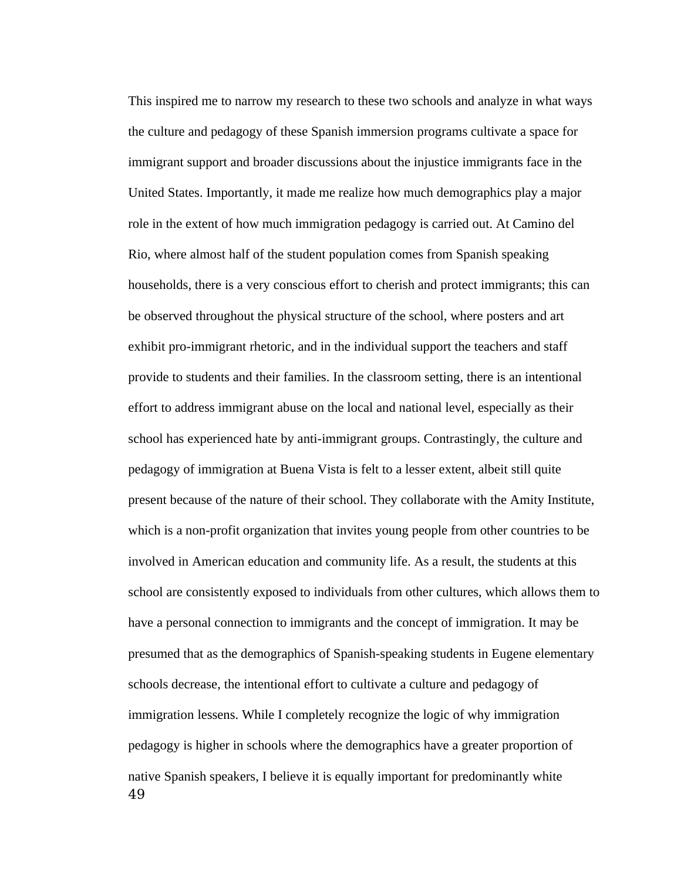This inspired me to narrow my research to these two schools and analyze in what ways the culture and pedagogy of these Spanish immersion programs cultivate a space for immigrant support and broader discussions about the injustice immigrants face in the United States. Importantly, it made me realize how much demographics play a major role in the extent of how much immigration pedagogy is carried out. At Camino del Rio, where almost half of the student population comes from Spanish speaking households, there is a very conscious effort to cherish and protect immigrants; this can be observed throughout the physical structure of the school, where posters and art exhibit pro-immigrant rhetoric, and in the individual support the teachers and staff provide to students and their families. In the classroom setting, there is an intentional effort to address immigrant abuse on the local and national level, especially as their school has experienced hate by anti-immigrant groups. Contrastingly, the culture and pedagogy of immigration at Buena Vista is felt to a lesser extent, albeit still quite present because of the nature of their school. They collaborate with the Amity Institute, which is a non-profit organization that invites young people from other countries to be involved in American education and community life. As a result, the students at this school are consistently exposed to individuals from other cultures, which allows them to have a personal connection to immigrants and the concept of immigration. It may be presumed that as the demographics of Spanish-speaking students in Eugene elementary schools decrease, the intentional effort to cultivate a culture and pedagogy of immigration lessens. While I completely recognize the logic of why immigration pedagogy is higher in schools where the demographics have a greater proportion of native Spanish speakers, I believe it is equally important for predominantly white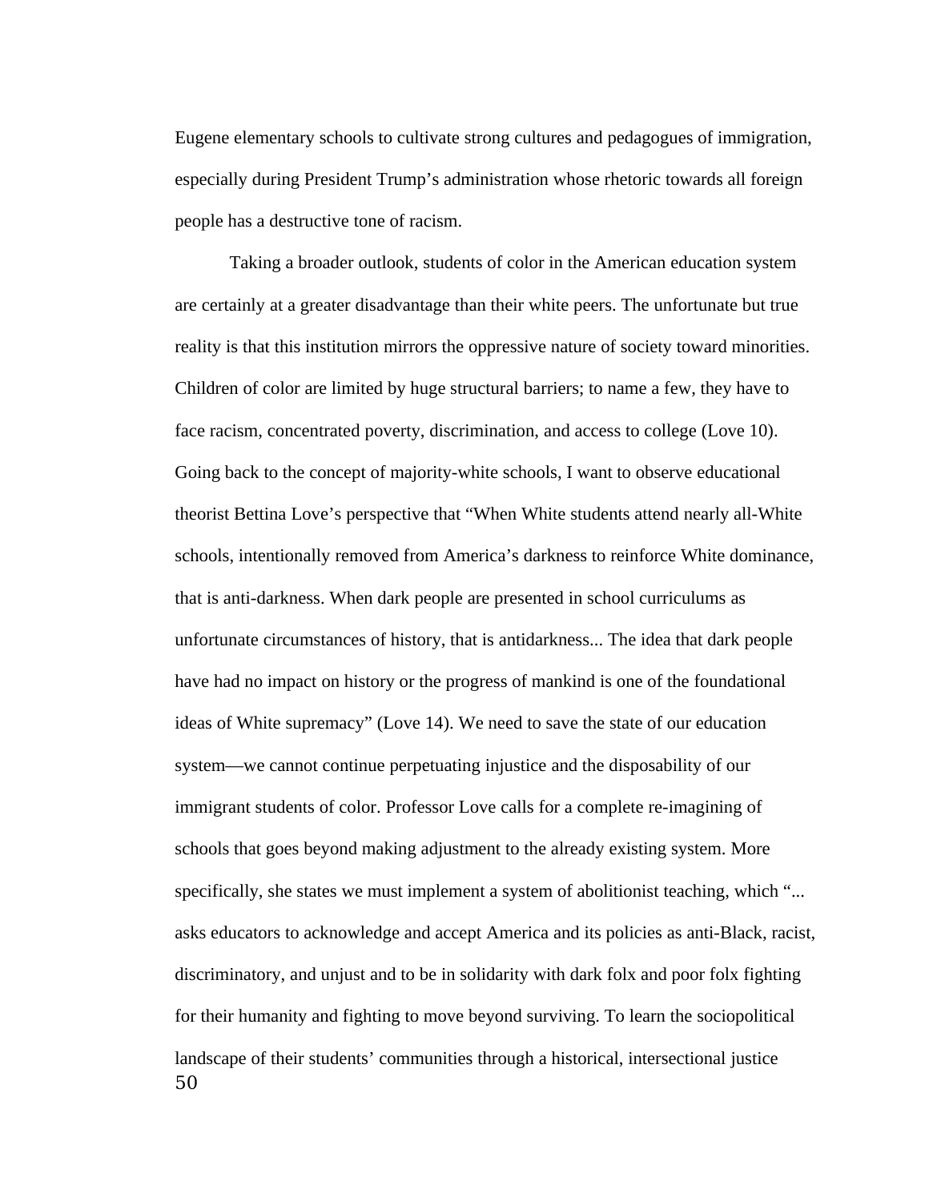Eugene elementary schools to cultivate strong cultures and pedagogues of immigration, especially during President Trump's administration whose rhetoric towards all foreign people has a destructive tone of racism.

Taking a broader outlook, students of color in the American education system are certainly at a greater disadvantage than their white peers. The unfortunate but true reality is that this institution mirrors the oppressive nature of society toward minorities. Children of color are limited by huge structural barriers; to name a few, they have to face racism, concentrated poverty, discrimination, and access to college (Love 10). Going back to the concept of majority-white schools, I want to observe educational theorist Bettina Love's perspective that "When White students attend nearly all-White schools, intentionally removed from America's darkness to reinforce White dominance, that is anti-darkness. When dark people are presented in school curriculums as unfortunate circumstances of history, that is antidarkness... The idea that dark people have had no impact on history or the progress of mankind is one of the foundational ideas of White supremacy" (Love 14). We need to save the state of our education system—we cannot continue perpetuating injustice and the disposability of our immigrant students of color. Professor Love calls for a complete re-imagining of schools that goes beyond making adjustment to the already existing system. More specifically, she states we must implement a system of abolitionist teaching, which "... asks educators to acknowledge and accept America and its policies as anti-Black, racist, discriminatory, and unjust and to be in solidarity with dark folx and poor folx fighting for their humanity and fighting to move beyond surviving. To learn the sociopolitical landscape of their students' communities through a historical, intersectional justice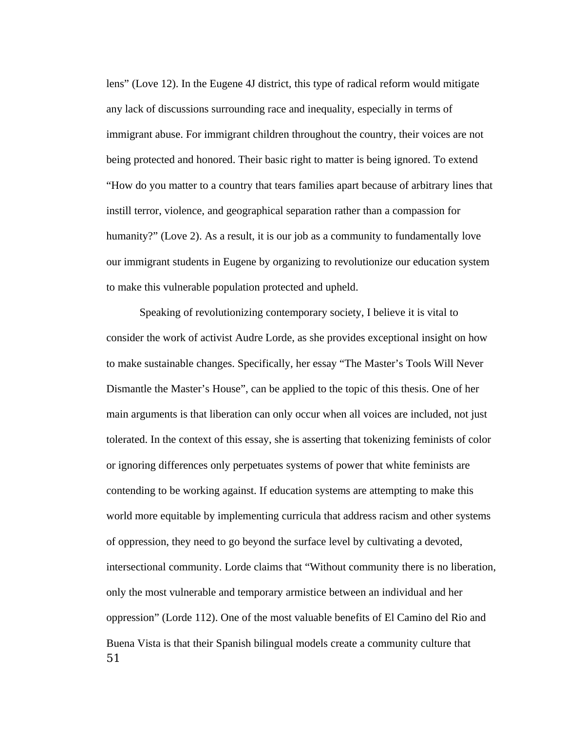lens" (Love 12). In the Eugene 4J district, this type of radical reform would mitigate any lack of discussions surrounding race and inequality, especially in terms of immigrant abuse. For immigrant children throughout the country, their voices are not being protected and honored. Their basic right to matter is being ignored. To extend "How do you matter to a country that tears families apart because of arbitrary lines that instill terror, violence, and geographical separation rather than a compassion for humanity?" (Love 2). As a result, it is our job as a community to fundamentally love our immigrant students in Eugene by organizing to revolutionize our education system to make this vulnerable population protected and upheld.

Speaking of revolutionizing contemporary society, I believe it is vital to consider the work of activist Audre Lorde, as she provides exceptional insight on how to make sustainable changes. Specifically, her essay "The Master's Tools Will Never Dismantle the Master's House", can be applied to the topic of this thesis. One of her main arguments is that liberation can only occur when all voices are included, not just tolerated. In the context of this essay, she is asserting that tokenizing feminists of color or ignoring differences only perpetuates systems of power that white feminists are contending to be working against. If education systems are attempting to make this world more equitable by implementing curricula that address racism and other systems of oppression, they need to go beyond the surface level by cultivating a devoted, intersectional community. Lorde claims that "Without community there is no liberation, only the most vulnerable and temporary armistice between an individual and her oppression" (Lorde 112). One of the most valuable benefits of El Camino del Rio and Buena Vista is that their Spanish bilingual models create a community culture that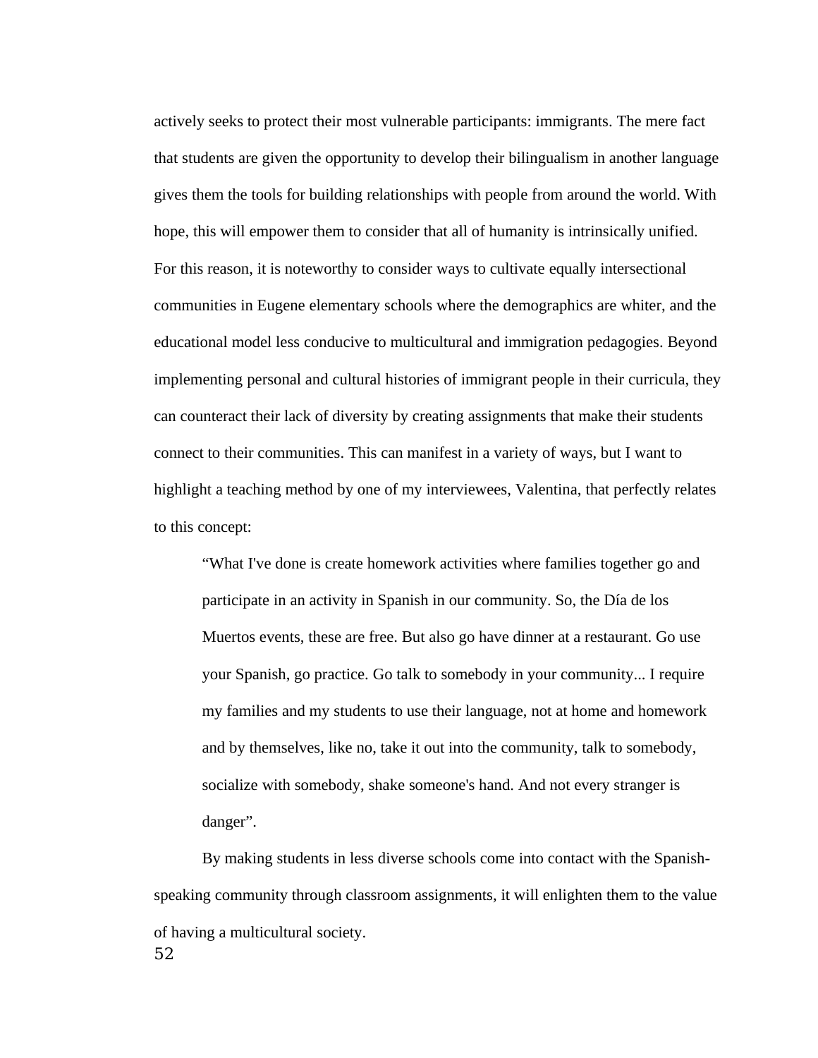actively seeks to protect their most vulnerable participants: immigrants. The mere fact that students are given the opportunity to develop their bilingualism in another language gives them the tools for building relationships with people from around the world. With hope, this will empower them to consider that all of humanity is intrinsically unified. For this reason, it is noteworthy to consider ways to cultivate equally intersectional communities in Eugene elementary schools where the demographics are whiter, and the educational model less conducive to multicultural and immigration pedagogies. Beyond implementing personal and cultural histories of immigrant people in their curricula, they can counteract their lack of diversity by creating assignments that make their students connect to their communities. This can manifest in a variety of ways, but I want to highlight a teaching method by one of my interviewees, Valentina, that perfectly relates to this concept:

> "What I've done is create homework activities where families together go and participate in an activity in Spanish in our community. So, the Día de los Muertos events, these are free. But also go have dinner at a restaurant. Go use your Spanish, go practice. Go talk to somebody in your community... I require my families and my students to use their language, not at home and homework and by themselves, like no, take it out into the community, talk to somebody, socialize with somebody, shake someone's hand. And not every stranger is danger".

By making students in less diverse schools come into contact with the Spanish-speaking community through classroom assignments, it will enlighten them to the value of having a multicultural society.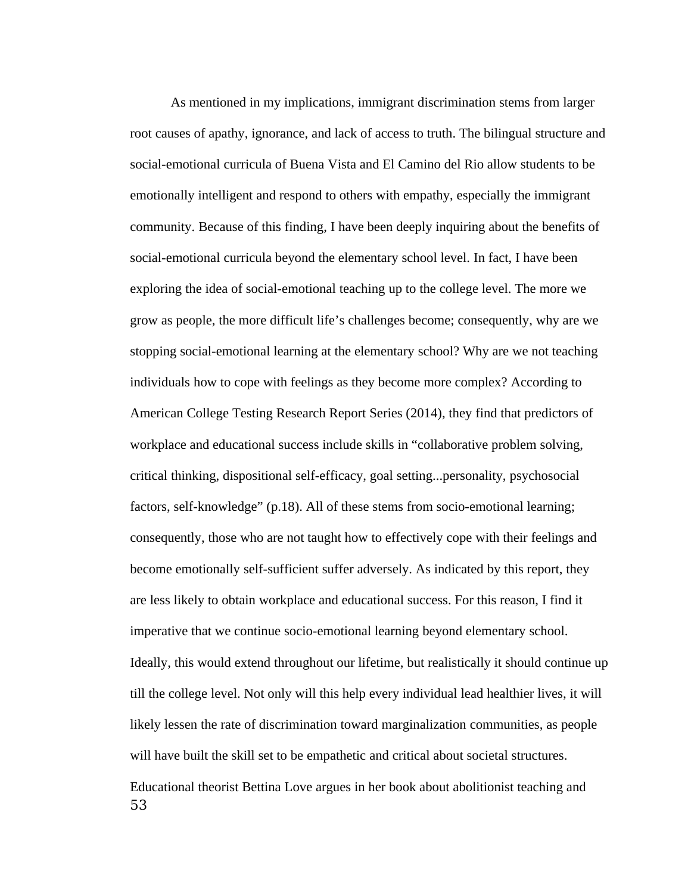As mentioned in my implications, immigrant discrimination stems from larger root causes of apathy, ignorance, and lack of access to truth. The bilingual structure and social-emotional curricula of Buena Vista and El Camino del Rio allow students to be emotionally intelligent and respond to others with empathy, especially the immigrant community. Because of this finding, I have been deeply inquiring about the benefits of social-emotional curricula beyond the elementary school level. In fact, I have been exploring the idea of social-emotional teaching up to the college level. The more we grow as people, the more difficult life's challenges become; consequently, why are we stopping social-emotional learning at the elementary school? Why are we not teaching individuals how to cope with feelings as they become more complex? According to American College Testing Research Report Series (2014), they find that predictors of workplace and educational success include skills in "collaborative problem solving, critical thinking, dispositional self-efficacy, goal setting...personality, psychosocial factors, self-knowledge" (p.18). All of these stems from socio-emotional learning; consequently, those who are not taught how to effectively cope with their feelings and become emotionally self-sufficient suffer adversely. As indicated by this report, they are less likely to obtain workplace and educational success. For this reason, I find it imperative that we continue socio-emotional learning beyond elementary school. Ideally, this would extend throughout our lifetime, but realistically it should continue up till the college level. Not only will this help every individual lead healthier lives, it will likely lessen the rate of discrimination toward marginalization communities, as people will have built the skill set to be empathetic and critical about societal structures. Educational theorist Bettina Love argues in her book about abolitionist teaching and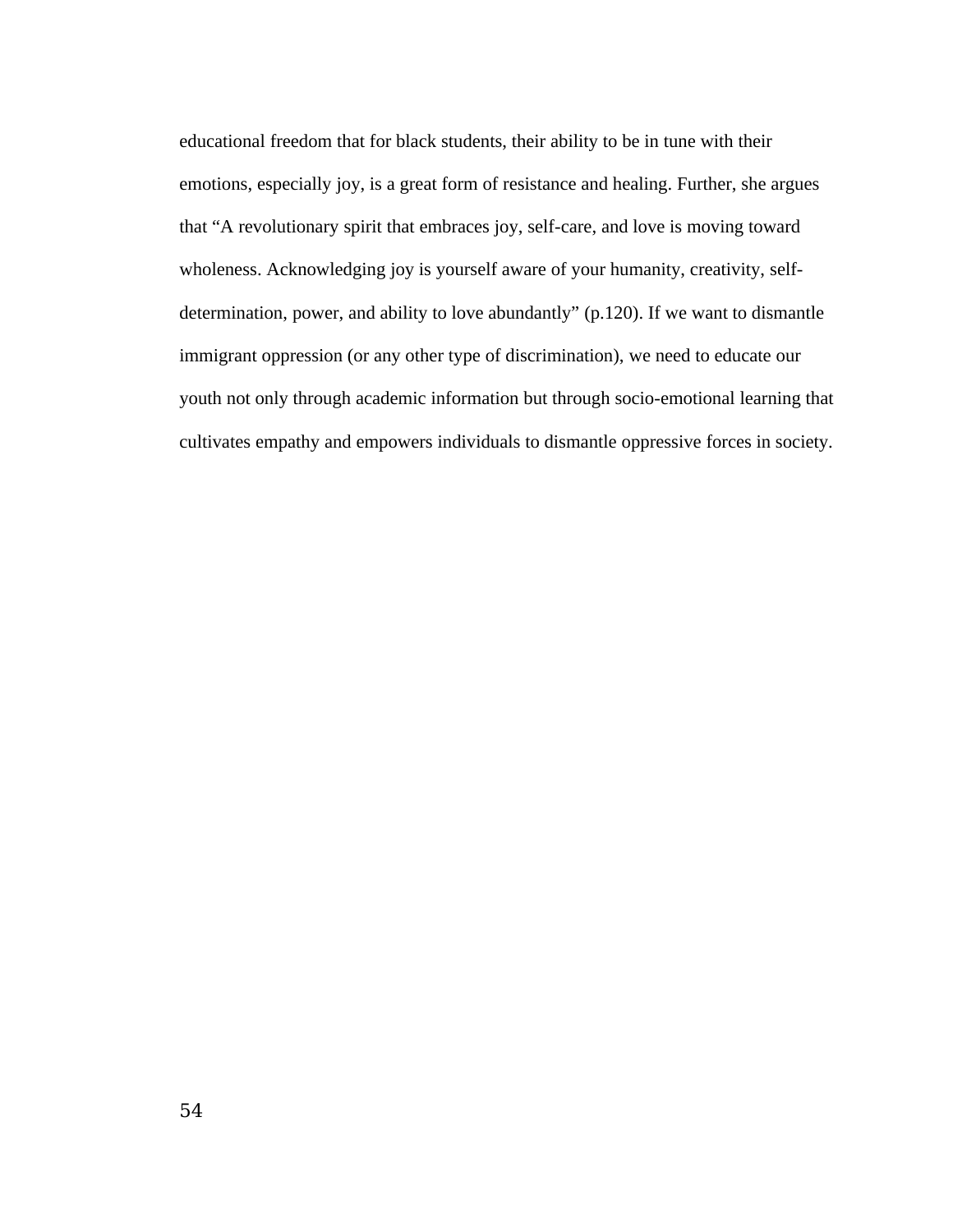educational freedom that for black students, their ability to be in tune with their emotions, especially joy, is a great form of resistance and healing. Further, she argues that "A revolutionary spirit that embraces joy, self-care, and love is moving toward wholeness. Acknowledging joy is yourself aware of your humanity, creativity, self-determination, power, and ability to love abundantly" (p.120). If we want to dismantle immigrant oppression (or any other type of discrimination), we need to educate our youth not only through academic information but through socio-emotional learning that cultivates empathy and empowers individuals to dismantle oppressive forces in society.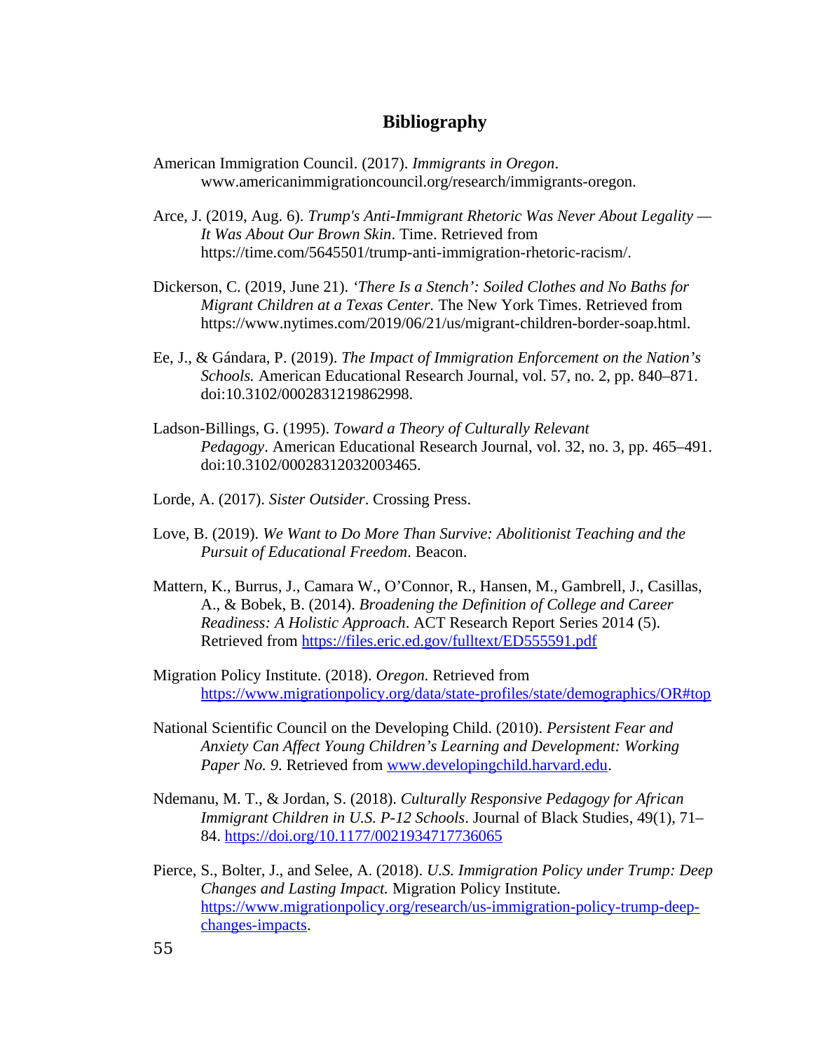## Bibliography

American Immigration Council. (2017). *Immigrants in Oregon*. www.americanimmigrationcouncil.org/research/immigrants-oregon.

Arce, J. (2019, Aug. 6). *Trump's Anti-Immigrant Rhetoric Was Never About Legality — It Was About Our Brown Skin*. Time. Retrieved from https://time.com/5645501/trump-anti-immigration-rhetoric-racism/.

Dickerson, C. (2019, June 21). *'There Is a Stench': Soiled Clothes and No Baths for Migrant Children at a Texas Center.* The New York Times. Retrieved from https://www.nytimes.com/2019/06/21/us/migrant-children-border-soap.html.

Ee, J., & Gándara, P. (2019). *The Impact of Immigration Enforcement on the Nation's Schools.* American Educational Research Journal, vol. 57, no. 2, pp. 840–871. doi:10.3102/0002831219862998.

Ladson-Billings, G. (1995). *Toward a Theory of Culturally Relevant Pedagogy*. American Educational Research Journal, vol. 32, no. 3, pp. 465–491. doi:10.3102/00028312032003465.

Lorde, A. (2017). *Sister Outsider*. Crossing Press.

Love, B. (2019). *We Want to Do More Than Survive: Abolitionist Teaching and the Pursuit of Educational Freedom*. Beacon.

Mattern, K., Burrus, J., Camara W., O'Connor, R., Hansen, M., Gambrell, J., Casillas, A., & Bobek, B. (2014). *Broadening the Definition of College and Career Readiness: A Holistic Approach*. ACT Research Report Series 2014 (5). Retrieved from https://files.eric.ed.gov/fulltext/ED555591.pdf

Migration Policy Institute. (2018). *Oregon.* Retrieved from https://www.migrationpolicy.org/data/state-profiles/state/demographics/OR#top

National Scientific Council on the Developing Child. (2010). *Persistent Fear and Anxiety Can Affect Young Children's Learning and Development: Working Paper No. 9*. Retrieved from www.developingchild.harvard.edu.

Ndemanu, M. T., & Jordan, S. (2018). *Culturally Responsive Pedagogy for African Immigrant Children in U.S. P-12 Schools*. Journal of Black Studies, 49(1), 71–84. https://doi.org/10.1177/0021934717736065

Pierce, S., Bolter, J., and Selee, A. (2018). *U.S. Immigration Policy under Trump: Deep Changes and Lasting Impact.* Migration Policy Institute. https://www.migrationpolicy.org/research/us-immigration-policy-trump-deep-changes-impacts.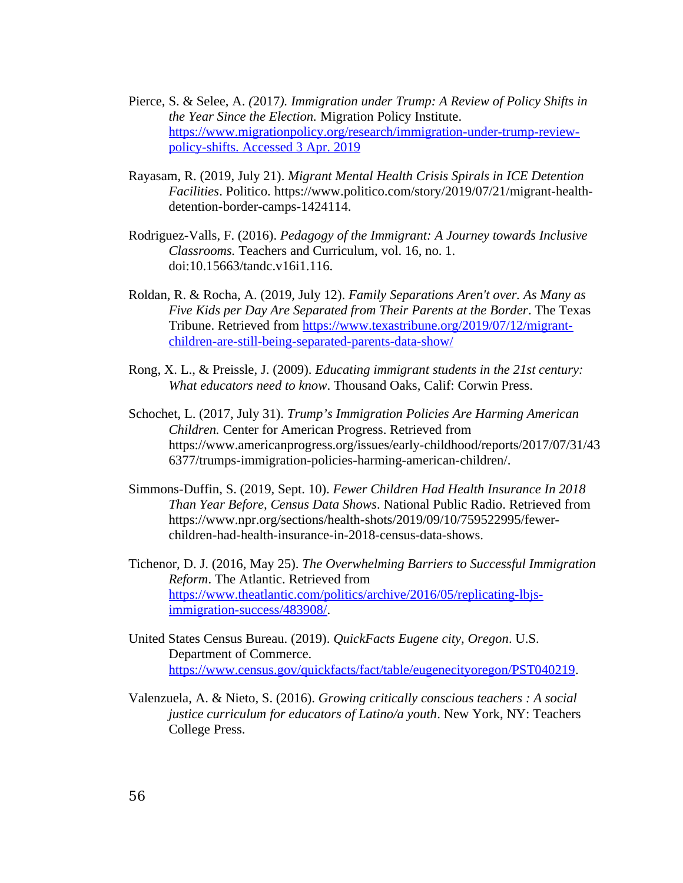Pierce, S. & Selee, A. (2017). *Immigration under Trump: A Review of Policy Shifts in the Year Since the Election.* Migration Policy Institute. https://www.migrationpolicy.org/research/immigration-under-trump-review-policy-shifts. Accessed 3 Apr. 2019

Rayasam, R. (2019, July 21). *Migrant Mental Health Crisis Spirals in ICE Detention Facilities*. Politico. https://www.politico.com/story/2019/07/21/migrant-health-detention-border-camps-1424114.

Rodriguez-Valls, F. (2016). *Pedagogy of the Immigrant: A Journey towards Inclusive Classrooms.* Teachers and Curriculum, vol. 16, no. 1. doi:10.15663/tandc.v16i1.116.

Roldan, R. & Rocha, A. (2019, July 12). *Family Separations Aren't over. As Many as Five Kids per Day Are Separated from Their Parents at the Border*. The Texas Tribune. Retrieved from https://www.texastribune.org/2019/07/12/migrant-children-are-still-being-separated-parents-data-show/

Rong, X. L., & Preissle, J. (2009). *Educating immigrant students in the 21st century: What educators need to know*. Thousand Oaks, Calif: Corwin Press.

Schochet, L. (2017, July 31). *Trump's Immigration Policies Are Harming American Children.* Center for American Progress. Retrieved from https://www.americanprogress.org/issues/early-childhood/reports/2017/07/31/436377/trumps-immigration-policies-harming-american-children/.

Simmons-Duffin, S. (2019, Sept. 10). *Fewer Children Had Health Insurance In 2018 Than Year Before, Census Data Shows*. National Public Radio. Retrieved from https://www.npr.org/sections/health-shots/2019/09/10/759522995/fewer-children-had-health-insurance-in-2018-census-data-shows.

Tichenor, D. J. (2016, May 25). *The Overwhelming Barriers to Successful Immigration Reform*. The Atlantic. Retrieved from https://www.theatlantic.com/politics/archive/2016/05/replicating-lbjs-immigration-success/483908/.

United States Census Bureau. (2019). *QuickFacts Eugene city, Oregon*. U.S. Department of Commerce. https://www.census.gov/quickfacts/fact/table/eugenecityoregon/PST040219.

Valenzuela, A. & Nieto, S. (2016). *Growing critically conscious teachers : A social justice curriculum for educators of Latino/a youth*. New York, NY: Teachers College Press.